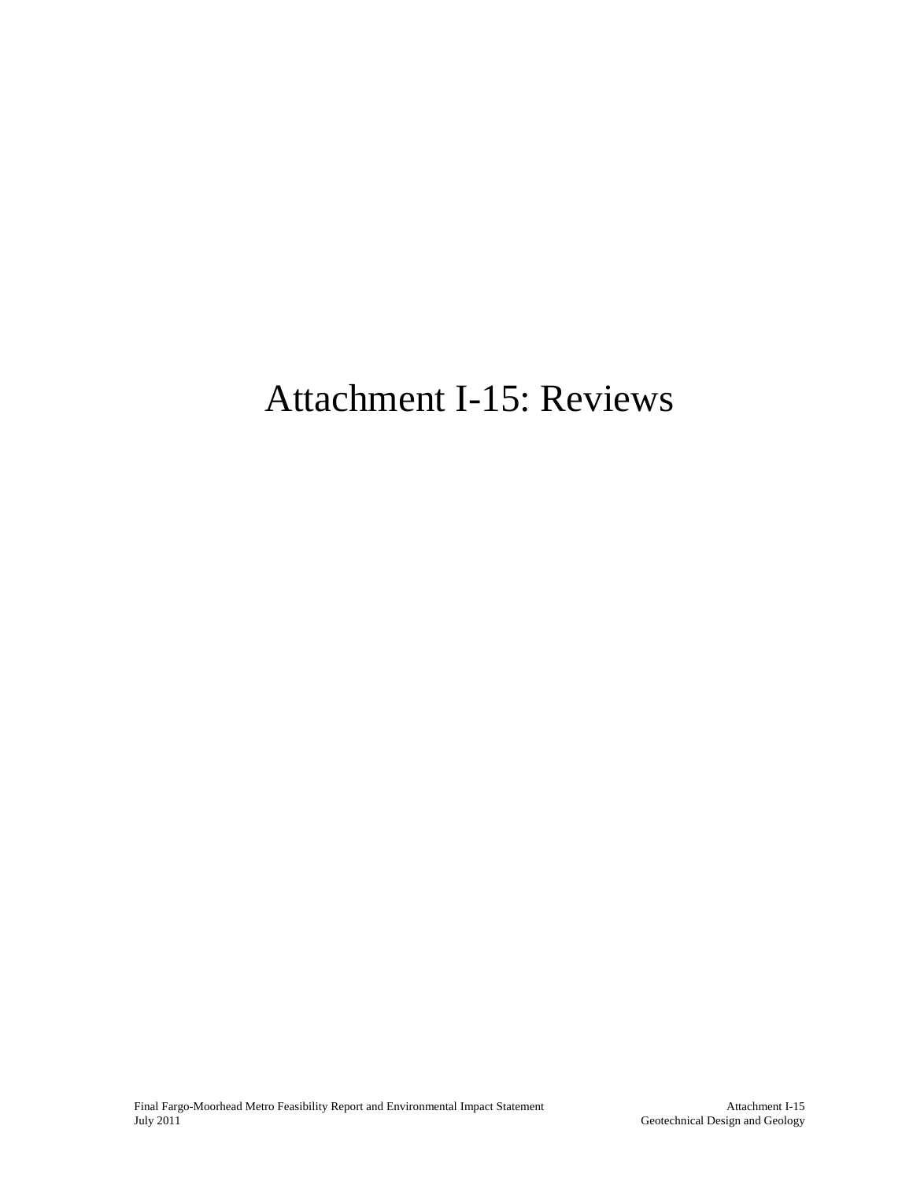# Attachment I-15: Reviews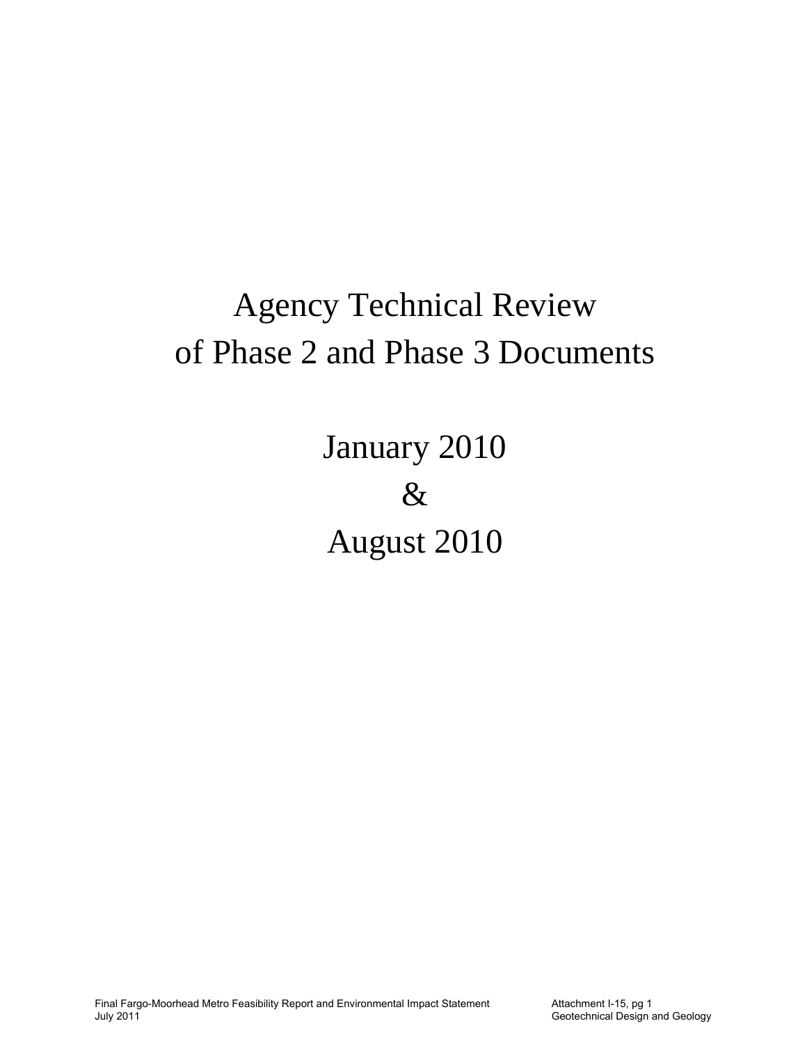# Agency Technical Review of Phase 2 and Phase 3 Documents

January 2010

&

August 2010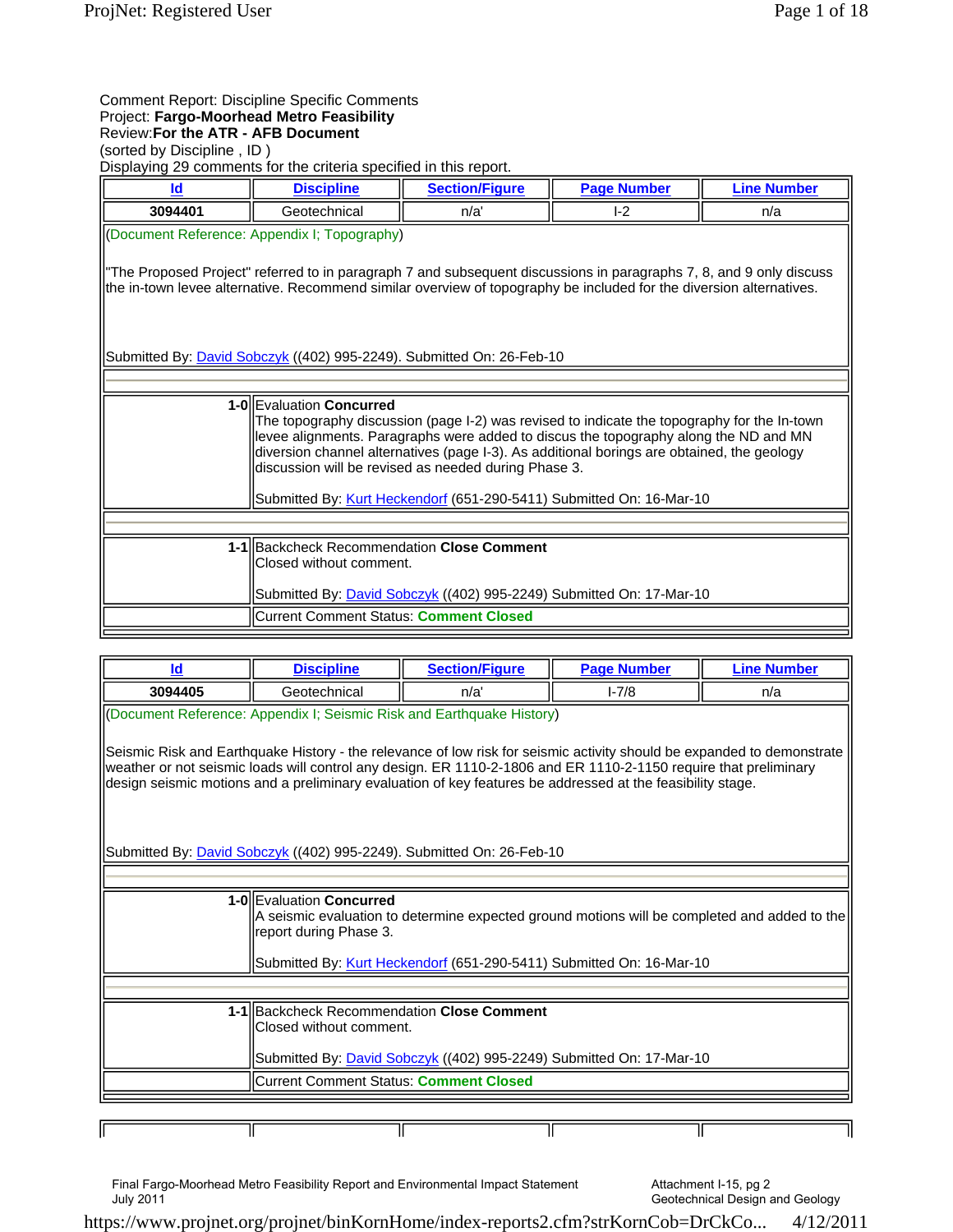Comment Report: Discipline Specific Comments
Project: **Fargo-Moorhead Metro Feasibility**
Review: **For the ATR - AFB Document**
(sorted by Discipline , ID )
Displaying 29 comments for the criteria specified in this report.

| Id | Discipline | Section/Figure | Page Number | Line Number |
|---|---|---|---|---|
| 3094401 | Geotechnical | n/a' | I-2 | n/a |

(Document Reference: Appendix I; Topography)

"The Proposed Project" referred to in paragraph 7 and subsequent discussions in paragraphs 7, 8, and 9 only discuss the in-town levee alternative. Recommend similar overview of topography be included for the diversion alternatives.

Submitted By: David Sobczyk ((402) 995-2249). Submitted On: 26-Feb-10

**1-0** Evaluation **Concurred**
The topography discussion (page I-2) was revised to indicate the topography for the In-town levee alignments. Paragraphs were added to discus the topography along the ND and MN diversion channel alternatives (page I-3). As additional borings are obtained, the geology discussion will be revised as needed during Phase 3.

Submitted By: Kurt Heckendorf (651-290-5411) Submitted On: 16-Mar-10

**1-1** Backcheck Recommendation **Close Comment**
Closed without comment.

Submitted By: David Sobczyk ((402) 995-2249) Submitted On: 17-Mar-10

Current Comment Status: **Comment Closed**

| Id | Discipline | Section/Figure | Page Number | Line Number |
|---|---|---|---|---|
| 3094405 | Geotechnical | n/a' | I-7/8 | n/a |

(Document Reference: Appendix I; Seismic Risk and Earthquake History)

Seismic Risk and Earthquake History - the relevance of low risk for seismic activity should be expanded to demonstrate weather or not seismic loads will control any design. ER 1110-2-1806 and ER 1110-2-1150 require that preliminary design seismic motions and a preliminary evaluation of key features be addressed at the feasibility stage.

Submitted By: David Sobczyk ((402) 995-2249). Submitted On: 26-Feb-10

**1-0** Evaluation **Concurred**
A seismic evaluation to determine expected ground motions will be completed and added to the report during Phase 3.

Submitted By: Kurt Heckendorf (651-290-5411) Submitted On: 16-Mar-10

**1-1** Backcheck Recommendation **Close Comment**
Closed without comment.

Submitted By: David Sobczyk ((402) 995-2249) Submitted On: 17-Mar-10

Current Comment Status: **Comment Closed**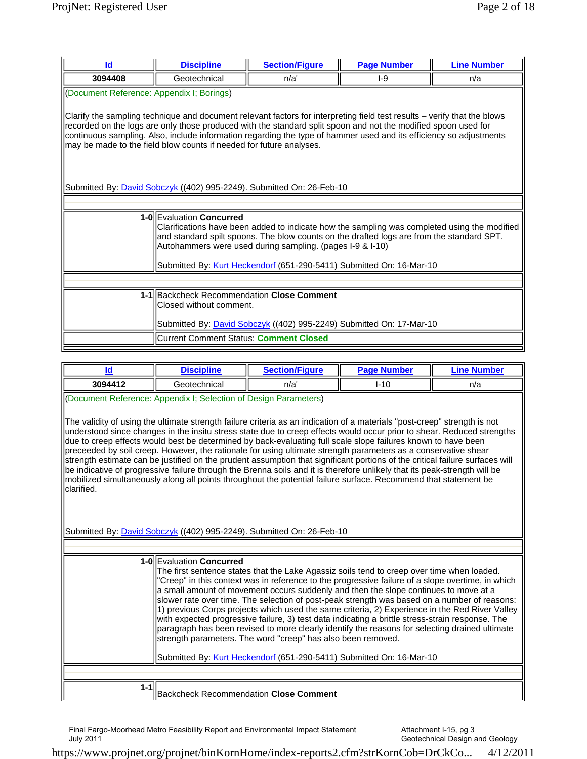| Id | Discipline | Section/Figure | Page Number | Line Number |
|---|---|---|---|---|
| **3094408** | Geotechnical | n/a' | I-9 | n/a |

(Document Reference: Appendix I; Borings)

Clarify the sampling technique and document relevant factors for interpreting field test results – verify that the blows recorded on the logs are only those produced with the standard split spoon and not the modified spoon used for continuous sampling. Also, include information regarding the type of hammer used and its efficiency so adjustments may be made to the field blow counts if needed for future analyses.

Submitted By: David Sobczyk ((402) 995-2249). Submitted On: 26-Feb-10

**1-0** Evaluation **Concurred**
Clarifications have been added to indicate how the sampling was completed using the modified and standard spilt spoons. The blow counts on the drafted logs are from the standard SPT. Autohammers were used during sampling. (pages I-9 & I-10)

Submitted By: Kurt Heckendorf (651-290-5411) Submitted On: 16-Mar-10

**1-1** Backcheck Recommendation **Close Comment**
Closed without comment.

Submitted By: David Sobczyk ((402) 995-2249) Submitted On: 17-Mar-10

Current Comment Status: **Comment Closed**

| Id | Discipline | Section/Figure | Page Number | Line Number |
|---|---|---|---|---|
| **3094412** | Geotechnical | n/a' | I-10 | n/a |

(Document Reference: Appendix I; Selection of Design Parameters)

The validity of using the ultimate strength failure criteria as an indication of a materials "post-creep" strength is not understood since changes in the insitu stress state due to creep effects would occur prior to shear. Reduced strengths due to creep effects would best be determined by back-evaluating full scale slope failures known to have been preceeded by soil creep. However, the rationale for using ultimate strength parameters as a conservative shear strength estimate can be justified on the prudent assumption that significant portions of the critical failure surfaces will be indicative of progressive failure through the Brenna soils and it is therefore unlikely that its peak-strength will be mobilized simultaneously along all points throughout the potential failure surface. Recommend that statement be clarified.

Submitted By: David Sobczyk ((402) 995-2249). Submitted On: 26-Feb-10

**1-0** Evaluation **Concurred**
The first sentence states that the Lake Agassiz soils tend to creep over time when loaded. "Creep" in this context was in reference to the progressive failure of a slope overtime, in which a small amount of movement occurs suddenly and then the slope continues to move at a slower rate over time. The selection of post-peak strength was based on a number of reasons: 1) previous Corps projects which used the same criteria, 2) Experience in the Red River Valley with expected progressive failure, 3) test data indicating a brittle stress-strain response. The paragraph has been revised to more clearly identify the reasons for selecting drained ultimate strength parameters. The word "creep" has also been removed.

Submitted By: Kurt Heckendorf (651-290-5411) Submitted On: 16-Mar-10

**1-1** Backcheck Recommendation **Close Comment**

Final Fargo-Moorhead Metro Feasibility Report and Environmental Impact Statement
July 2011

Attachment I-15, pg 3
Geotechnical Design and Geology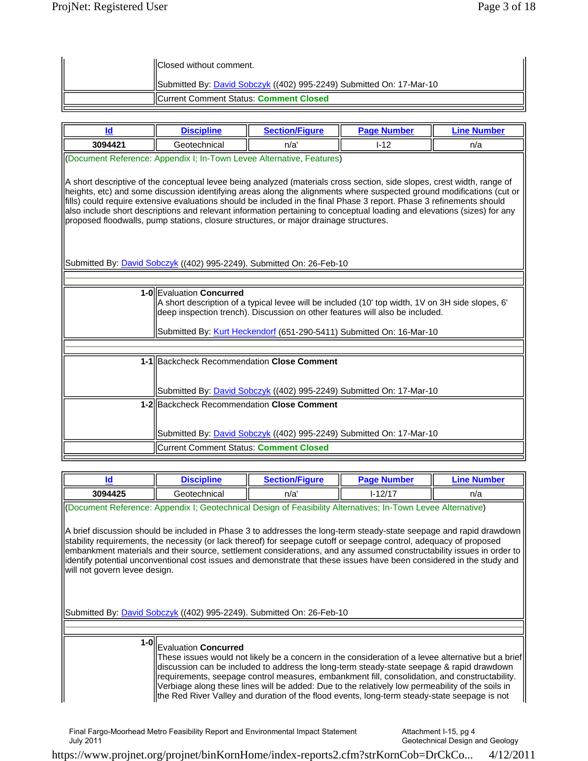Closed without comment.

Submitted By: David Sobczyk ((402) 995-2249) Submitted On: 17-Mar-10

Current Comment Status: **Comment Closed**

| Id | Discipline | Section/Figure | Page Number | Line Number |
|---|---|---|---|---|
| 3094421 | Geotechnical | n/a' | I-12 | n/a |

(Document Reference: Appendix I; In-Town Levee Alternative, Features)

A short descriptive of the conceptual levee being analyzed (materials cross section, side slopes, crest width, range of heights, etc) and some discussion identifying areas along the alignments where suspected ground modifications (cut or fills) could require extensive evaluations should be included in the final Phase 3 report. Phase 3 refinements should also include short descriptions and relevant information pertaining to conceptual loading and elevations (sizes) for any proposed floodwalls, pump stations, closure structures, or major drainage structures.

Submitted By: David Sobczyk ((402) 995-2249). Submitted On: 26-Feb-10

**1-0** Evaluation **Concurred**
A short description of a typical levee will be included (10' top width, 1V on 3H side slopes, 6' deep inspection trench). Discussion on other features will also be included.

Submitted By: Kurt Heckendorf (651-290-5411) Submitted On: 16-Mar-10

**1-1** Backcheck Recommendation **Close Comment**

Submitted By: David Sobczyk ((402) 995-2249) Submitted On: 17-Mar-10

**1-2** Backcheck Recommendation **Close Comment**

Submitted By: David Sobczyk ((402) 995-2249) Submitted On: 17-Mar-10

Current Comment Status: **Comment Closed**

| Id | Discipline | Section/Figure | Page Number | Line Number |
|---|---|---|---|---|
| 3094425 | Geotechnical | n/a' | I-12/17 | n/a |

(Document Reference: Appendix I; Geotechnical Design of Feasibility Alternatives; In-Town Levee Alternative)

A brief discussion should be included in Phase 3 to addresses the long-term steady-state seepage and rapid drawdown stability requirements, the necessity (or lack thereof) for seepage cutoff or seepage control, adequacy of proposed embankment materials and their source, settlement considerations, and any assumed constructability issues in order to identify potential unconventional cost issues and demonstrate that these issues have been considered in the study and will not govern levee design.

Submitted By: David Sobczyk ((402) 995-2249). Submitted On: 26-Feb-10

**1-0** Evaluation **Concurred**
These issues would not likely be a concern in the consideration of a levee alternative but a brief discussion can be included to address the long-term steady-state seepage & rapid drawdown requirements, seepage control measures, embankment fill, consolidation, and constructability. Verbiage along these lines will be added: Due to the relatively low permeability of the soils in the Red River Valley and duration of the flood events, long-term steady-state seepage is not

Final Fargo-Moorhead Metro Feasibility Report and Environmental Impact Statement
July 2011

Attachment I-15, pg 4
Geotechnical Design and Geology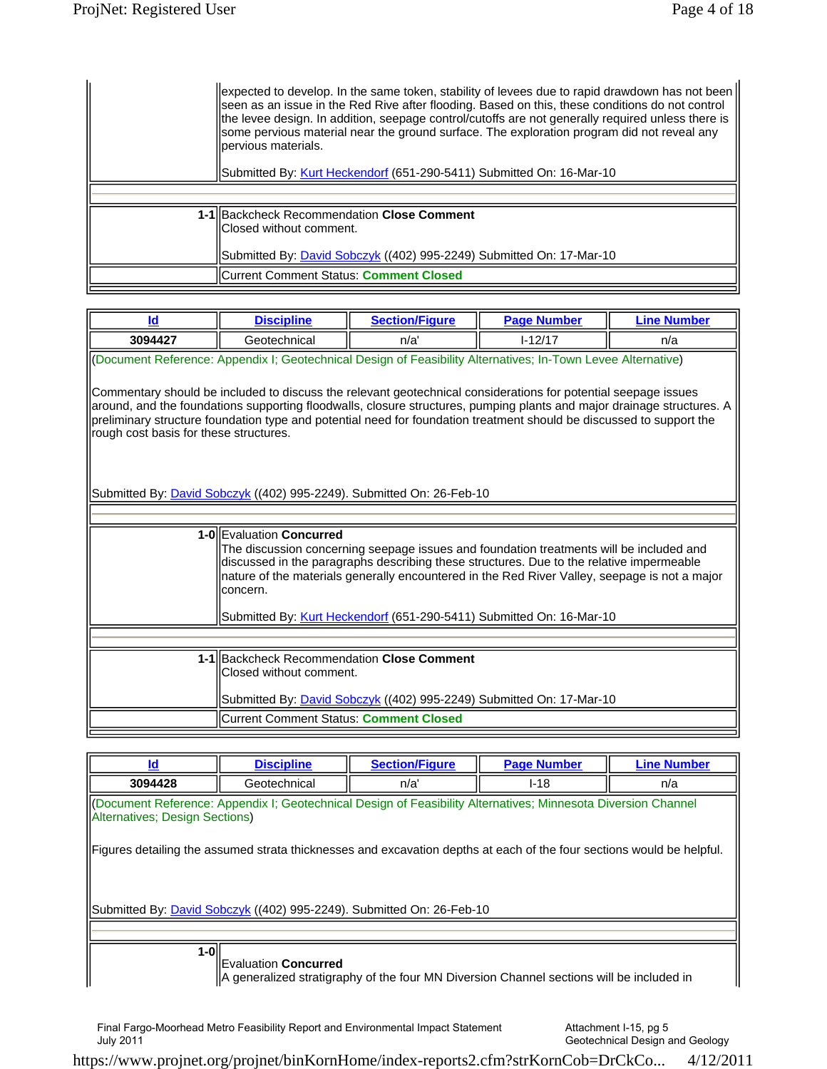expected to develop. In the same token, stability of levees due to rapid drawdown has not been seen as an issue in the Red Rive after flooding. Based on this, these conditions do not control the levee design. In addition, seepage control/cutoffs are not generally required unless there is some pervious material near the ground surface. The exploration program did not reveal any pervious materials.

Submitted By: Kurt Heckendorf (651-290-5411) Submitted On: 16-Mar-10

**1-1** Backcheck Recommendation **Close Comment**
Closed without comment.

Submitted By: David Sobczyk ((402) 995-2249) Submitted On: 17-Mar-10

Current Comment Status: **Comment Closed**

| Id | Discipline | Section/Figure | Page Number | Line Number |
|---|---|---|---|---|
| 3094427 | Geotechnical | n/a' | I-12/17 | n/a |

(Document Reference: Appendix I; Geotechnical Design of Feasibility Alternatives; In-Town Levee Alternative)

Commentary should be included to discuss the relevant geotechnical considerations for potential seepage issues around, and the foundations supporting floodwalls, closure structures, pumping plants and major drainage structures. A preliminary structure foundation type and potential need for foundation treatment should be discussed to support the rough cost basis for these structures.

Submitted By: David Sobczyk ((402) 995-2249). Submitted On: 26-Feb-10

**1-0** Evaluation **Concurred**
The discussion concerning seepage issues and foundation treatments will be included and discussed in the paragraphs describing these structures. Due to the relative impermeable nature of the materials generally encountered in the Red River Valley, seepage is not a major concern.

Submitted By: Kurt Heckendorf (651-290-5411) Submitted On: 16-Mar-10

**1-1** Backcheck Recommendation **Close Comment**
Closed without comment.

Submitted By: David Sobczyk ((402) 995-2249) Submitted On: 17-Mar-10

Current Comment Status: **Comment Closed**

| Id | Discipline | Section/Figure | Page Number | Line Number |
|---|---|---|---|---|
| 3094428 | Geotechnical | n/a' | I-18 | n/a |

(Document Reference: Appendix I; Geotechnical Design of Feasibility Alternatives; Minnesota Diversion Channel Alternatives; Design Sections)

Figures detailing the assumed strata thicknesses and excavation depths at each of the four sections would be helpful.

Submitted By: David Sobczyk ((402) 995-2249). Submitted On: 26-Feb-10

**1-0** Evaluation **Concurred**
A generalized stratigraphy of the four MN Diversion Channel sections will be included in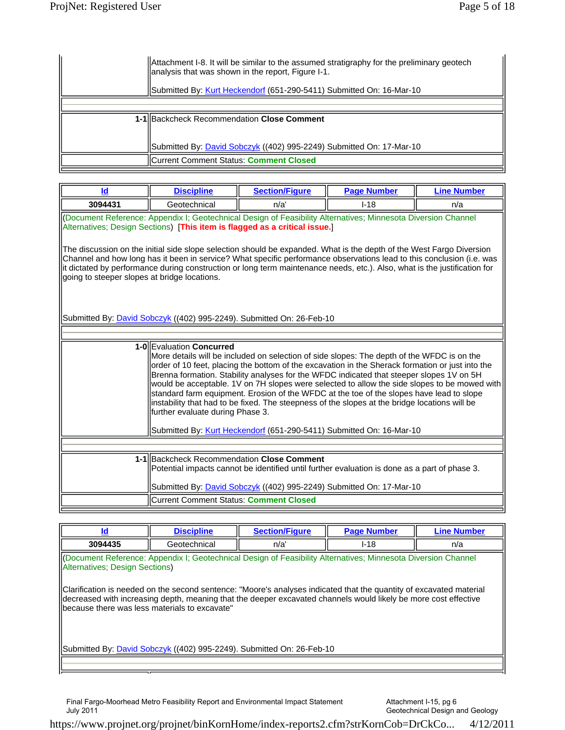Attachment I-8. It will be similar to the assumed stratigraphy for the preliminary geotech analysis that was shown in the report, Figure I-1.

Submitted By: Kurt Heckendorf (651-290-5411) Submitted On: 16-Mar-10

**1-1** Backcheck Recommendation **Close Comment**

Submitted By: David Sobczyk ((402) 995-2249) Submitted On: 17-Mar-10

Current Comment Status: **Comment Closed**

| Id | Discipline | Section/Figure | Page Number | Line Number |
|---|---|---|---|---|
| **3094431** | Geotechnical | n/a' | I-18 | n/a |

(Document Reference: Appendix I; Geotechnical Design of Feasibility Alternatives; Minnesota Diversion Channel Alternatives; Design Sections) [**This item is flagged as a critical issue.**]

The discussion on the initial side slope selection should be expanded. What is the depth of the West Fargo Diversion Channel and how long has it been in service? What specific performance observations lead to this conclusion (i.e. was it dictated by performance during construction or long term maintenance needs, etc.). Also, what is the justification for going to steeper slopes at bridge locations.

Submitted By: David Sobczyk ((402) 995-2249). Submitted On: 26-Feb-10

**1-0** Evaluation **Concurred**

More details will be included on selection of side slopes: The depth of the WFDC is on the order of 10 feet, placing the bottom of the excavation in the Sherack formation or just into the Brenna formation. Stability analyses for the WFDC indicated that steeper slopes 1V on 5H would be acceptable. 1V on 7H slopes were selected to allow the side slopes to be mowed with standard farm equipment. Erosion of the WFDC at the toe of the slopes have lead to slope instability that had to be fixed. The steepness of the slopes at the bridge locations will be further evaluate during Phase 3.

Submitted By: Kurt Heckendorf (651-290-5411) Submitted On: 16-Mar-10

**1-1** Backcheck Recommendation **Close Comment**

Potential impacts cannot be identified until further evaluation is done as a part of phase 3.

Submitted By: David Sobczyk ((402) 995-2249) Submitted On: 17-Mar-10

Current Comment Status: **Comment Closed**

| Id | Discipline | Section/Figure | Page Number | Line Number |
|---|---|---|---|---|
| **3094435** | Geotechnical | n/a' | I-18 | n/a |

(Document Reference: Appendix I; Geotechnical Design of Feasibility Alternatives; Minnesota Diversion Channel Alternatives; Design Sections)

Clarification is needed on the second sentence: "Moore's analyses indicated that the quantity of excavated material decreased with increasing depth, meaning that the deeper excavated channels would likely be more cost effective because there was less materials to excavate"

Submitted By: David Sobczyk ((402) 995-2249). Submitted On: 26-Feb-10

Final Fargo-Moorhead Metro Feasibility Report and Environmental Impact Statement
July 2011

Attachment I-15, pg 6
Geotechnical Design and Geology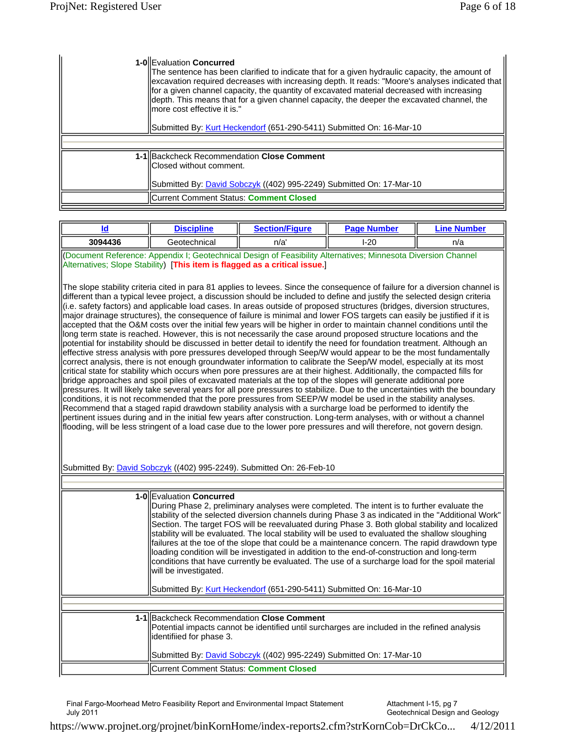**1-0** Evaluation **Concurred**

The sentence has been clarified to indicate that for a given hydraulic capacity, the amount of excavation required decreases with increasing depth. It reads: "Moore's analyses indicated that for a given channel capacity, the quantity of excavated material decreased with increasing depth. This means that for a given channel capacity, the deeper the excavated channel, the more cost effective it is."

Submitted By: Kurt Heckendorf (651-290-5411) Submitted On: 16-Mar-10

**1-1** Backcheck Recommendation **Close Comment**

Closed without comment.

Submitted By: David Sobczyk ((402) 995-2249) Submitted On: 17-Mar-10

Current Comment Status: **Comment Closed**

| Id | Discipline | Section/Figure | Page Number | Line Number |
|---|---|---|---|---|
| 3094436 | Geotechnical | n/a' | I-20 | n/a |

(Document Reference: Appendix I; Geotechnical Design of Feasibility Alternatives; Minnesota Diversion Channel Alternatives; Slope Stability) [**This item is flagged as a critical issue.**]

The slope stability criteria cited in para 81 applies to levees. Since the consequence of failure for a diversion channel is different than a typical levee project, a discussion should be included to define and justify the selected design criteria (i.e. safety factors) and applicable load cases. In areas outside of proposed structures (bridges, diversion structures, major drainage structures), the consequence of failure is minimal and lower FOS targets can easily be justified if it is accepted that the O&M costs over the initial few years will be higher in order to maintain channel conditions until the long term state is reached. However, this is not necessarily the case around proposed structure locations and the potential for instability should be discussed in better detail to identify the need for foundation treatment. Although an effective stress analysis with pore pressures developed through Seep/W would appear to be the most fundamentally correct analysis, there is not enough groundwater information to calibrate the Seep/W model, especially at its most critical state for stability which occurs when pore pressures are at their highest. Additionally, the compacted fills for bridge approaches and spoil piles of excavated materials at the top of the slopes will generate additional pore pressures. It will likely take several years for all pore pressures to stabilize. Due to the uncertainties with the boundary conditions, it is not recommended that the pore pressures from SEEP/W model be used in the stability analyses. Recommend that a staged rapid drawdown stability analysis with a surcharge load be performed to identify the pertinent issues during and in the initial few years after construction. Long-term analyses, with or without a channel flooding, will be less stringent of a load case due to the lower pore pressures and will therefore, not govern design.

Submitted By: David Sobczyk ((402) 995-2249). Submitted On: 26-Feb-10

**1-0** Evaluation **Concurred**

During Phase 2, preliminary analyses were completed. The intent is to further evaluate the stability of the selected diversion channels during Phase 3 as indicated in the "Additional Work" Section. The target FOS will be reevaluated during Phase 3. Both global stability and localized stability will be evaluated. The local stability will be used to evaluated the shallow sloughing failures at the toe of the slope that could be a maintenance concern. The rapid drawdown type loading condition will be investigated in addition to the end-of-construction and long-term conditions that have currently be evaluated. The use of a surcharge load for the spoil material will be investigated.

Submitted By: Kurt Heckendorf (651-290-5411) Submitted On: 16-Mar-10

**1-1** Backcheck Recommendation **Close Comment**

Potential impacts cannot be identified until surcharges are included in the refined analysis identifiied for phase 3.

Submitted By: David Sobczyk ((402) 995-2249) Submitted On: 17-Mar-10

Current Comment Status: **Comment Closed**

Final Fargo-Moorhead Metro Feasibility Report and Environmental Impact Statement
July 2011

Attachment I-15, pg 7
Geotechnical Design and Geology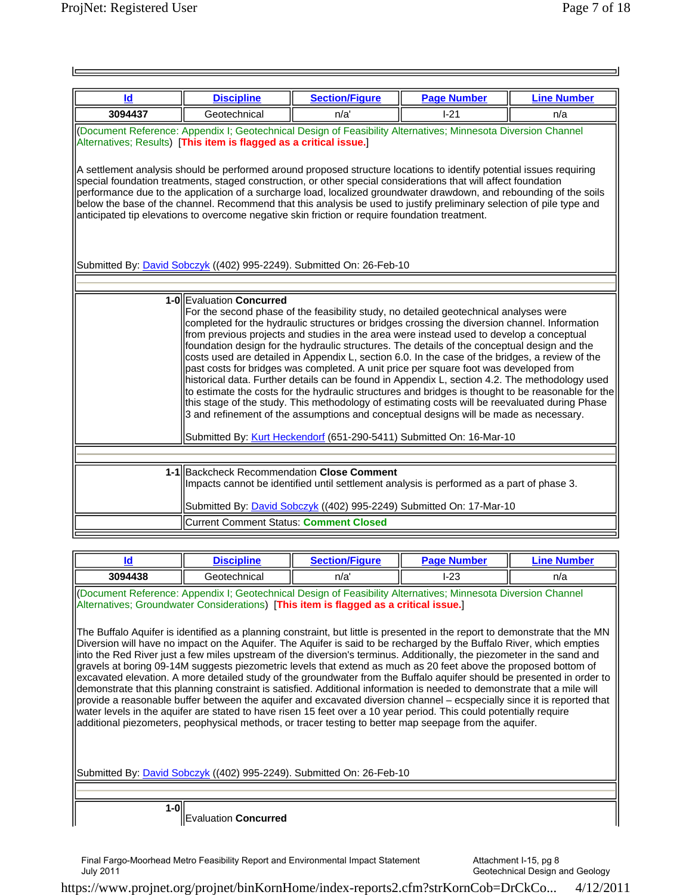| Id | Discipline | Section/Figure | Page Number | Line Number |
|---|---|---|---|---|
| 3094437 | Geotechnical | n/a' | I-21 | n/a |

(Document Reference: Appendix I; Geotechnical Design of Feasibility Alternatives; Minnesota Diversion Channel Alternatives; Results) [**This item is flagged as a critical issue.**]

A settlement analysis should be performed around proposed structure locations to identify potential issues requiring special foundation treatments, staged construction, or other special considerations that will affect foundation performance due to the application of a surcharge load, localized groundwater drawdown, and rebounding of the soils below the base of the channel. Recommend that this analysis be used to justify preliminary selection of pile type and anticipated tip elevations to overcome negative skin friction or require foundation treatment.

Submitted By: David Sobczyk ((402) 995-2249). Submitted On: 26-Feb-10

**1-0** Evaluation **Concurred**

For the second phase of the feasibility study, no detailed geotechnical analyses were completed for the hydraulic structures or bridges crossing the diversion channel. Information from previous projects and studies in the area were instead used to develop a conceptual foundation design for the hydraulic structures. The details of the conceptual design and the costs used are detailed in Appendix L, section 6.0. In the case of the bridges, a review of the past costs for bridges was completed. A unit price per square foot was developed from historical data. Further details can be found in Appendix L, section 4.2. The methodology used to estimate the costs for the hydraulic structures and bridges is thought to be reasonable for the this stage of the study. This methodology of estimating costs will be reevaluated during Phase 3 and refinement of the assumptions and conceptual designs will be made as necessary.

Submitted By: Kurt Heckendorf (651-290-5411) Submitted On: 16-Mar-10

**1-1** Backcheck Recommendation **Close Comment**

Impacts cannot be identified until settlement analysis is performed as a part of phase 3.

Submitted By: David Sobczyk ((402) 995-2249) Submitted On: 17-Mar-10

Current Comment Status: **Comment Closed**

| Id | Discipline | Section/Figure | Page Number | Line Number |
|---|---|---|---|---|
| 3094438 | Geotechnical | n/a' | I-23 | n/a |

(Document Reference: Appendix I; Geotechnical Design of Feasibility Alternatives; Minnesota Diversion Channel Alternatives; Groundwater Considerations) [**This item is flagged as a critical issue.**]

The Buffalo Aquifer is identified as a planning constraint, but little is presented in the report to demonstrate that the MN Diversion will have no impact on the Aquifer. The Aquifer is said to be recharged by the Buffalo River, which empties into the Red River just a few miles upstream of the diversion's terminus. Additionally, the piezometer in the sand and gravels at boring 09-14M suggests piezometric levels that extend as much as 20 feet above the proposed bottom of excavated elevation. A more detailed study of the groundwater from the Buffalo aquifer should be presented in order to demonstrate that this planning constraint is satisfied. Additional information is needed to demonstrate that a mile will provide a reasonable buffer between the aquifer and excavated diversion channel – ecspecially since it is reported that water levels in the aquifer are stated to have risen 15 feet over a 10 year period. This could potentially require additional piezometers, peophysical methods, or tracer testing to better map seepage from the aquifer.

Submitted By: David Sobczyk ((402) 995-2249). Submitted On: 26-Feb-10

**1-0** Evaluation **Concurred**

Final Fargo-Moorhead Metro Feasibility Report and Environmental Impact Statement
July 2011

Attachment I-15, pg 8
Geotechnical Design and Geology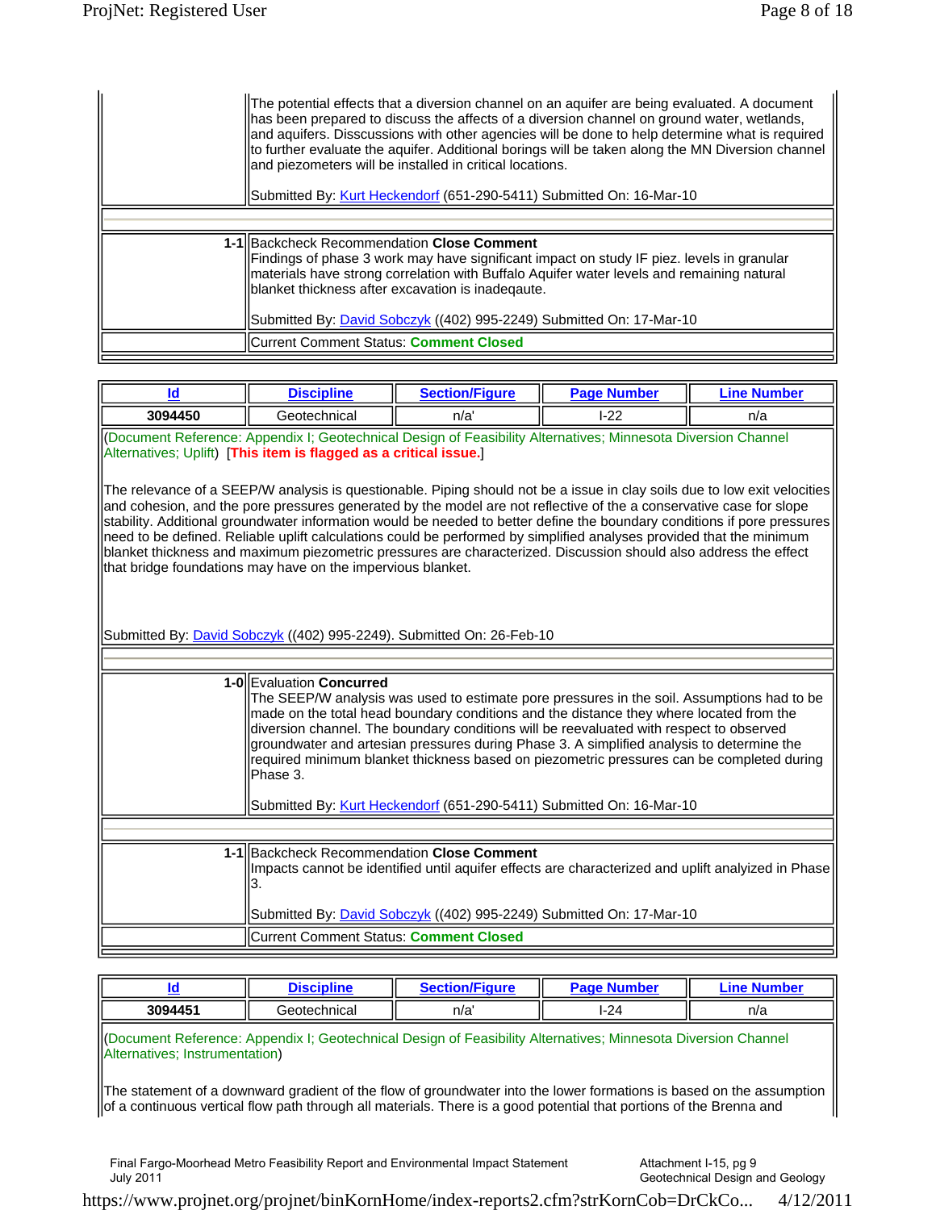The potential effects that a diversion channel on an aquifer are being evaluated. A document has been prepared to discuss the affects of a diversion channel on ground water, wetlands, and aquifers. Disscussions with other agencies will be done to help determine what is required to further evaluate the aquifer. Additional borings will be taken along the MN Diversion channel and piezometers will be installed in critical locations.

Submitted By: Kurt Heckendorf (651-290-5411) Submitted On: 16-Mar-10

**1-1** Backcheck Recommendation **Close Comment**
Findings of phase 3 work may have significant impact on study IF piez. levels in granular materials have strong correlation with Buffalo Aquifer water levels and remaining natural blanket thickness after excavation is inadeqaute.

Submitted By: David Sobczyk ((402) 995-2249) Submitted On: 17-Mar-10

Current Comment Status: **Comment Closed**

| Id | Discipline | Section/Figure | Page Number | Line Number |
|---|---|---|---|---|
| 3094450 | Geotechnical | n/a' | I-22 | n/a |

(Document Reference: Appendix I; Geotechnical Design of Feasibility Alternatives; Minnesota Diversion Channel Alternatives; Uplift) [**This item is flagged as a critical issue.**]

The relevance of a SEEP/W analysis is questionable. Piping should not be a issue in clay soils due to low exit velocities and cohesion, and the pore pressures generated by the model are not reflective of the a conservative case for slope stability. Additional groundwater information would be needed to better define the boundary conditions if pore pressures need to be defined. Reliable uplift calculations could be performed by simplified analyses provided that the minimum blanket thickness and maximum piezometric pressures are characterized. Discussion should also address the effect that bridge foundations may have on the impervious blanket.

Submitted By: David Sobczyk ((402) 995-2249). Submitted On: 26-Feb-10

**1-0** Evaluation **Concurred**
The SEEP/W analysis was used to estimate pore pressures in the soil. Assumptions had to be made on the total head boundary conditions and the distance they where located from the diversion channel. The boundary conditions will be reevaluated with respect to observed groundwater and artesian pressures during Phase 3. A simplified analysis to determine the required minimum blanket thickness based on piezometric pressures can be completed during Phase 3.

Submitted By: Kurt Heckendorf (651-290-5411) Submitted On: 16-Mar-10

**1-1** Backcheck Recommendation **Close Comment**
Impacts cannot be identified until aquifer effects are characterized and uplift analyized in Phase 3.

Submitted By: David Sobczyk ((402) 995-2249) Submitted On: 17-Mar-10

Current Comment Status: **Comment Closed**

| Id | Discipline | Section/Figure | Page Number | Line Number |
|---|---|---|---|---|
| 3094451 | Geotechnical | n/a' | I-24 | n/a |

(Document Reference: Appendix I; Geotechnical Design of Feasibility Alternatives; Minnesota Diversion Channel Alternatives; Instrumentation)

The statement of a downward gradient of the flow of groundwater into the lower formations is based on the assumption of a continuous vertical flow path through all materials. There is a good potential that portions of the Brenna and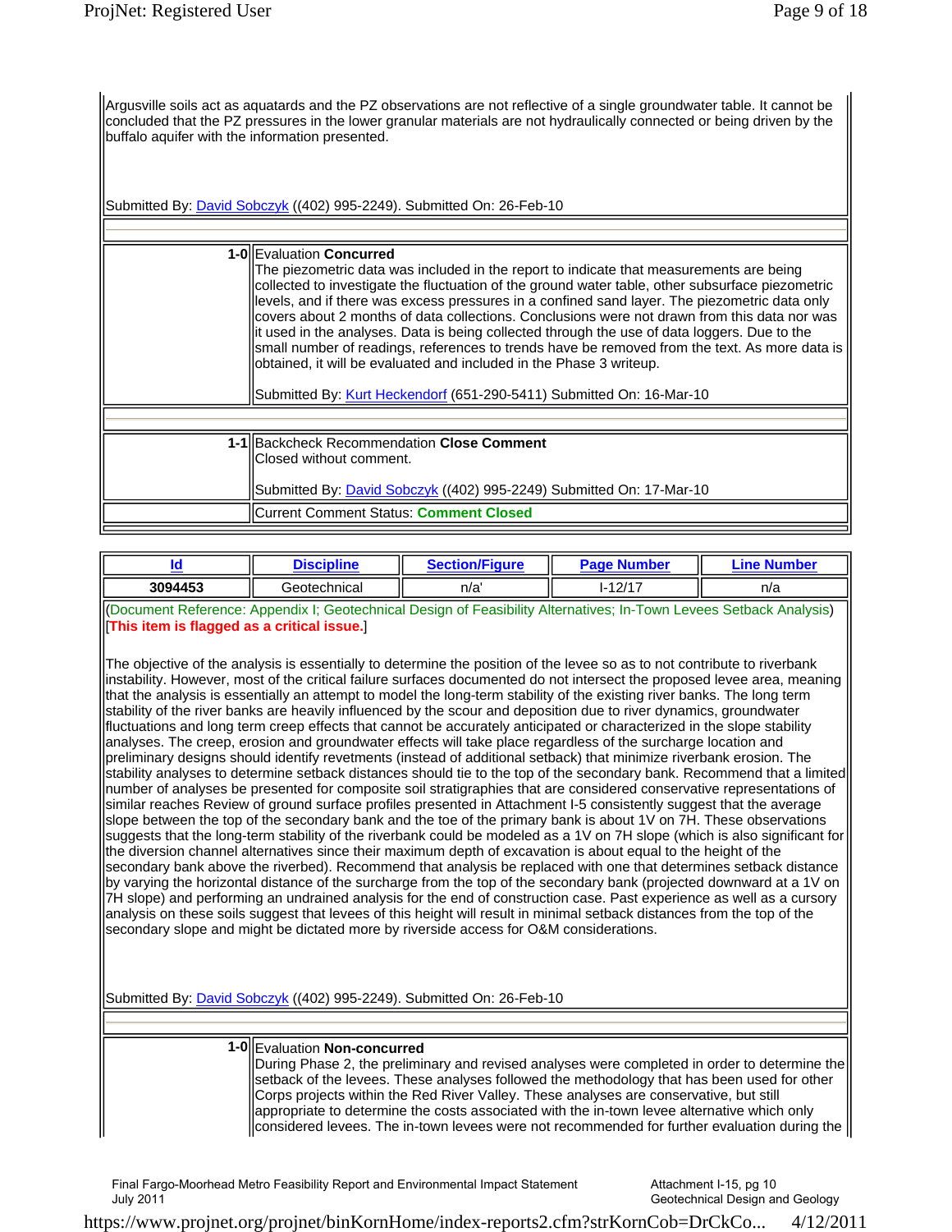Argusville soils act as aquatards and the PZ observations are not reflective of a single groundwater table. It cannot be concluded that the PZ pressures in the lower granular materials are not hydraulically connected or being driven by the buffalo aquifer with the information presented.

Submitted By: David Sobczyk ((402) 995-2249). Submitted On: 26-Feb-10

**1-0** Evaluation **Concurred**

The piezometric data was included in the report to indicate that measurements are being collected to investigate the fluctuation of the ground water table, other subsurface piezometric levels, and if there was excess pressures in a confined sand layer. The piezometric data only covers about 2 months of data collections. Conclusions were not drawn from this data nor was it used in the analyses. Data is being collected through the use of data loggers. Due to the small number of readings, references to trends have be removed from the text. As more data is obtained, it will be evaluated and included in the Phase 3 writeup.

Submitted By: Kurt Heckendorf (651-290-5411) Submitted On: 16-Mar-10

**1-1** Backcheck Recommendation **Close Comment**

Closed without comment.

Submitted By: David Sobczyk ((402) 995-2249) Submitted On: 17-Mar-10

Current Comment Status: **Comment Closed**

| Id | Discipline | Section/Figure | Page Number | Line Number |
|---|---|---|---|---|
| 3094453 | Geotechnical | n/a' | I-12/17 | n/a |

(Document Reference: Appendix I; Geotechnical Design of Feasibility Alternatives; In-Town Levees Setback Analysis)
[**This item is flagged as a critical issue.**]

The objective of the analysis is essentially to determine the position of the levee so as to not contribute to riverbank instability. However, most of the critical failure surfaces documented do not intersect the proposed levee area, meaning that the analysis is essentially an attempt to model the long-term stability of the existing river banks. The long term stability of the river banks are heavily influenced by the scour and deposition due to river dynamics, groundwater fluctuations and long term creep effects that cannot be accurately anticipated or characterized in the slope stability analyses. The creep, erosion and groundwater effects will take place regardless of the surcharge location and preliminary designs should identify revetments (instead of additional setback) that minimize riverbank erosion. The stability analyses to determine setback distances should tie to the top of the secondary bank. Recommend that a limited number of analyses be presented for composite soil stratigraphies that are considered conservative representations of similar reaches Review of ground surface profiles presented in Attachment I-5 consistently suggest that the average slope between the top of the secondary bank and the toe of the primary bank is about 1V on 7H. These observations suggests that the long-term stability of the riverbank could be modeled as a 1V on 7H slope (which is also significant for the diversion channel alternatives since their maximum depth of excavation is about equal to the height of the secondary bank above the riverbed). Recommend that analysis be replaced with one that determines setback distance by varying the horizontal distance of the surcharge from the top of the secondary bank (projected downward at a 1V on 7H slope) and performing an undrained analysis for the end of construction case. Past experience as well as a cursory analysis on these soils suggest that levees of this height will result in minimal setback distances from the top of the secondary slope and might be dictated more by riverside access for O&M considerations.

Submitted By: David Sobczyk ((402) 995-2249). Submitted On: 26-Feb-10

**1-0** Evaluation **Non-concurred**

During Phase 2, the preliminary and revised analyses were completed in order to determine the setback of the levees. These analyses followed the methodology that has been used for other Corps projects within the Red River Valley. These analyses are conservative, but still appropriate to determine the costs associated with the in-town levee alternative which only considered levees. The in-town levees were not recommended for further evaluation during the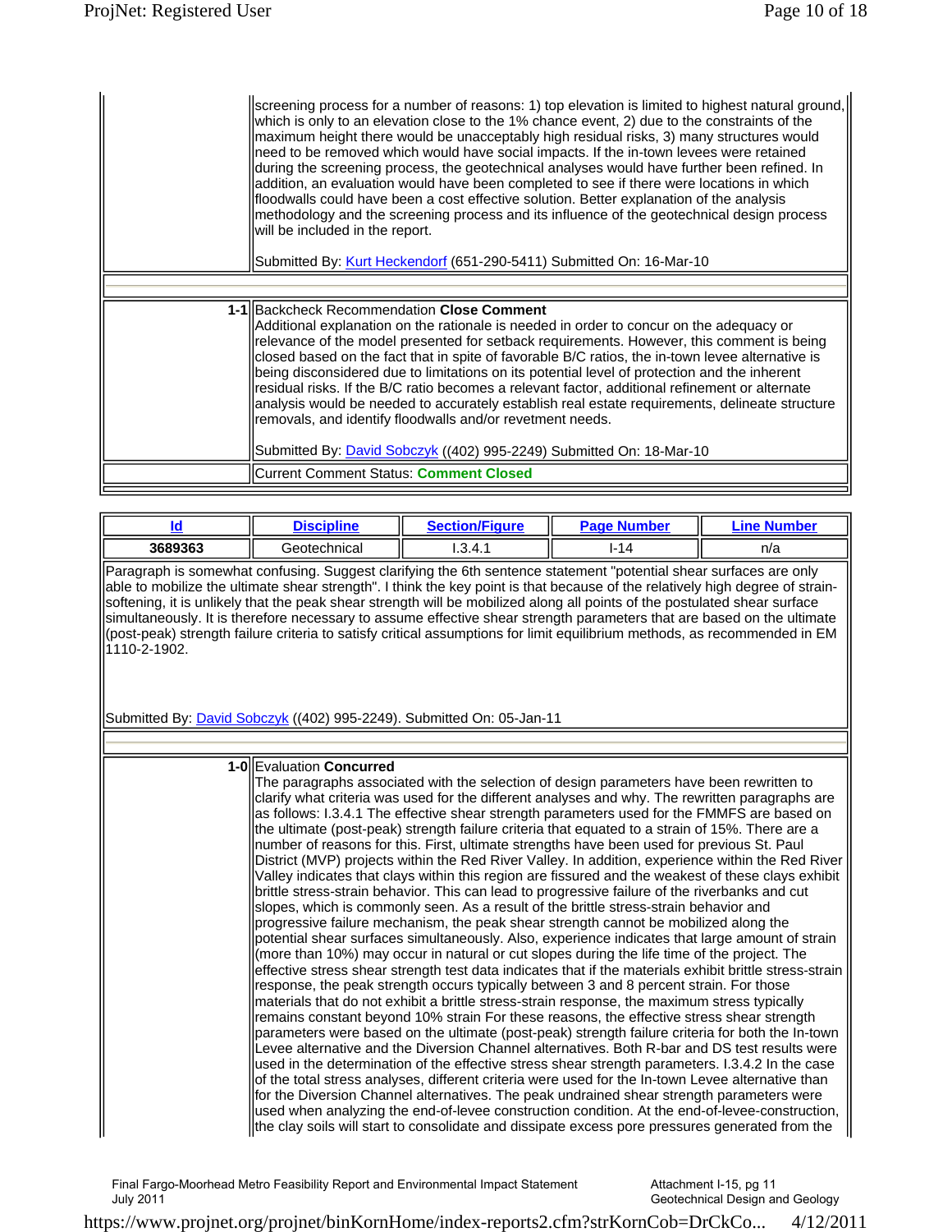screening process for a number of reasons: 1) top elevation is limited to highest natural ground, which is only to an elevation close to the 1% chance event, 2) due to the constraints of the maximum height there would be unacceptably high residual risks, 3) many structures would need to be removed which would have social impacts. If the in-town levees were retained during the screening process, the geotechnical analyses would have further been refined. In addition, an evaluation would have been completed to see if there were locations in which floodwalls could have been a cost effective solution. Better explanation of the analysis methodology and the screening process and its influence of the geotechnical design process will be included in the report.

Submitted By: Kurt Heckendorf (651-290-5411) Submitted On: 16-Mar-10

**1-1** Backcheck Recommendation **Close Comment**

Additional explanation on the rationale is needed in order to concur on the adequacy or relevance of the model presented for setback requirements. However, this comment is being closed based on the fact that in spite of favorable B/C ratios, the in-town levee alternative is being disconsidered due to limitations on its potential level of protection and the inherent residual risks. If the B/C ratio becomes a relevant factor, additional refinement or alternate analysis would be needed to accurately establish real estate requirements, delineate structure removals, and identify floodwalls and/or revetment needs.

Submitted By: David Sobczyk ((402) 995-2249) Submitted On: 18-Mar-10

Current Comment Status: **Comment Closed**

| Id | Discipline | Section/Figure | Page Number | Line Number |
|---|---|---|---|---|
| 3689363 | Geotechnical | I.3.4.1 | I-14 | n/a |

Paragraph is somewhat confusing. Suggest clarifying the 6th sentence statement "potential shear surfaces are only able to mobilize the ultimate shear strength". I think the key point is that because of the relatively high degree of strain-softening, it is unlikely that the peak shear strength will be mobilized along all points of the postulated shear surface simultaneously. It is therefore necessary to assume effective shear strength parameters that are based on the ultimate (post-peak) strength failure criteria to satisfy critical assumptions for limit equilibrium methods, as recommended in EM 1110-2-1902.

Submitted By: David Sobczyk ((402) 995-2249). Submitted On: 05-Jan-11

**1-0** Evaluation **Concurred**

The paragraphs associated with the selection of design parameters have been rewritten to clarify what criteria was used for the different analyses and why. The rewritten paragraphs are as follows: I.3.4.1 The effective shear strength parameters used for the FMMFS are based on the ultimate (post-peak) strength failure criteria that equated to a strain of 15%. There are a number of reasons for this. First, ultimate strengths have been used for previous St. Paul District (MVP) projects within the Red River Valley. In addition, experience within the Red River Valley indicates that clays within this region are fissured and the weakest of these clays exhibit brittle stress-strain behavior. This can lead to progressive failure of the riverbanks and cut slopes, which is commonly seen. As a result of the brittle stress-strain behavior and progressive failure mechanism, the peak shear strength cannot be mobilized along the potential shear surfaces simultaneously. Also, experience indicates that large amount of strain (more than 10%) may occur in natural or cut slopes during the life time of the project. The effective stress shear strength test data indicates that if the materials exhibit brittle stress-strain response, the peak strength occurs typically between 3 and 8 percent strain. For those materials that do not exhibit a brittle stress-strain response, the maximum stress typically remains constant beyond 10% strain For these reasons, the effective stress shear strength parameters were based on the ultimate (post-peak) strength failure criteria for both the In-town Levee alternative and the Diversion Channel alternatives. Both R-bar and DS test results were used in the determination of the effective stress shear strength parameters. I.3.4.2 In the case of the total stress analyses, different criteria were used for the In-town Levee alternative than for the Diversion Channel alternatives. The peak undrained shear strength parameters were used when analyzing the end-of-levee construction condition. At the end-of-levee-construction, the clay soils will start to consolidate and dissipate excess pore pressures generated from the

Final Fargo-Moorhead Metro Feasibility Report and Environmental Impact Statement
July 2011

Attachment I-15, pg 11
Geotechnical Design and Geology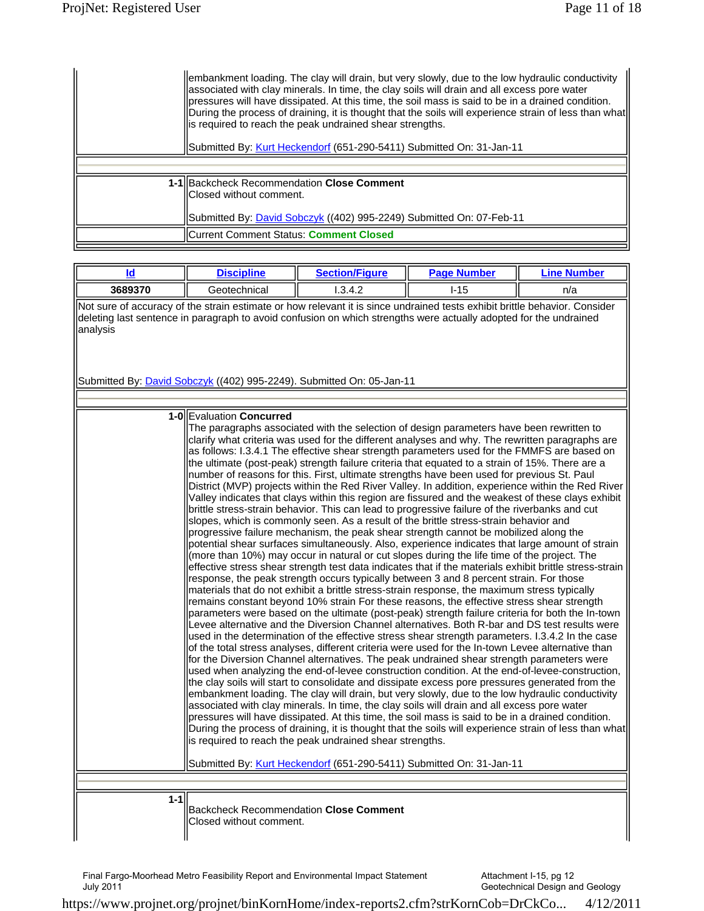embankment loading. The clay will drain, but very slowly, due to the low hydraulic conductivity associated with clay minerals. In time, the clay soils will drain and all excess pore water pressures will have dissipated. At this time, the soil mass is said to be in a drained condition. During the process of draining, it is thought that the soils will experience strain of less than what is required to reach the peak undrained shear strengths.

Submitted By: Kurt Heckendorf (651-290-5411) Submitted On: 31-Jan-11

**1-1** Backcheck Recommendation **Close Comment**
Closed without comment.

Submitted By: David Sobczyk ((402) 995-2249) Submitted On: 07-Feb-11

Current Comment Status: **Comment Closed**

| Id | Discipline | Section/Figure | Page Number | Line Number |
|---|---|---|---|---|
| **3689370** | Geotechnical | I.3.4.2 | I-15 | n/a |

Not sure of accuracy of the strain estimate or how relevant it is since undrained tests exhibit brittle behavior. Consider deleting last sentence in paragraph to avoid confusion on which strengths were actually adopted for the undrained analysis

Submitted By: David Sobczyk ((402) 995-2249). Submitted On: 05-Jan-11

**1-0** Evaluation **Concurred**
The paragraphs associated with the selection of design parameters have been rewritten to clarify what criteria was used for the different analyses and why. The rewritten paragraphs are as follows: I.3.4.1 The effective shear strength parameters used for the FMMFS are based on the ultimate (post-peak) strength failure criteria that equated to a strain of 15%. There are a number of reasons for this. First, ultimate strengths have been used for previous St. Paul District (MVP) projects within the Red River Valley. In addition, experience within the Red River Valley indicates that clays within this region are fissured and the weakest of these clays exhibit brittle stress-strain behavior. This can lead to progressive failure of the riverbanks and cut slopes, which is commonly seen. As a result of the brittle stress-strain behavior and progressive failure mechanism, the peak shear strength cannot be mobilized along the potential shear surfaces simultaneously. Also, experience indicates that large amount of strain (more than 10%) may occur in natural or cut slopes during the life time of the project. The effective stress shear strength test data indicates that if the materials exhibit brittle stress-strain response, the peak strength occurs typically between 3 and 8 percent strain. For those materials that do not exhibit a brittle stress-strain response, the maximum stress typically remains constant beyond 10% strain For these reasons, the effective stress shear strength parameters were based on the ultimate (post-peak) strength failure criteria for both the In-town Levee alternative and the Diversion Channel alternatives. Both R-bar and DS test results were used in the determination of the effective stress shear strength parameters. I.3.4.2 In the case of the total stress analyses, different criteria were used for the In-town Levee alternative than for the Diversion Channel alternatives. The peak undrained shear strength parameters were used when analyzing the end-of-levee construction condition. At the end-of-levee-construction, the clay soils will start to consolidate and dissipate excess pore pressures generated from the embankment loading. The clay will drain, but very slowly, due to the low hydraulic conductivity associated with clay minerals. In time, the clay soils will drain and all excess pore water pressures will have dissipated. At this time, the soil mass is said to be in a drained condition. During the process of draining, it is thought that the soils will experience strain of less than what is required to reach the peak undrained shear strengths.

Submitted By: Kurt Heckendorf (651-290-5411) Submitted On: 31-Jan-11

**1-1** Backcheck Recommendation **Close Comment**
Closed without comment.

Final Fargo-Moorhead Metro Feasibility Report and Environmental Impact Statement
July 2011

Attachment I-15, pg 12
Geotechnical Design and Geology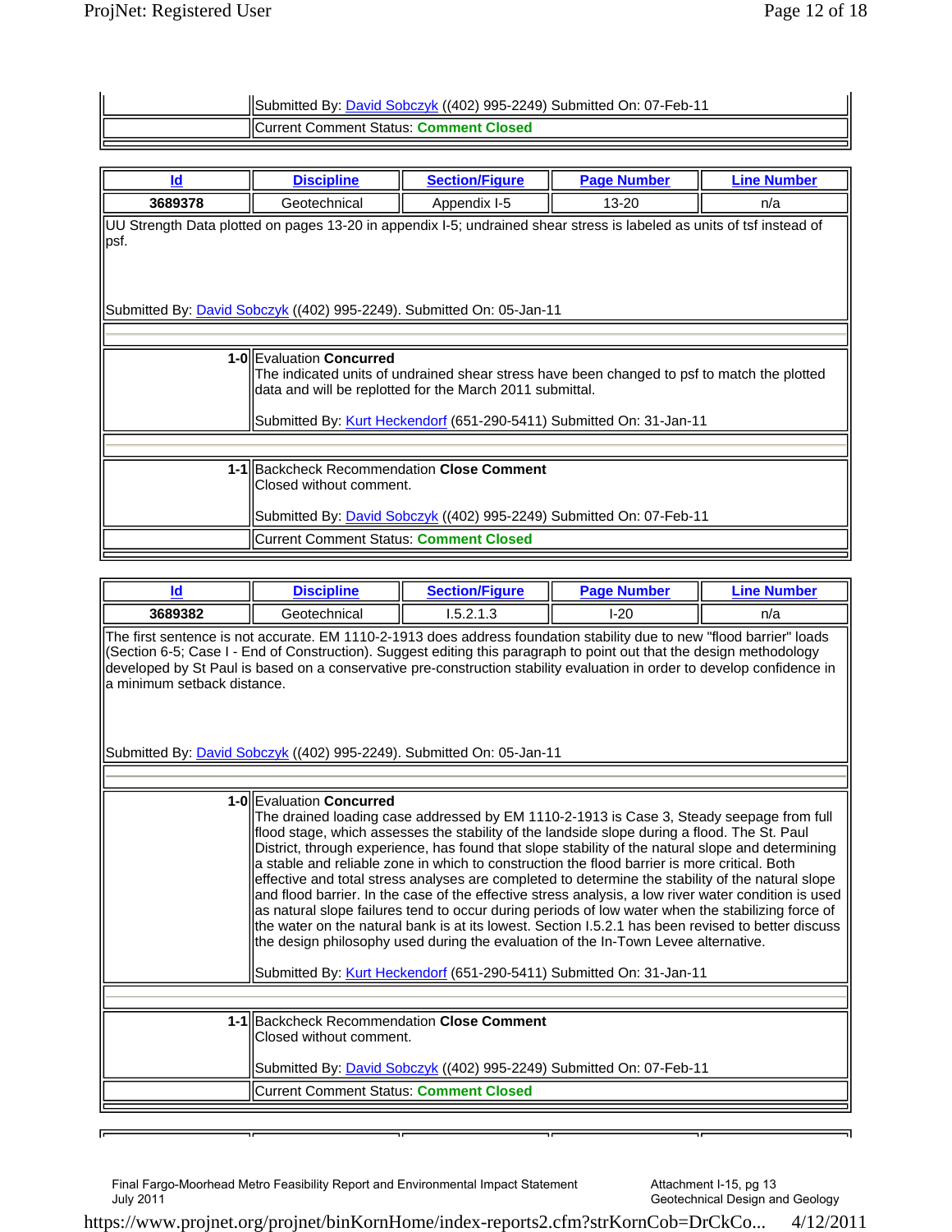| | |
|---|---|
| | Submitted By: David Sobczyk ((402) 995-2249) Submitted On: 07-Feb-11 |
| | Current Comment Status: **Comment Closed** |

| Id | Discipline | Section/Figure | Page Number | Line Number |
|---|---|---|---|---|
| **3689378** | Geotechnical | Appendix I-5 | 13-20 | n/a |

UU Strength Data plotted on pages 13-20 in appendix I-5; undrained shear stress is labeled as units of tsf instead of psf.

Submitted By: David Sobczyk ((402) 995-2249). Submitted On: 05-Jan-11

| | |
|---|---|
| **1-0** | Evaluation **Concurred**<br>The indicated units of undrained shear stress have been changed to psf to match the plotted data and will be replotted for the March 2011 submittal.<br><br>Submitted By: Kurt Heckendorf (651-290-5411) Submitted On: 31-Jan-11 |
| **1-1** | Backcheck Recommendation **Close Comment**<br>Closed without comment.<br><br>Submitted By: David Sobczyk ((402) 995-2249) Submitted On: 07-Feb-11 |
| | Current Comment Status: **Comment Closed** |

| Id | Discipline | Section/Figure | Page Number | Line Number |
|---|---|---|---|---|
| **3689382** | Geotechnical | I.5.2.1.3 | I-20 | n/a |

The first sentence is not accurate. EM 1110-2-1913 does address foundation stability due to new "flood barrier" loads (Section 6-5; Case I - End of Construction). Suggest editing this paragraph to point out that the design methodology developed by St Paul is based on a conservative pre-construction stability evaluation in order to develop confidence in a minimum setback distance.

Submitted By: David Sobczyk ((402) 995-2249). Submitted On: 05-Jan-11

| | |
|---|---|
| **1-0** | Evaluation **Concurred**<br>The drained loading case addressed by EM 1110-2-1913 is Case 3, Steady seepage from full flood stage, which assesses the stability of the landside slope during a flood. The St. Paul District, through experience, has found that slope stability of the natural slope and determining a stable and reliable zone in which to construction the flood barrier is more critical. Both effective and total stress analyses are completed to determine the stability of the natural slope and flood barrier. In the case of the effective stress analysis, a low river water condition is used as natural slope failures tend to occur during periods of low water when the stabilizing force of the water on the natural bank is at its lowest. Section I.5.2.1 has been revised to better discuss the design philosophy used during the evaluation of the In-Town Levee alternative.<br><br>Submitted By: Kurt Heckendorf (651-290-5411) Submitted On: 31-Jan-11 |
| **1-1** | Backcheck Recommendation **Close Comment**<br>Closed without comment.<br><br>Submitted By: David Sobczyk ((402) 995-2249) Submitted On: 07-Feb-11 |
| | Current Comment Status: **Comment Closed** |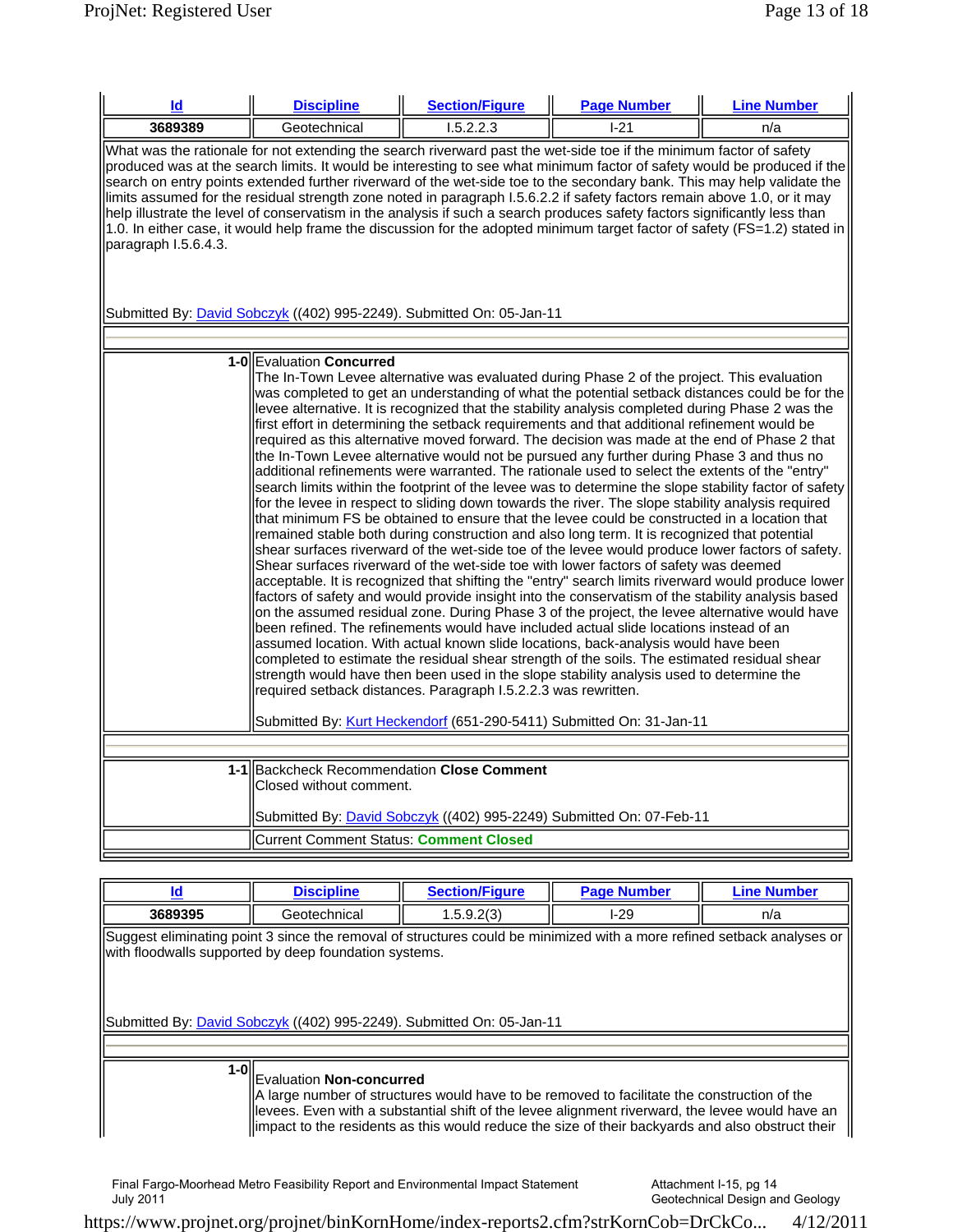| Id | Discipline | Section/Figure | Page Number | Line Number |
|---|---|---|---|---|
| 3689389 | Geotechnical | I.5.2.2.3 | I-21 | n/a |

What was the rationale for not extending the search riverward past the wet-side toe if the minimum factor of safety produced was at the search limits. It would be interesting to see what minimum factor of safety would be produced if the search on entry points extended further riverward of the wet-side toe to the secondary bank. This may help validate the limits assumed for the residual strength zone noted in paragraph I.5.6.2.2 if safety factors remain above 1.0, or it may help illustrate the level of conservatism in the analysis if such a search produces safety factors significantly less than 1.0. In either case, it would help frame the discussion for the adopted minimum target factor of safety (FS=1.2) stated in paragraph I.5.6.4.3.

Submitted By: David Sobczyk ((402) 995-2249). Submitted On: 05-Jan-11

**1-0** Evaluation **Concurred**

The In-Town Levee alternative was evaluated during Phase 2 of the project. This evaluation was completed to get an understanding of what the potential setback distances could be for the levee alternative. It is recognized that the stability analysis completed during Phase 2 was the first effort in determining the setback requirements and that additional refinement would be required as this alternative moved forward. The decision was made at the end of Phase 2 that the In-Town Levee alternative would not be pursued any further during Phase 3 and thus no additional refinements were warranted. The rationale used to select the extents of the "entry" search limits within the footprint of the levee was to determine the slope stability factor of safety for the levee in respect to sliding down towards the river. The slope stability analysis required that minimum FS be obtained to ensure that the levee could be constructed in a location that remained stable both during construction and also long term. It is recognized that potential shear surfaces riverward of the wet-side toe of the levee would produce lower factors of safety. Shear surfaces riverward of the wet-side toe with lower factors of safety was deemed acceptable. It is recognized that shifting the "entry" search limits riverward would produce lower factors of safety and would provide insight into the conservatism of the stability analysis based on the assumed residual zone. During Phase 3 of the project, the levee alternative would have been refined. The refinements would have included actual slide locations instead of an assumed location. With actual known slide locations, back-analysis would have been completed to estimate the residual shear strength of the soils. The estimated residual shear strength would have then been used in the slope stability analysis used to determine the required setback distances. Paragraph I.5.2.2.3 was rewritten.

Submitted By: Kurt Heckendorf (651-290-5411) Submitted On: 31-Jan-11

**1-1** Backcheck Recommendation **Close Comment**

Closed without comment.

Submitted By: David Sobczyk ((402) 995-2249) Submitted On: 07-Feb-11

Current Comment Status: **Comment Closed**

| Id | Discipline | Section/Figure | Page Number | Line Number |
|---|---|---|---|---|
| 3689395 | Geotechnical | 1.5.9.2(3) | I-29 | n/a |

Suggest eliminating point 3 since the removal of structures could be minimized with a more refined setback analyses or with floodwalls supported by deep foundation systems.

Submitted By: David Sobczyk ((402) 995-2249). Submitted On: 05-Jan-11

**1-0** Evaluation **Non-concurred**

A large number of structures would have to be removed to facilitate the construction of the levees. Even with a substantial shift of the levee alignment riverward, the levee would have an impact to the residents as this would reduce the size of their backyards and also obstruct their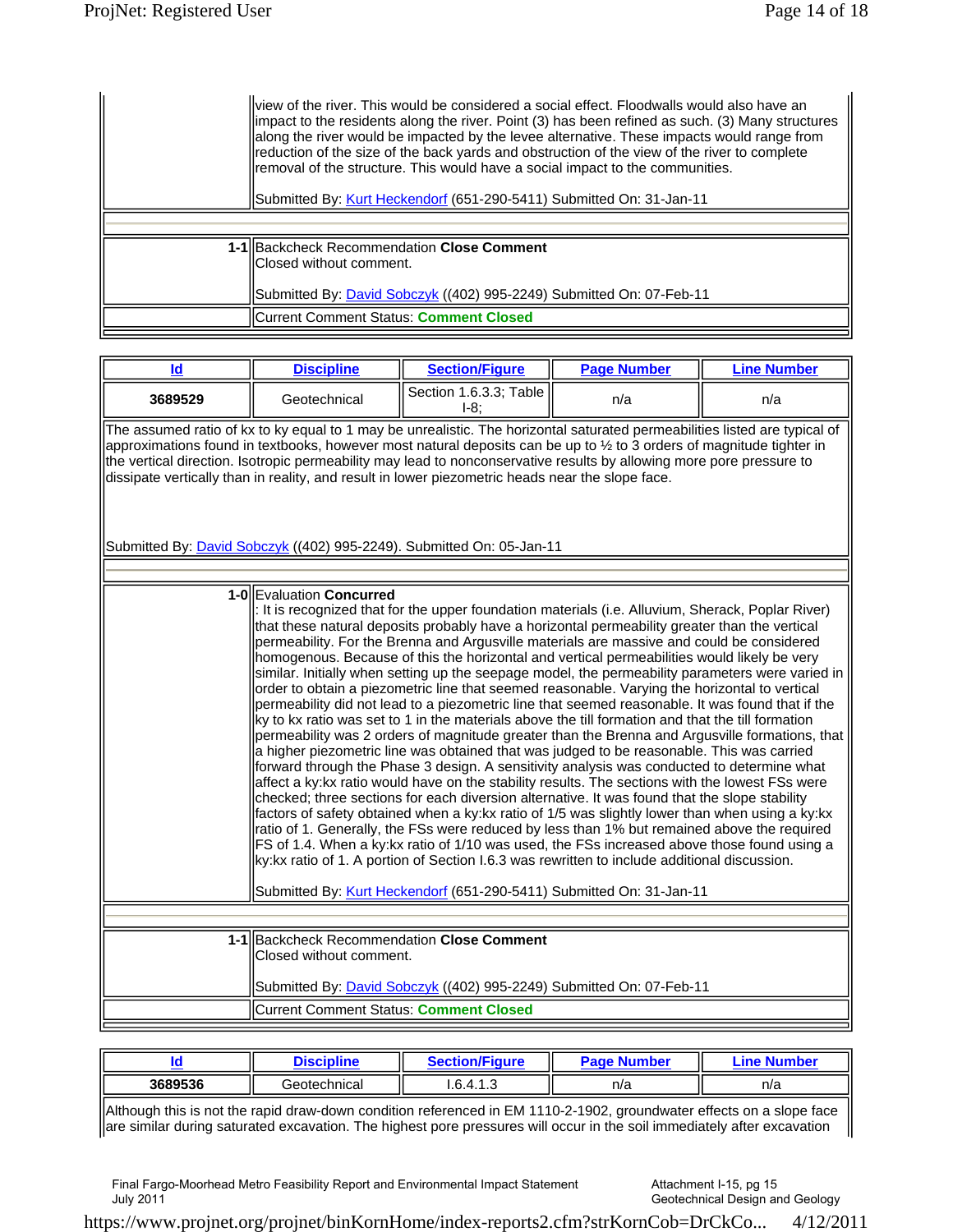view of the river. This would be considered a social effect. Floodwalls would also have an impact to the residents along the river. Point (3) has been refined as such. (3) Many structures along the river would be impacted by the levee alternative. These impacts would range from reduction of the size of the back yards and obstruction of the view of the river to complete removal of the structure. This would have a social impact to the communities.

Submitted By: Kurt Heckendorf (651-290-5411) Submitted On: 31-Jan-11

**1-1** Backcheck Recommendation **Close Comment**
Closed without comment.

Submitted By: David Sobczyk ((402) 995-2249) Submitted On: 07-Feb-11

Current Comment Status: **Comment Closed**

| Id | Discipline | Section/Figure | Page Number | Line Number |
|---|---|---|---|---|
| 3689529 | Geotechnical | Section 1.6.3.3; Table I-8; | n/a | n/a |

The assumed ratio of kx to ky equal to 1 may be unrealistic. The horizontal saturated permeabilities listed are typical of approximations found in textbooks, however most natural deposits can be up to ½ to 3 orders of magnitude tighter in the vertical direction. Isotropic permeability may lead to nonconservative results by allowing more pore pressure to dissipate vertically than in reality, and result in lower piezometric heads near the slope face.

Submitted By: David Sobczyk ((402) 995-2249). Submitted On: 05-Jan-11

**1-0** Evaluation **Concurred**
: It is recognized that for the upper foundation materials (i.e. Alluvium, Sherack, Poplar River) that these natural deposits probably have a horizontal permeability greater than the vertical permeability. For the Brenna and Argusville materials are massive and could be considered homogenous. Because of this the horizontal and vertical permeabilities would likely be very similar. Initially when setting up the seepage model, the permeability parameters were varied in order to obtain a piezometric line that seemed reasonable. Varying the horizontal to vertical permeability did not lead to a piezometric line that seemed reasonable. It was found that if the ky to kx ratio was set to 1 in the materials above the till formation and that the till formation permeability was 2 orders of magnitude greater than the Brenna and Argusville formations, that a higher piezometric line was obtained that was judged to be reasonable. This was carried forward through the Phase 3 design. A sensitivity analysis was conducted to determine what affect a ky:kx ratio would have on the stability results. The sections with the lowest FSs were checked; three sections for each diversion alternative. It was found that the slope stability factors of safety obtained when a ky:kx ratio of 1/5 was slightly lower than when using a ky:kx ratio of 1. Generally, the FSs were reduced by less than 1% but remained above the required FS of 1.4. When a ky:kx ratio of 1/10 was used, the FSs increased above those found using a ky:kx ratio of 1. A portion of Section I.6.3 was rewritten to include additional discussion.

Submitted By: Kurt Heckendorf (651-290-5411) Submitted On: 31-Jan-11

**1-1** Backcheck Recommendation **Close Comment**
Closed without comment.

Submitted By: David Sobczyk ((402) 995-2249) Submitted On: 07-Feb-11

Current Comment Status: **Comment Closed**

| Id | Discipline | Section/Figure | Page Number | Line Number |
|---|---|---|---|---|
| 3689536 | Geotechnical | I.6.4.1.3 | n/a | n/a |

Although this is not the rapid draw-down condition referenced in EM 1110-2-1902, groundwater effects on a slope face are similar during saturated excavation. The highest pore pressures will occur in the soil immediately after excavation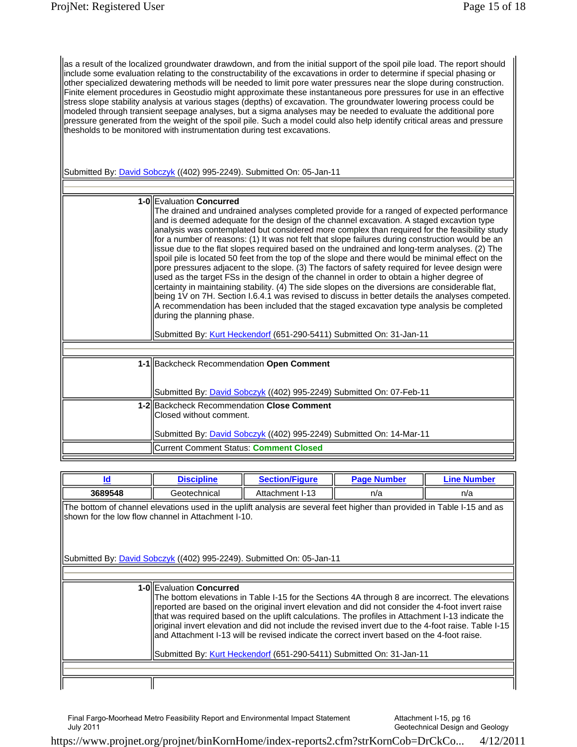as a result of the localized groundwater drawdown, and from the initial support of the spoil pile load. The report should include some evaluation relating to the constructability of the excavations in order to determine if special phasing or other specialized dewatering methods will be needed to limit pore water pressures near the slope during construction. Finite element procedures in Geostudio might approximate these instantaneous pore pressures for use in an effective stress slope stability analysis at various stages (depths) of excavation. The groundwater lowering process could be modeled through transient seepage analyses, but a sigma analyses may be needed to evaluate the additional pore pressure generated from the weight of the spoil pile. Such a model could also help identify critical areas and pressure thesholds to be monitored with instrumentation during test excavations.

Submitted By: David Sobczyk ((402) 995-2249). Submitted On: 05-Jan-11

| | |
|---|---|
| **1-0** | Evaluation **Concurred**<br>The drained and undrained analyses completed provide for a ranged of expected performance and is deemed adequate for the design of the channel excavation. A staged excavtion type analysis was contemplated but considered more complex than required for the feasibility study for a number of reasons: (1) It was not felt that slope failures during construction would be an issue due to the flat slopes required based on the undrained and long-term analyses. (2) The spoil pile is located 50 feet from the top of the slope and there would be minimal effect on the pore pressures adjacent to the slope. (3) The factors of safety required for levee design were used as the target FSs in the design of the channel in order to obtain a higher degree of certainty in maintaining stability. (4) The side slopes on the diversions are considerable flat, being 1V on 7H. Section I.6.4.1 was revised to discuss in better details the analyses competed. A recommendation has been included that the staged excavation type analysis be completed during the planning phase.<br><br>Submitted By: Kurt Heckendorf (651-290-5411) Submitted On: 31-Jan-11 |
| **1-1** | Backcheck Recommendation **Open Comment**<br><br>Submitted By: David Sobczyk ((402) 995-2249) Submitted On: 07-Feb-11 |
| **1-2** | Backcheck Recommendation **Close Comment**<br>Closed without comment.<br><br>Submitted By: David Sobczyk ((402) 995-2249) Submitted On: 14-Mar-11 |
| | Current Comment Status: **Comment Closed** |

| Id | Discipline | Section/Figure | Page Number | Line Number |
|---|---|---|---|---|
| **3689548** | Geotechnical | Attachment I-13 | n/a | n/a |

The bottom of channel elevations used in the uplift analysis are several feet higher than provided in Table I-15 and as shown for the low flow channel in Attachment I-10.

Submitted By: David Sobczyk ((402) 995-2249). Submitted On: 05-Jan-11

| | |
|---|---|
| **1-0** | Evaluation **Concurred**<br>The bottom elevations in Table I-15 for the Sections 4A through 8 are incorrect. The elevations reported are based on the original invert elevation and did not consider the 4-foot invert raise that was required based on the uplift calculations. The profiles in Attachment I-13 indicate the original invert elevation and did not include the revised invert due to the 4-foot raise. Table I-15 and Attachment I-13 will be revised indicate the correct invert based on the 4-foot raise.<br><br>Submitted By: Kurt Heckendorf (651-290-5411) Submitted On: 31-Jan-11 |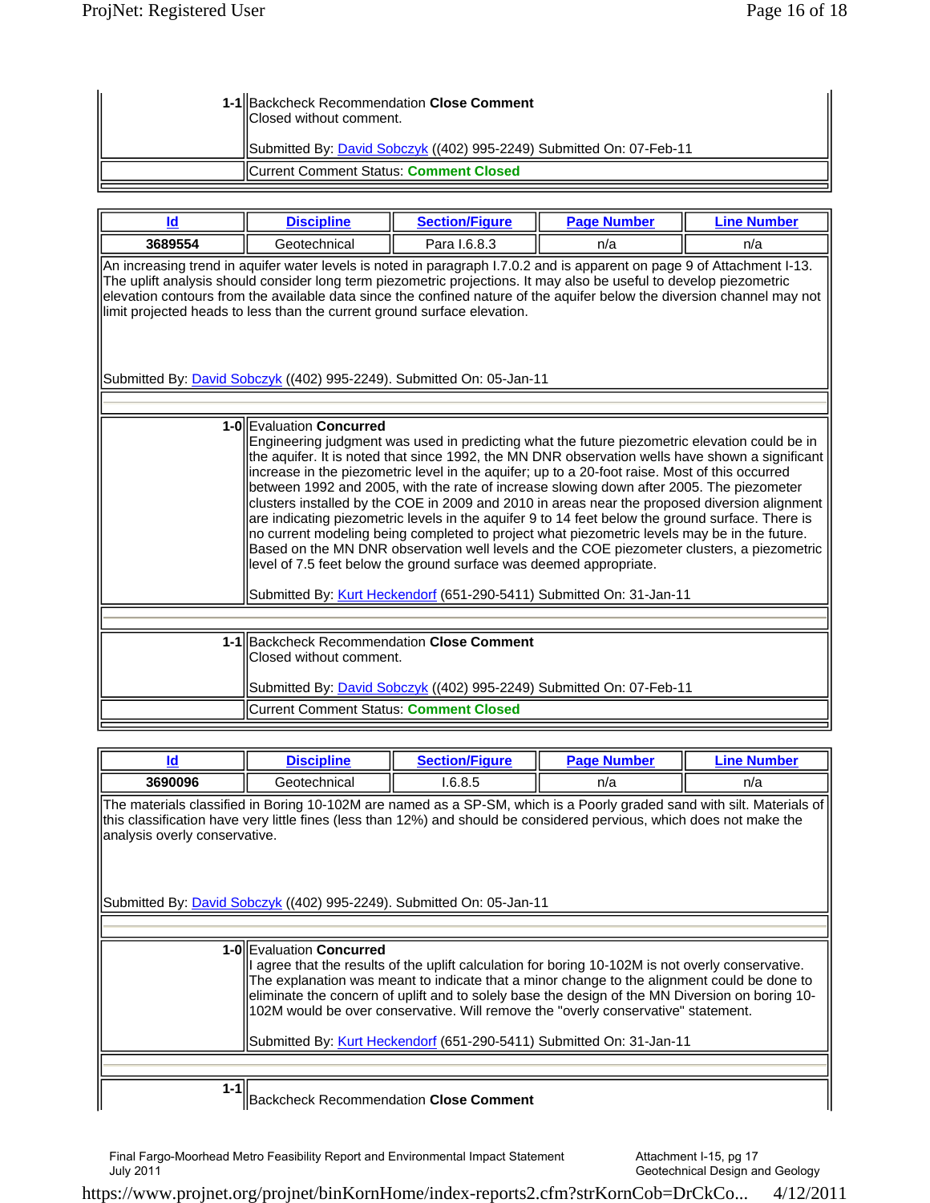**1-1** Backcheck Recommendation **Close Comment**
Closed without comment.

Submitted By: David Sobczyk ((402) 995-2249) Submitted On: 07-Feb-11

Current Comment Status: **Comment Closed**

| Id | Discipline | Section/Figure | Page Number | Line Number |
|---|---|---|---|---|
| 3689554 | Geotechnical | Para I.6.8.3 | n/a | n/a |

An increasing trend in aquifer water levels is noted in paragraph I.7.0.2 and is apparent on page 9 of Attachment I-13. The uplift analysis should consider long term piezometric projections. It may also be useful to develop piezometric elevation contours from the available data since the confined nature of the aquifer below the diversion channel may not limit projected heads to less than the current ground surface elevation.

Submitted By: David Sobczyk ((402) 995-2249). Submitted On: 05-Jan-11

**1-0** Evaluation **Concurred**
Engineering judgment was used in predicting what the future piezometric elevation could be in the aquifer. It is noted that since 1992, the MN DNR observation wells have shown a significant increase in the piezometric level in the aquifer; up to a 20-foot raise. Most of this occurred between 1992 and 2005, with the rate of increase slowing down after 2005. The piezometer clusters installed by the COE in 2009 and 2010 in areas near the proposed diversion alignment are indicating piezometric levels in the aquifer 9 to 14 feet below the ground surface. There is no current modeling being completed to project what piezometric levels may be in the future. Based on the MN DNR observation well levels and the COE piezometer clusters, a piezometric level of 7.5 feet below the ground surface was deemed appropriate.

Submitted By: Kurt Heckendorf (651-290-5411) Submitted On: 31-Jan-11

**1-1** Backcheck Recommendation **Close Comment**
Closed without comment.

Submitted By: David Sobczyk ((402) 995-2249) Submitted On: 07-Feb-11

Current Comment Status: **Comment Closed**

| Id | Discipline | Section/Figure | Page Number | Line Number |
|---|---|---|---|---|
| 3690096 | Geotechnical | I.6.8.5 | n/a | n/a |

The materials classified in Boring 10-102M are named as a SP-SM, which is a Poorly graded sand with silt. Materials of this classification have very little fines (less than 12%) and should be considered pervious, which does not make the analysis overly conservative.

Submitted By: David Sobczyk ((402) 995-2249). Submitted On: 05-Jan-11

**1-0** Evaluation **Concurred**
I agree that the results of the uplift calculation for boring 10-102M is not overly conservative. The explanation was meant to indicate that a minor change to the alignment could be done to eliminate the concern of uplift and to solely base the design of the MN Diversion on boring 10-102M would be over conservative. Will remove the "overly conservative" statement.

Submitted By: Kurt Heckendorf (651-290-5411) Submitted On: 31-Jan-11

**1-1** Backcheck Recommendation **Close Comment**

Final Fargo-Moorhead Metro Feasibility Report and Environmental Impact Statement
July 2011

Attachment I-15, pg 17
Geotechnical Design and Geology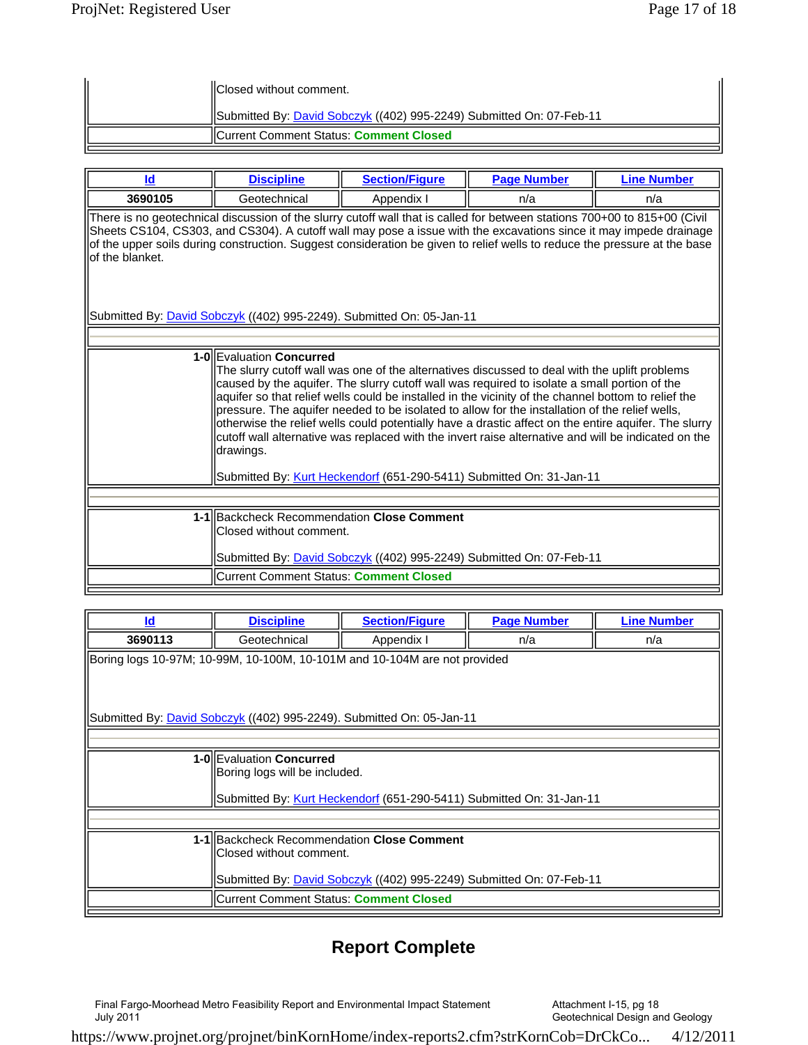Closed without comment.

Submitted By: David Sobczyk ((402) 995-2249) Submitted On: 07-Feb-11

Current Comment Status: **Comment Closed**

| Id | Discipline | Section/Figure | Page Number | Line Number |
|---|---|---|---|---|
| **3690105** | Geotechnical | Appendix I | n/a | n/a |

There is no geotechnical discussion of the slurry cutoff wall that is called for between stations 700+00 to 815+00 (Civil Sheets CS104, CS303, and CS304). A cutoff wall may pose a issue with the excavations since it may impede drainage of the upper soils during construction. Suggest consideration be given to relief wells to reduce the pressure at the base of the blanket.

Submitted By: David Sobczyk ((402) 995-2249). Submitted On: 05-Jan-11

**1-0** Evaluation **Concurred**
The slurry cutoff wall was one of the alternatives discussed to deal with the uplift problems caused by the aquifer. The slurry cutoff wall was required to isolate a small portion of the aquifer so that relief wells could be installed in the vicinity of the channel bottom to relief the pressure. The aquifer needed to be isolated to allow for the installation of the relief wells, otherwise the relief wells could potentially have a drastic affect on the entire aquifer. The slurry cutoff wall alternative was replaced with the invert raise alternative and will be indicated on the drawings.

Submitted By: Kurt Heckendorf (651-290-5411) Submitted On: 31-Jan-11

**1-1** Backcheck Recommendation **Close Comment**
Closed without comment.

Submitted By: David Sobczyk ((402) 995-2249) Submitted On: 07-Feb-11

Current Comment Status: **Comment Closed**

| Id | Discipline | Section/Figure | Page Number | Line Number |
|---|---|---|---|---|
| **3690113** | Geotechnical | Appendix I | n/a | n/a |

Boring logs 10-97M; 10-99M, 10-100M, 10-101M and 10-104M are not provided

Submitted By: David Sobczyk ((402) 995-2249). Submitted On: 05-Jan-11

**1-0** Evaluation **Concurred**
Boring logs will be included.

Submitted By: Kurt Heckendorf (651-290-5411) Submitted On: 31-Jan-11

**1-1** Backcheck Recommendation **Close Comment**
Closed without comment.

Submitted By: David Sobczyk ((402) 995-2249) Submitted On: 07-Feb-11

Current Comment Status: **Comment Closed**

## Report Complete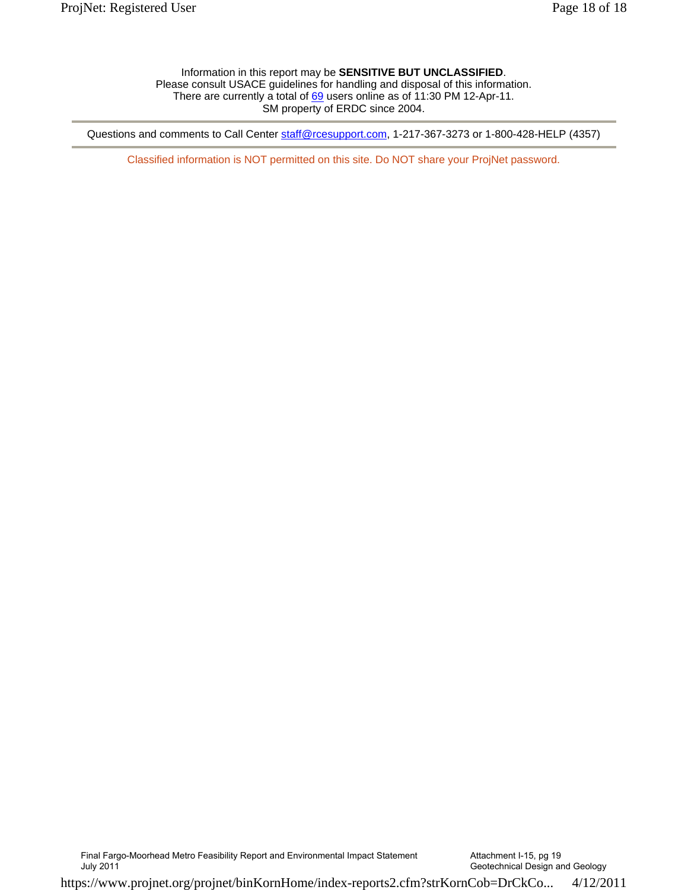Information in this report may be **SENSITIVE BUT UNCLASSIFIED**.
Please consult USACE guidelines for handling and disposal of this information.
There are currently a total of 69 users online as of 11:30 PM 12-Apr-11.
SM property of ERDC since 2004.

---

Questions and comments to Call Center staff@rcesupport.com, 1-217-367-3273 or 1-800-428-HELP (4357)

---

Classified information is NOT permitted on this site. Do NOT share your ProjNet password.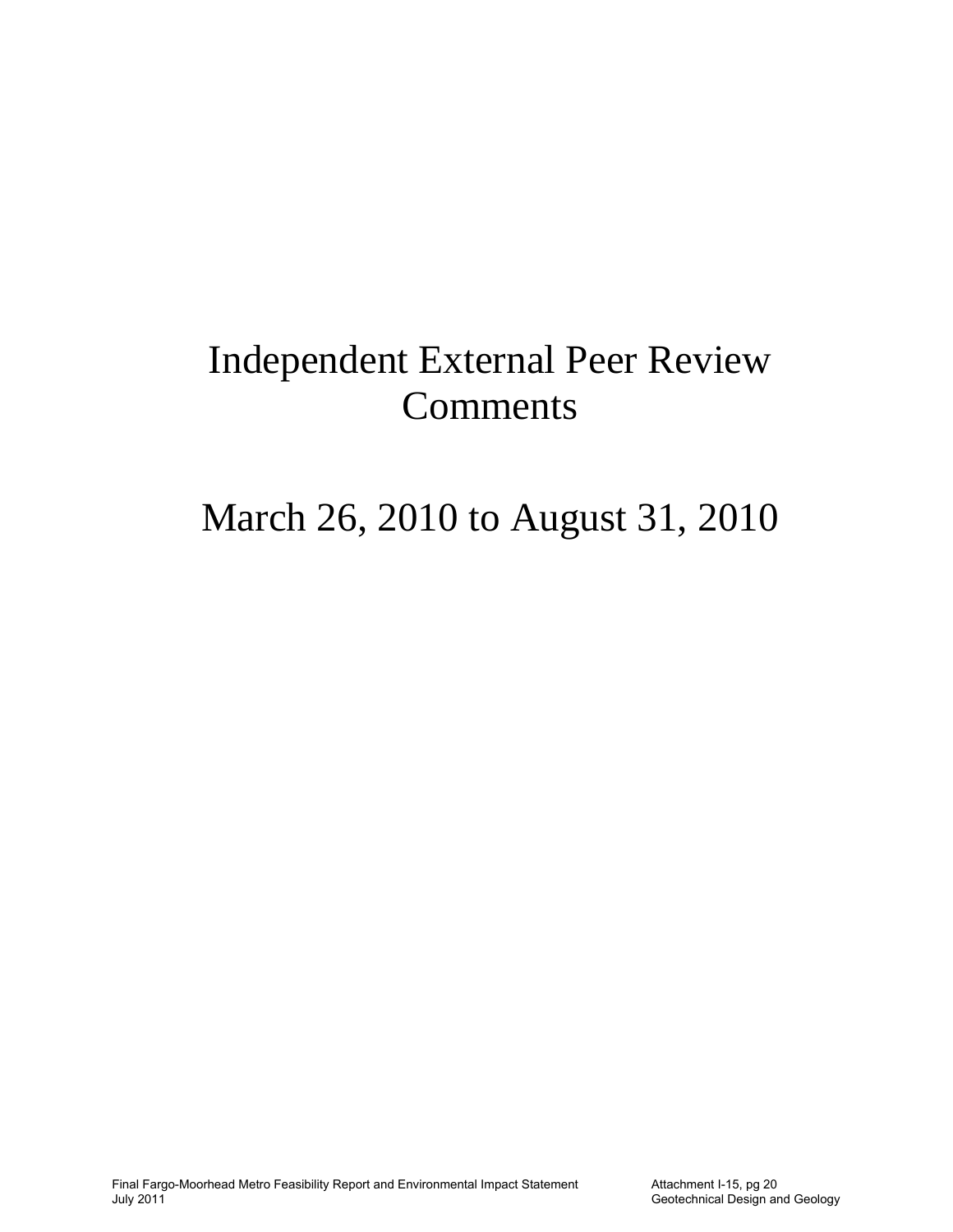# Independent External Peer Review Comments

# March 26, 2010 to August 31, 2010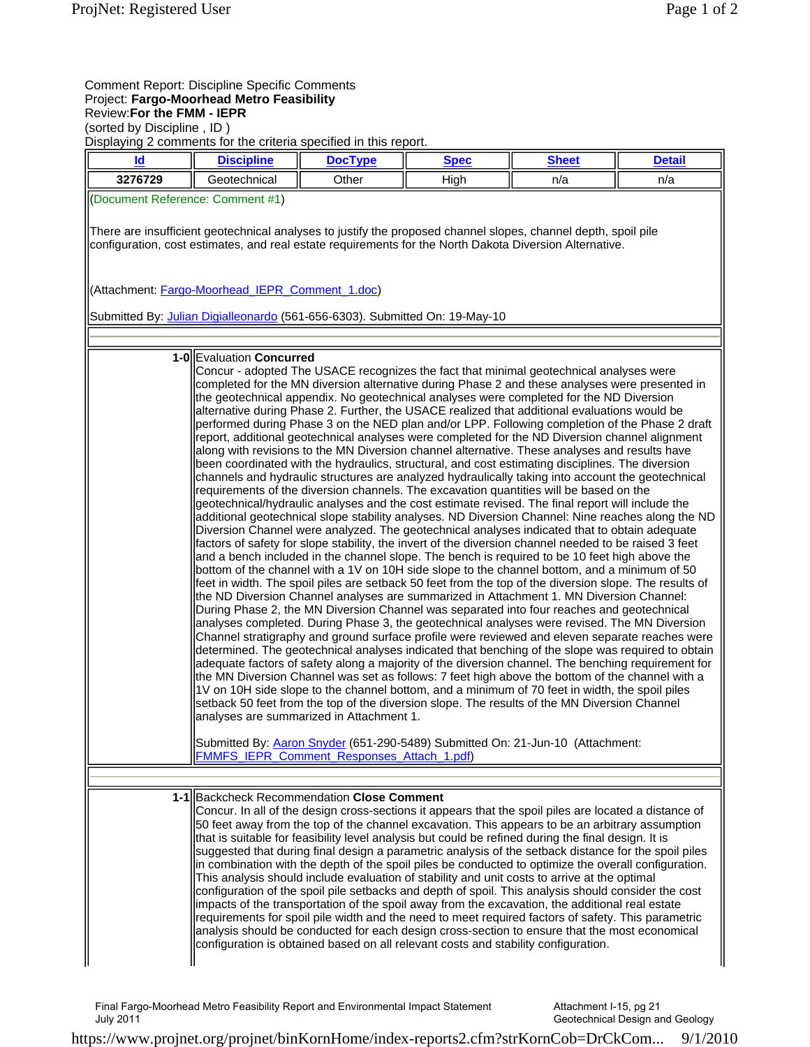Comment Report: Discipline Specific Comments
Project: **Fargo-Moorhead Metro Feasibility**
Review:**For the FMM - IEPR**
(sorted by Discipline , ID )
Displaying 2 comments for the criteria specified in this report.

| Id | Discipline | DocType | Spec | Sheet | Detail |
|---|---|---|---|---|---|
| **3276729** | Geotechnical | Other | High | n/a | n/a |

(Document Reference: Comment #1)

There are insufficient geotechnical analyses to justify the proposed channel slopes, channel depth, spoil pile configuration, cost estimates, and real estate requirements for the North Dakota Diversion Alternative.

(Attachment: Fargo-Moorhead_IEPR_Comment_1.doc)

Submitted By: Julian Digialleonardo (561-656-6303). Submitted On: 19-May-10

**1-0** Evaluation **Concurred**

Concur - adopted The USACE recognizes the fact that minimal geotechnical analyses were completed for the MN diversion alternative during Phase 2 and these analyses were presented in the geotechnical appendix. No geotechnical analyses were completed for the ND Diversion alternative during Phase 2. Further, the USACE realized that additional evaluations would be performed during Phase 3 on the NED plan and/or LPP. Following completion of the Phase 2 draft report, additional geotechnical analyses were completed for the ND Diversion channel alignment along with revisions to the MN Diversion channel alternative. These analyses and results have been coordinated with the hydraulics, structural, and cost estimating disciplines. The diversion channels and hydraulic structures are analyzed hydraulically taking into account the geotechnical requirements of the diversion channels. The excavation quantities will be based on the geotechnical/hydraulic analyses and the cost estimate revised. The final report will include the additional geotechnical slope stability analyses. ND Diversion Channel: Nine reaches along the ND Diversion Channel were analyzed. The geotechnical analyses indicated that to obtain adequate factors of safety for slope stability, the invert of the diversion channel needed to be raised 3 feet and a bench included in the channel slope. The bench is required to be 10 feet high above the bottom of the channel with a 1V on 10H side slope to the channel bottom, and a minimum of 50 feet in width. The spoil piles are setback 50 feet from the top of the diversion slope. The results of the ND Diversion Channel analyses are summarized in Attachment 1. MN Diversion Channel: During Phase 2, the MN Diversion Channel was separated into four reaches and geotechnical analyses completed. During Phase 3, the geotechnical analyses were revised. The MN Diversion Channel stratigraphy and ground surface profile were reviewed and eleven separate reaches were determined. The geotechnical analyses indicated that benching of the slope was required to obtain adequate factors of safety along a majority of the diversion channel. The benching requirement for the MN Diversion Channel was set as follows: 7 feet high above the bottom of the channel with a 1V on 10H side slope to the channel bottom, and a minimum of 70 feet in width, the spoil piles setback 50 feet from the top of the diversion slope. The results of the MN Diversion Channel analyses are summarized in Attachment 1.

Submitted By: Aaron Snyder (651-290-5489) Submitted On: 21-Jun-10 (Attachment: FMMFS_IEPR_Comment_Responses_Attach_1.pdf)

**1-1** Backcheck Recommendation **Close Comment**

Concur. In all of the design cross-sections it appears that the spoil piles are located a distance of 50 feet away from the top of the channel excavation. This appears to be an arbitrary assumption that is suitable for feasibility level analysis but could be refined during the final design. It is suggested that during final design a parametric analysis of the setback distance for the spoil piles in combination with the depth of the spoil piles be conducted to optimize the overall configuration. This analysis should include evaluation of stability and unit costs to arrive at the optimal configuration of the spoil pile setbacks and depth of spoil. This analysis should consider the cost impacts of the transportation of the spoil away from the excavation, the additional real estate requirements for spoil pile width and the need to meet required factors of safety. This parametric analysis should be conducted for each design cross-section to ensure that the most economical configuration is obtained based on all relevant costs and stability configuration.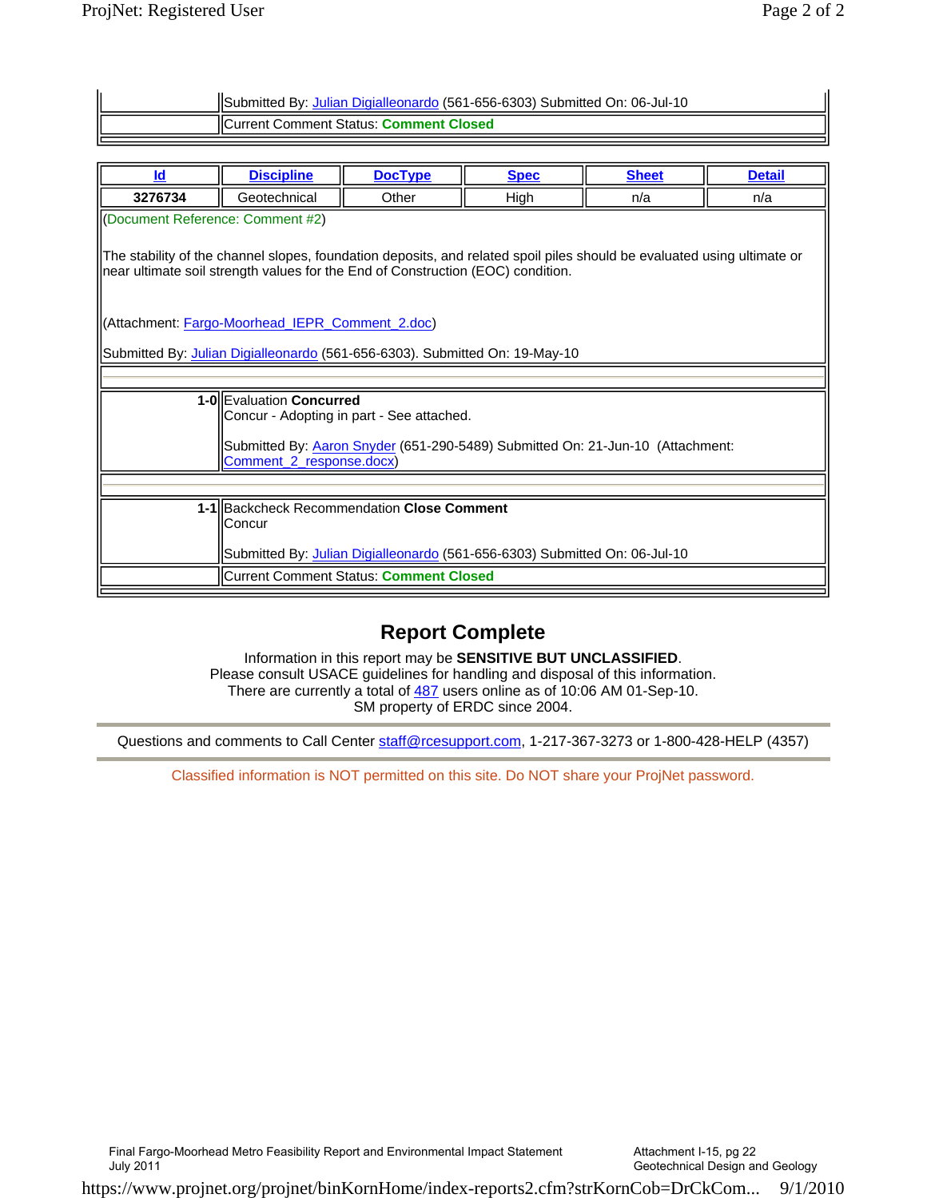| | |
|---|---|
| | Submitted By: Julian Digialleonardo (561-656-6303) Submitted On: 06-Jul-10 |
| | Current Comment Status: **Comment Closed** |

| Id | Discipline | DocType | Spec | Sheet | Detail |
|---|---|---|---|---|---|
| **3276734** | Geotechnical | Other | High | n/a | n/a |

(Document Reference: Comment #2)

The stability of the channel slopes, foundation deposits, and related spoil piles should be evaluated using ultimate or near ultimate soil strength values for the End of Construction (EOC) condition.

(Attachment: Fargo-Moorhead_IEPR_Comment_2.doc)

Submitted By: Julian Digialleonardo (561-656-6303). Submitted On: 19-May-10

| | |
|---|---|
| **1-0** | Evaluation **Concurred**<br>Concur - Adopting in part - See attached.<br><br>Submitted By: Aaron Snyder (651-290-5489) Submitted On: 21-Jun-10 (Attachment: Comment_2_response.docx) |
| **1-1** | Backcheck Recommendation **Close Comment**<br>Concur<br><br>Submitted By: Julian Digialleonardo (561-656-6303) Submitted On: 06-Jul-10 |
| | Current Comment Status: **Comment Closed** |

## Report Complete

Information in this report may be **SENSITIVE BUT UNCLASSIFIED**.
Please consult USACE guidelines for handling and disposal of this information.
There are currently a total of 487 users online as of 10:06 AM 01-Sep-10.
SM property of ERDC since 2004.

Questions and comments to Call Center staff@rcesupport.com, 1-217-367-3273 or 1-800-428-HELP (4357)

Classified information is NOT permitted on this site. Do NOT share your ProjNet password.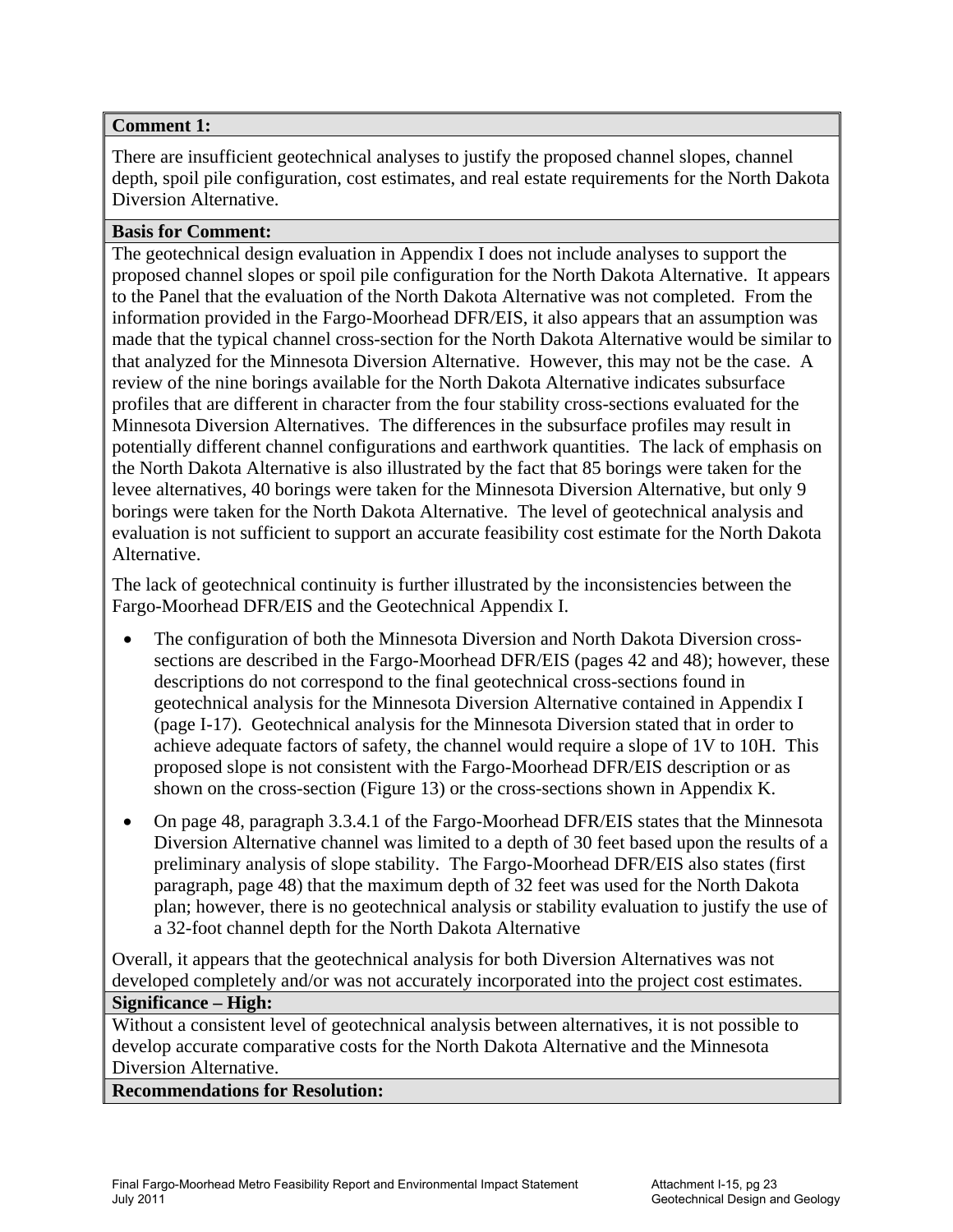**Comment 1:**

There are insufficient geotechnical analyses to justify the proposed channel slopes, channel depth, spoil pile configuration, cost estimates, and real estate requirements for the North Dakota Diversion Alternative.

**Basis for Comment:**

The geotechnical design evaluation in Appendix I does not include analyses to support the proposed channel slopes or spoil pile configuration for the North Dakota Alternative. It appears to the Panel that the evaluation of the North Dakota Alternative was not completed. From the information provided in the Fargo-Moorhead DFR/EIS, it also appears that an assumption was made that the typical channel cross-section for the North Dakota Alternative would be similar to that analyzed for the Minnesota Diversion Alternative. However, this may not be the case. A review of the nine borings available for the North Dakota Alternative indicates subsurface profiles that are different in character from the four stability cross-sections evaluated for the Minnesota Diversion Alternatives. The differences in the subsurface profiles may result in potentially different channel configurations and earthwork quantities. The lack of emphasis on the North Dakota Alternative is also illustrated by the fact that 85 borings were taken for the levee alternatives, 40 borings were taken for the Minnesota Diversion Alternative, but only 9 borings were taken for the North Dakota Alternative. The level of geotechnical analysis and evaluation is not sufficient to support an accurate feasibility cost estimate for the North Dakota Alternative.

The lack of geotechnical continuity is further illustrated by the inconsistencies between the Fargo-Moorhead DFR/EIS and the Geotechnical Appendix I.

- The configuration of both the Minnesota Diversion and North Dakota Diversion cross-sections are described in the Fargo-Moorhead DFR/EIS (pages 42 and 48); however, these descriptions do not correspond to the final geotechnical cross-sections found in geotechnical analysis for the Minnesota Diversion Alternative contained in Appendix I (page I-17). Geotechnical analysis for the Minnesota Diversion stated that in order to achieve adequate factors of safety, the channel would require a slope of 1V to 10H. This proposed slope is not consistent with the Fargo-Moorhead DFR/EIS description or as shown on the cross-section (Figure 13) or the cross-sections shown in Appendix K.
- On page 48, paragraph 3.3.4.1 of the Fargo-Moorhead DFR/EIS states that the Minnesota Diversion Alternative channel was limited to a depth of 30 feet based upon the results of a preliminary analysis of slope stability. The Fargo-Moorhead DFR/EIS also states (first paragraph, page 48) that the maximum depth of 32 feet was used for the North Dakota plan; however, there is no geotechnical analysis or stability evaluation to justify the use of a 32-foot channel depth for the North Dakota Alternative

Overall, it appears that the geotechnical analysis for both Diversion Alternatives was not developed completely and/or was not accurately incorporated into the project cost estimates.

**Significance – High:**

Without a consistent level of geotechnical analysis between alternatives, it is not possible to develop accurate comparative costs for the North Dakota Alternative and the Minnesota Diversion Alternative.

**Recommendations for Resolution:**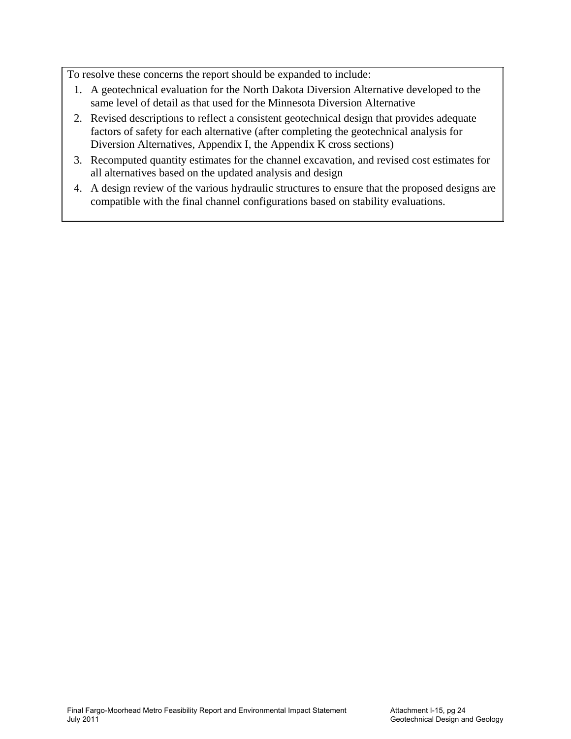To resolve these concerns the report should be expanded to include:

1. A geotechnical evaluation for the North Dakota Diversion Alternative developed to the same level of detail as that used for the Minnesota Diversion Alternative
2. Revised descriptions to reflect a consistent geotechnical design that provides adequate factors of safety for each alternative (after completing the geotechnical analysis for Diversion Alternatives, Appendix I, the Appendix K cross sections)
3. Recomputed quantity estimates for the channel excavation, and revised cost estimates for all alternatives based on the updated analysis and design
4. A design review of the various hydraulic structures to ensure that the proposed designs are compatible with the final channel configurations based on stability evaluations.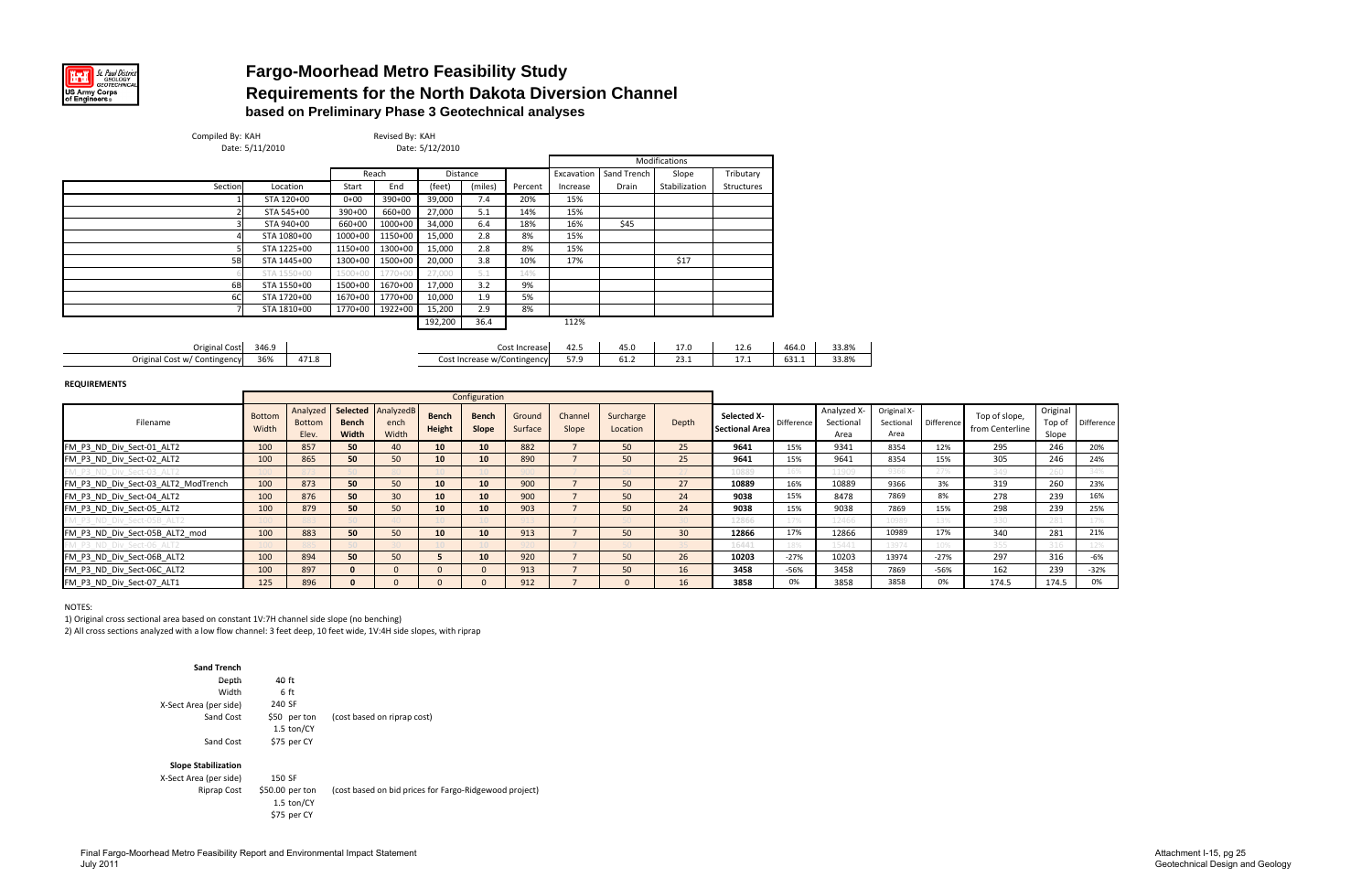# Fargo-Moorhead Metro Feasibility Study

## Requirements for the North Dakota Diversion Channel

### based on Preliminary Phase 3 Geotechnical analyses

Compiled By: KAH
Date: 5/11/2010

Revised By: KAH
Date: 5/12/2010

| Section | Location | Reach | | Distance | | | Modifications | | | |
|---|---|---|---|---|---|---|---|---|---|---|
| | | Start | End | (feet) | (miles) | Percent | Excavation Increase | Sand Trench Drain | Slope Stabilization | Tributary Structures |
| 1 | STA 120+00 | 0+00 | 390+00 | 39,000 | 7.4 | 20% | 15% | | | |
| 2 | STA 545+00 | 390+00 | 660+00 | 27,000 | 5.1 | 14% | 15% | | | |
| 3 | STA 940+00 | 660+00 | 1000+00 | 34,000 | 6.4 | 18% | 16% | $45 | | |
| 4 | STA 1080+00 | 1000+00 | 1150+00 | 15,000 | 2.8 | 8% | 15% | | | |
| 5 | STA 1225+00 | 1150+00 | 1300+00 | 15,000 | 2.8 | 8% | 15% | | | |
| 5B | STA 1445+00 | 1300+00 | 1500+00 | 20,000 | 3.8 | 10% | 17% | | $17 | |
| 6 | STA 1550+00 | 1500+00 | 1770+00 | 27,000 | 5.1 | 14% | | | | |
| 6B | STA 1550+00 | 1500+00 | 1670+00 | 17,000 | 3.2 | 9% | | | | |
| 6C | STA 1720+00 | 1670+00 | 1770+00 | 10,000 | 1.9 | 5% | | | | |
| 7 | STA 1810+00 | 1770+00 | 1922+00 | 15,200 | 2.9 | 8% | | | | |
| | | | | 192,200 | 36.4 | | 112% | | | |

| | | | | | | | | |
|---|---|---|---|---|---|---|---|---|
| Original Cost | 346.9 | | Cost Increase | 42.5 | 45.0 | 17.0 | 12.6 | 464.0 | 33.8% |
| Original Cost w/ Contingency | 36% | 471.8 | Cost Increase w/Contingency | 57.9 | 61.2 | 23.1 | 17.1 | 631.1 | 33.8% |

**REQUIREMENTS**

| Filename | Bottom Width | Analyzed Bottom Elev. | Selected Bench Width | Analyzed Bench Width | Bench Height | Bench Slope | Ground Surface | Channel Slope | Surcharge Location | Depth | Selected X-Sectional Area | Difference | Analyzed X-Sectional Area | Original X-Sectional Area | Difference | Top of slope, from Centerline | Original Top of Slope | Difference |
|---|---|---|---|---|---|---|---|---|---|---|---|---|---|---|---|---|---|---|
| FM_P3_ND_Div_Sect-01_ALT2 | 100 | 857 | 50 | 40 | 10 | 10 | 882 | 7 | 50 | 25 | 9641 | 15% | 9341 | 8354 | 12% | 295 | 246 | 20% |
| FM_P3_ND_Div_Sect-02_ALT2 | 100 | 865 | 50 | 50 | 10 | 10 | 890 | 7 | 50 | 25 | 9641 | 15% | 9641 | 8354 | 15% | 305 | 246 | 24% |
| FM_P3_ND_Div_Sect-03_ALT2 | 100 | 873 | 50 | 50 | 10 | 10 | 900 | 7 | 50 | 27 | 10889 | 16% | 11509 | 9366 | 23% | 345 | 260 | 34% |
| FM_P3_ND_Div_Sect-03_ALT2_ModTrench | 100 | 873 | 50 | 50 | 10 | 10 | 900 | 7 | 50 | 27 | 10889 | 16% | 10889 | 9366 | 3% | 319 | 260 | 23% |
| FM_P3_ND_Div_Sect-04_ALT2 | 100 | 876 | 50 | 30 | 10 | 10 | 900 | 7 | 50 | 24 | 9038 | 15% | 8478 | 7869 | 8% | 278 | 239 | 16% |
| FM_P3_ND_Div_Sect-05_ALT2 | 100 | 879 | 50 | 50 | 10 | 10 | 903 | 7 | 50 | 24 | 9038 | 15% | 9038 | 7869 | 15% | 298 | 239 | 25% |
| FM_P3_ND_Div_Sect-05B_ALT2 | 100 | 883 | 50 | 40 | 10 | 10 | 913 | 7 | 50 | 30 | 12866 | 17% | 12466 | 10989 | 13% | 330 | 281 | 17% |
| FM_P3_ND_Div_Sect-05B_ALT2_mod | 100 | 883 | 50 | 50 | 10 | 10 | 913 | 7 | 50 | 30 | 12866 | 17% | 12866 | 10989 | 17% | 340 | 281 | 21% |
| FM_P3_ND_Div_Sect-06_ALT2 | 100 | 885 | 50 | 50 | 10 | 10 | 920 | 7 | 50 | 35 | 16441 | 18% | 15441 | 13974 | 10% | 355 | 316 | 12% |
| FM_P3_ND_Div_Sect-06B_ALT2 | 100 | 894 | 50 | 50 | 5 | 10 | 920 | 7 | 50 | 26 | 10203 | -27% | 10203 | 13974 | -27% | 297 | 316 | -6% |
| FM_P3_ND_Div_Sect-06C_ALT2 | 100 | 897 | 0 | 0 | 0 | 0 | 913 | 7 | 50 | 16 | 3458 | -56% | 3458 | 7869 | -56% | 162 | 239 | -32% |
| FM_P3_ND_Div_Sect-07_ALT1 | 125 | 896 | 0 | 0 | 0 | 0 | 912 | 7 | 0 | 16 | 3858 | 0% | 3858 | 3858 | 0% | 174.5 | 174.5 | 0% |

NOTES:

1) Original cross sectional area based on constant 1V:7H channel slope (no benching)

2) All cross sections analyzed with a low flow channel: 3 feet deep, 10 feet wide, 1V:4H side slopes, with riprap

**Sand Trench**

| | | |
|---|---|---|
| Depth | 40 ft | |
| Width | 6 ft | |
| X-Sect Area (per side) | 240 SF | |
| Sand Cost | $50 per ton | (cost based on riprap cost) |
| | 1.5 ton/CY | |
| Sand Cost | $75 per CY | |

**Slope Stabilization**

| | | |
|---|---|---|
| X-Sect Area (per side) | 150 SF | |
| Riprap Cost | $50.00 per ton | (cost based on bid prices for Fargo-Ridgewood project) |
| | 1.5 ton/CY | |
| | $75 per CY | |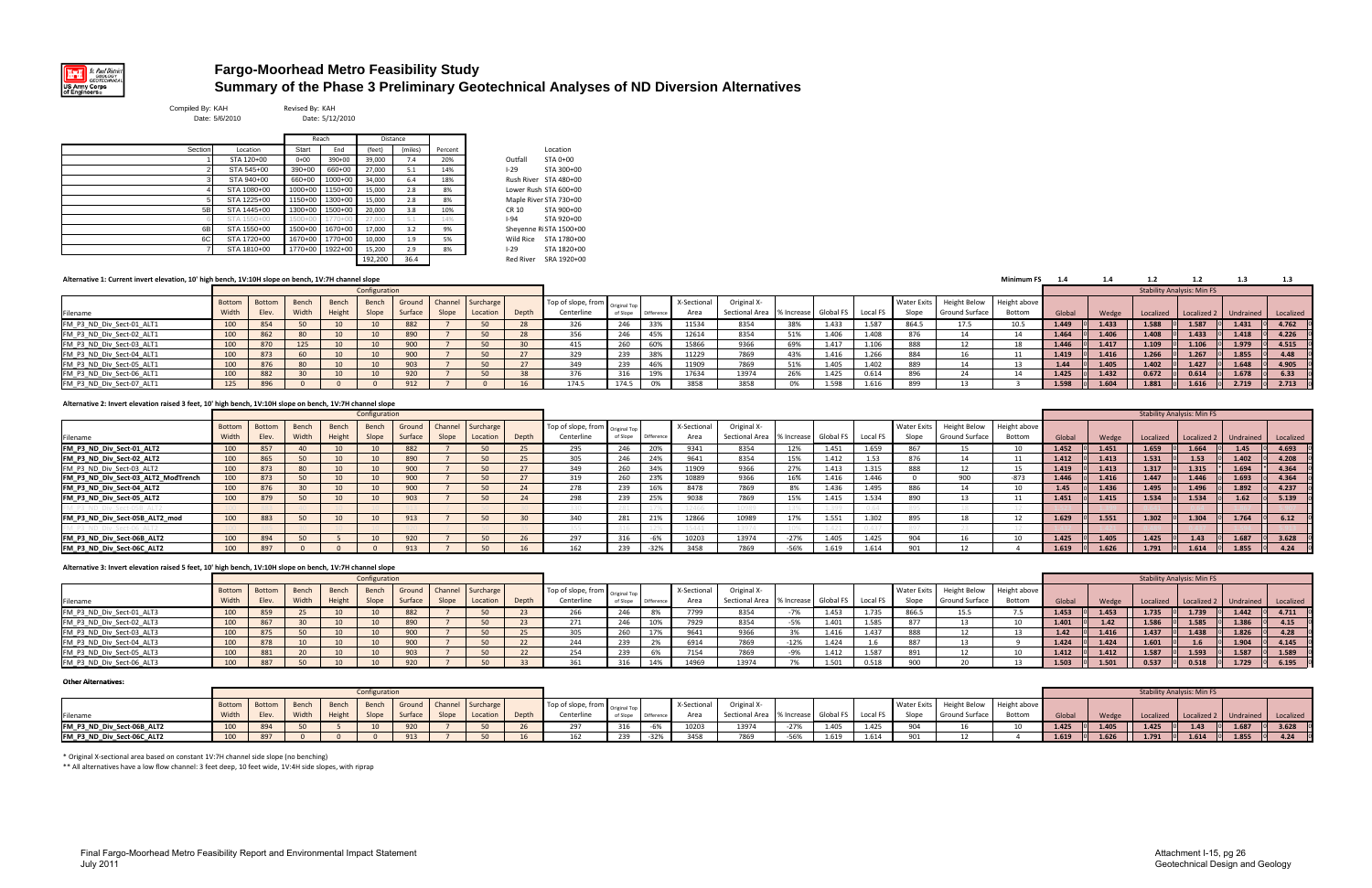# Fargo-Moorhead Metro Feasibility Study

## Summary of the Phase 3 Preliminary Geotechnical Analyses of ND Diversion Alternatives

Compiled By: KAH  Date: 5/6/2010
Revised By: KAH  Date: 5/12/2010

| Section | Location | Reach Start | Reach End | Distance (feet) | Distance (miles) | Percent |
|---|---|---|---|---|---|---|
| 1 | STA 120+00 | 0+00 | 390+00 | 39,000 | 7.4 | 20% |
| 2 | STA 545+00 | 390+00 | 660+00 | 27,000 | 5.1 | 14% |
| 3 | STA 940+00 | 660+00 | 1000+00 | 34,000 | 6.4 | 18% |
| 4 | STA 1080+00 | 1000+00 | 1150+00 | 15,000 | 2.8 | 8% |
| 5 | STA 1225+00 | 1150+00 | 1300+00 | 15,000 | 2.8 | 8% |
| 5B | STA 1445+00 | 1300+00 | 1500+00 | 20,000 | 3.8 | 10% |
| 6 | STA 1550+00 | 1500+00 | 1770+00 | 27,000 | 5.1 | 14% |
| 6B | STA 1550+00 | 1500+00 | 1670+00 | 17,000 | 3.2 | 9% |
| 6C | STA 1720+00 | 1670+00 | 1770+00 | 10,000 | 1.9 | 5% |
| 7 | STA 1810+00 | 1770+00 | 1922+00 | 15,200 | 2.9 | 8% |
| | | | | 192,200 | 36.4 | |

| | Location |
|---|---|
| Outfall | STA 0+00 |
| I-29 | STA 300+00 |
| Rush River | STA 480+00 |
| Lower Rush | STA 600+00 |
| Maple River | STA 730+00 |
| CR 10 | STA 900+00 |
| I-94 | STA 920+00 |
| Sheyenne Ri | STA 1500+00 |
| Wild Rice | STA 1780+00 |
| I-29 | STA 1820+00 |
| Red River | SRA 1920+00 |

### Alternative 1: Current invert elevation, 10' high bench, 1V:10H slope on bench, 1V:7H channel slope

| Filename | Bottom Width | Bottom Elev. | Bench Width | Bench Height | Bench Slope | Ground Surface | Channel Slope | Surcharge Location | Depth | Top of slope, from Centerline | Original Top of Slope | Difference | X-Sectional Area | Original X-Sectional Area | % Increase | Global FS | Local FS | Water Exits Slope | Height Below Ground Surface | Height above Bottom | Global (Min FS 1.4) | Wedge (1.4) | Localized (1.2) | Localized 2 (1.2) | Undrained (1.3) | Localized (1.3) |
|---|---|---|---|---|---|---|---|---|---|---|---|---|---|---|---|---|---|---|---|---|---|---|---|---|---|---|
| FM_P3_ND_Div_Sect-01_ALT1 | 100 | 854 | 50 | 10 | 10 | 882 | 7 | 50 | 28 | 326 | 246 | 33% | 11534 | 8354 | 38% | 1.433 | 1.587 | 864.5 | 17.5 | 10.5 | 1.449 | 1.433 | 1.588 | 1.587 | 1.431 | 4.762 |
| FM_P3_ND_Div_Sect-02_ALT1 | 100 | 862 | 80 | 10 | 10 | 890 | 7 | 50 | 28 | 356 | 246 | 45% | 12614 | 8354 | 51% | 1.406 | 1.408 | 876 | 14 | 14 | 1.464 | 1.406 | 1.408 | 1.433 | 1.418 | 4.226 |
| FM_P3_ND_Div_Sect-03_ALT1 | 100 | 870 | 125 | 10 | 10 | 900 | 7 | 50 | 30 | 415 | 260 | 60% | 15866 | 9366 | 69% | 1.417 | 1.106 | 888 | 12 | 18 | 1.446 | 1.417 | 1.109 | 1.106 | 1.979 | 4.515 |
| FM_P3_ND_Div_Sect-04_ALT1 | 100 | 873 | 60 | 10 | 10 | 900 | 7 | 50 | 27 | 329 | 239 | 38% | 11229 | 7869 | 43% | 1.416 | 1.266 | 884 | 16 | 11 | 1.419 | 1.416 | 1.266 | 1.267 | 1.855 | 4.48 |
| FM_P3_ND_Div_Sect-05_ALT1 | 100 | 876 | 80 | 10 | 10 | 903 | 7 | 50 | 27 | 349 | 239 | 46% | 11909 | 7869 | 51% | 1.405 | 1.402 | 889 | 14 | 13 | 1.44 | 1.405 | 1.402 | 1.427 | 1.648 | 4.905 |
| FM_P3_ND_Div_Sect-06_ALT1 | 100 | 882 | 30 | 10 | 10 | 920 | 7 | 50 | 38 | 376 | 316 | 19% | 17634 | 13974 | 26% | 1.425 | 0.614 | 896 | 24 | 14 | 1.425 | 1.432 | 0.672 | 0.614 | 1.678 | 6.33 |
| FM_P3_ND_Div_Sect-07_ALT1 | 125 | 896 | 0 | 0 | 0 | 912 | 7 | 0 | 16 | 174.5 | 174.5 | 0% | 3858 | 3858 | 0% | 1.598 | 1.616 | 899 | 13 | 3 | 1.598 | 1.604 | 1.881 | 1.616 | 2.719 | 2.713 |

### Alternative 2: Invert elevation raised 3 feet, 10' high bench, 1V:10H slope on bench, 1V:7H channel slope

| Filename | Bottom Width | Bottom Elev. | Bench Width | Bench Height | Bench Slope | Ground Surface | Channel Slope | Surcharge Location | Depth | Top of slope, from Centerline | Original Top of Slope | Difference | X-Sectional Area | Original X-Sectional Area | % Increase | Global FS | Local FS | Water Exits Slope | Height Below Ground Surface | Height above Bottom | Global | Wedge | Localized | Localized 2 | Undrained | Localized |
|---|---|---|---|---|---|---|---|---|---|---|---|---|---|---|---|---|---|---|---|---|---|---|---|---|---|---|
| FM_P3_ND_Div_Sect-01_ALT2 | 100 | 857 | 40 | 10 | 10 | 882 | 7 | 50 | 25 | 295 | 246 | 20% | 9341 | 8354 | 12% | 1.451 | 1.659 | 867 | 15 | 10 | 1.452 | 1.451 | 1.659 | 1.664 | 1.45 | 4.693 |
| FM_P3_ND_Div_Sect-02_ALT2 | 100 | 865 | 50 | 10 | 10 | 890 | 7 | 50 | 25 | 305 | 246 | 24% | 9641 | 8354 | 15% | 1.412 | 1.53 | 876 | 14 | 11 | 1.412 | 1.413 | 1.531 | 1.53 | 1.402 | 4.208 |
| FM_P3_ND_Div_Sect-03_ALT2 | 100 | 873 | 80 | 10 | 10 | 900 | 7 | 50 | 27 | 349 | 260 | 34% | 11909 | 9366 | 27% | 1.413 | 1.315 | 888 | 12 | 15 | 1.419 | 1.413 | 1.317 | 1.315 | 1.694 | 4.364 |
| FM_P3_ND_Div_Sect-03_ALT2_ModTrench | 100 | 873 | 50 | 10 | 10 | 900 | 7 | 50 | 27 | 319 | 260 | 23% | 10889 | 9366 | 16% | 1.416 | 1.446 | 0 | 900 | -873 | 1.446 | 1.416 | 1.447 | 1.446 | 1.693 | 4.364 |
| FM_P3_ND_Div_Sect-04_ALT2 | 100 | 876 | 30 | 10 | 10 | 900 | 7 | 50 | 24 | 278 | 239 | 16% | 8478 | 7869 | 8% | 1.436 | 1.495 | 886 | 14 | 10 | 1.45 | 1.436 | 1.495 | 1.496 | 1.892 | 4.237 |
| FM_P3_ND_Div_Sect-05_ALT2 | 100 | 879 | 50 | 10 | 10 | 903 | 7 | 50 | 24 | 298 | 239 | 25% | 9038 | 7869 | 15% | 1.415 | 1.534 | 890 | 13 | 11 | 1.451 | 1.415 | 1.534 | 1.534 | 1.62 | 5.139 |
| FM_P3_ND_Div_Sect-05B_ALT2_mod | 100 | 883 | 50 | 10 | 10 | 913 | 7 | 50 | 30 | 340 | 281 | 21% | 12866 | 10989 | 17% | 1.551 | 1.302 | 895 | 18 | 12 | 1.629 | 1.551 | 1.302 | 1.304 | 1.764 | 6.12 |
| FM_P3_ND_Div_Sect-06B_ALT2 | 100 | 894 | 50 | 5 | 10 | 920 | 7 | 50 | 26 | 297 | 316 | -6% | 10203 | 13974 | -27% | 1.405 | 1.425 | 904 | 16 | 10 | 1.425 | 1.405 | 1.425 | 1.43 | 1.687 | 3.628 |
| FM_P3_ND_Div_Sect-06C_ALT2 | 100 | 897 | 0 | 0 | 0 | 913 | 7 | 50 | 16 | 162 | 239 | -32% | 3458 | 7869 | -56% | 1.619 | 1.614 | 901 | 12 | 4 | 1.619 | 1.626 | 1.791 | 1.614 | 1.855 | 4.24 |

### Alternative 3: Invert elevation raised 5 feet, 10' high bench, 1V:10H slope on bench, 1V:7H channel slope

| Filename | Bottom Width | Bottom Elev. | Bench Width | Bench Height | Bench Slope | Ground Surface | Channel Slope | Surcharge Location | Depth | Top of slope, from Centerline | Original Top of Slope | Difference | X-Sectional Area | Original X-Sectional Area | % Increase | Global FS | Local FS | Water Exits Slope | Height Below Ground Surface | Height above Bottom | Global | Wedge | Localized | Localized 2 | Undrained | Localized |
|---|---|---|---|---|---|---|---|---|---|---|---|---|---|---|---|---|---|---|---|---|---|---|---|---|---|---|
| FM_P3_ND_Div_Sect-01_ALT3 | 100 | 859 | 25 | 10 | 10 | 882 | 7 | 50 | 23 | 266 | 246 | 8% | 7799 | 8354 | -7% | 1.453 | 1.735 | 866.5 | 15.5 | 7.5 | 1.453 | 1.453 | 1.735 | 1.739 | 1.442 | 4.711 |
| FM_P3_ND_Div_Sect-02_ALT3 | 100 | 867 | 30 | 10 | 10 | 890 | 7 | 50 | 23 | 271 | 246 | 10% | 7929 | 8354 | -5% | 1.401 | 1.585 | 877 | 13 | 10 | 1.401 | 1.42 | 1.586 | 1.585 | 1.386 | 4.15 |
| FM_P3_ND_Div_Sect-03_ALT3 | 100 | 875 | 50 | 10 | 10 | 900 | 7 | 50 | 25 | 305 | 260 | 17% | 9641 | 9366 | 3% | 1.416 | 1.437 | 888 | 12 | 13 | 1.42 | 1.416 | 1.437 | 1.438 | 1.826 | 4.28 |
| FM_P3_ND_Div_Sect-04_ALT3 | 100 | 878 | 10 | 10 | 10 | 900 | 7 | 50 | 22 | 244 | 239 | 2% | 6914 | 7869 | -12% | 1.424 | 1.6 | 887 | 13 | 9 | 1.424 | 1.424 | 1.601 | 1.6 | 1.904 | 4.145 |
| FM_P3_ND_Div_Sect-05_ALT3 | 100 | 881 | 20 | 10 | 10 | 903 | 7 | 50 | 22 | 254 | 239 | 6% | 7154 | 7869 | -9% | 1.412 | 1.587 | 891 | 12 | 10 | 1.412 | 1.412 | 1.587 | 1.593 | 1.587 | 1.589 |
| FM_P3_ND_Div_Sect-06_ALT3 | 100 | 887 | 50 | 10 | 10 | 920 | 7 | 50 | 33 | 361 | 316 | 14% | 14969 | 13974 | 7% | 1.501 | 0.518 | 900 | 20 | 13 | 1.503 | 1.501 | 0.537 | 0.518 | 1.729 | 6.195 |

### Other Alternatives:

| Filename | Bottom Width | Bottom Elev. | Bench Width | Bench Height | Bench Slope | Ground Surface | Channel Slope | Surcharge Location | Depth | Top of slope, from Centerline | Original Top of Slope | Difference | X-Sectional Area | Original X-Sectional Area | % Increase | Global FS | Local FS | Water Exits Slope | Height Below Ground Surface | Height above Bottom | Global | Wedge | Localized | Localized 2 | Undrained | Localized |
|---|---|---|---|---|---|---|---|---|---|---|---|---|---|---|---|---|---|---|---|---|---|---|---|---|---|---|
| FM_P3_ND_Div_Sect-06B_ALT2 | 100 | 894 | 50 | 5 | 10 | 920 | 7 | 50 | 26 | 297 | 316 | -6% | 10203 | 13974 | -27% | 1.405 | 1.425 | 904 | 16 | 10 | 1.425 | 1.405 | 1.425 | 1.43 | 1.687 | 3.628 |
| FM_P3_ND_Div_Sect-06C_ALT2 | 100 | 897 | 0 | 0 | 0 | 913 | 7 | 50 | 16 | 162 | 239 | -32% | 3458 | 7869 | -56% | 1.619 | 1.614 | 901 | 12 | 4 | 1.619 | 1.626 | 1.791 | 1.614 | 1.855 | 4.24 |

\* Original X-sectional area based on constant 1V:7H channel side slope (no benching)

\*\* All alternatives have a low flow channel: 3 feet deep, 10 feet wide, 1V:4H side slopes, with riprap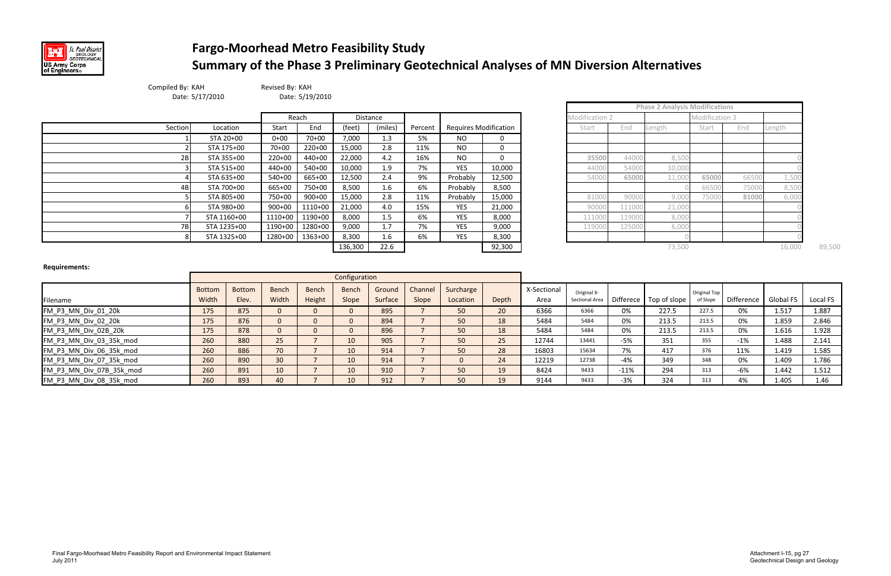# Fargo-Moorhead Metro Feasibility Study

# Summary of the Phase 3 Preliminary Geotechnical Analyses of MN Diversion Alternatives

Compiled By: KAH
Date: 5/17/2010

Revised By: KAH
Date: 5/19/2010

| Section | Location | Reach Start | Reach End | Distance (feet) | Distance (miles) | Percent | Requires Modification | |
|---|---|---|---|---|---|---|---|---|
| 1 | STA 20+00 | 0+00 | 70+00 | 7,000 | 1.3 | 5% | NO | 0 |
| 2 | STA 175+00 | 70+00 | 220+00 | 15,000 | 2.8 | 11% | NO | 0 |
| 2B | STA 355+00 | 220+00 | 440+00 | 22,000 | 4.2 | 16% | NO | 0 |
| 3 | STA 515+00 | 440+00 | 540+00 | 10,000 | 1.9 | 7% | YES | 10,000 |
| 4 | STA 635+00 | 540+00 | 665+00 | 12,500 | 2.4 | 9% | Probably | 12,500 |
| 4B | STA 700+00 | 665+00 | 750+00 | 8,500 | 1.6 | 6% | Probably | 8,500 |
| 5 | STA 805+00 | 750+00 | 900+00 | 15,000 | 2.8 | 11% | Probably | 15,000 |
| 6 | STA 980+00 | 900+00 | 1110+00 | 21,000 | 4.0 | 15% | YES | 21,000 |
| 7 | STA 1160+00 | 1110+00 | 1190+00 | 8,000 | 1.5 | 6% | YES | 8,000 |
| 7B | STA 1235+00 | 1190+00 | 1280+00 | 9,000 | 1.7 | 7% | YES | 9,000 |
| 8 | STA 1325+00 | 1280+00 | 1363+00 | 8,300 | 1.6 | 6% | YES | 8,300 |
| | | | | 136,300 | 22.6 | | | 92,300 |

**Phase 2 Analysis Modifications**

| Modification 2 Start | End | Length | Modification 3 Start | End | Length |
|---|---|---|---|---|---|
| | | | | | |
| | | | | | |
| 35500 | 44000 | 8,500 | | | 0 |
| 44000 | 54000 | 10,000 | | | 0 |
| 54000 | 65000 | 11,000 | 65000 | 66500 | 1,500 |
| | | 0 | 66500 | 75000 | 8,500 |
| 81000 | 90000 | 9,000 | 75000 | 81000 | 6,000 |
| 90000 | 111000 | 21,000 | | | 0 |
| 111000 | 119000 | 8,000 | | | 0 |
| 119000 | 125000 | 6,000 | | | 0 |
| | | 0 | | | 0 |
| | | 73,500 | | | 16,000 |

89,500

**Requirements:**

| Filename | Bottom Width | Bottom Elev. | Bench Width | Bench Height | Bench Slope | Ground Surface | Channel Slope | Surcharge Location | Depth | X-Sectional Area | Original X-Sectional Area | Differece | Top of slope | Original Top of Slope | Difference | Global FS | Local FS |
|---|---|---|---|---|---|---|---|---|---|---|---|---|---|---|---|---|---|
| FM_P3_MN_Div_01_20k | 175 | 875 | 0 | 0 | 0 | 895 | 7 | 50 | 20 | 6366 | 6366 | 0% | 227.5 | 227.5 | 0% | 1.517 | 1.887 |
| FM_P3_MN_Div_02_20k | 175 | 876 | 0 | 0 | 0 | 894 | 7 | 50 | 18 | 5484 | 5484 | 0% | 213.5 | 213.5 | 0% | 1.859 | 2.846 |
| FM_P3_MN_Div_02B_20k | 175 | 878 | 0 | 0 | 0 | 896 | 7 | 50 | 18 | 5484 | 5484 | 0% | 213.5 | 213.5 | 0% | 1.616 | 1.928 |
| FM_P3_MN_Div_03_35k_mod | 260 | 880 | 25 | 7 | 10 | 905 | 7 | 50 | 25 | 12744 | 13441 | -5% | 351 | 355 | -1% | 1.488 | 2.141 |
| FM_P3_MN_Div_06_35k_mod | 260 | 886 | 70 | 7 | 10 | 914 | 7 | 50 | 28 | 16803 | 15634 | 7% | 417 | 376 | 11% | 1.419 | 1.585 |
| FM_P3_MN_Div_07_35k_mod | 260 | 890 | 30 | 7 | 10 | 914 | 7 | 0 | 24 | 12219 | 12738 | -4% | 349 | 348 | 0% | 1.409 | 1.786 |
| FM_P3_MN_Div_07B_35k_mod | 260 | 891 | 10 | 7 | 10 | 910 | 7 | 50 | 19 | 8424 | 9433 | -11% | 294 | 313 | -6% | 1.442 | 1.512 |
| FM_P3_MN_Div_08_35k_mod | 260 | 893 | 40 | 7 | 10 | 912 | 7 | 50 | 19 | 9144 | 9433 | -3% | 324 | 313 | 4% | 1.405 | 1.46 |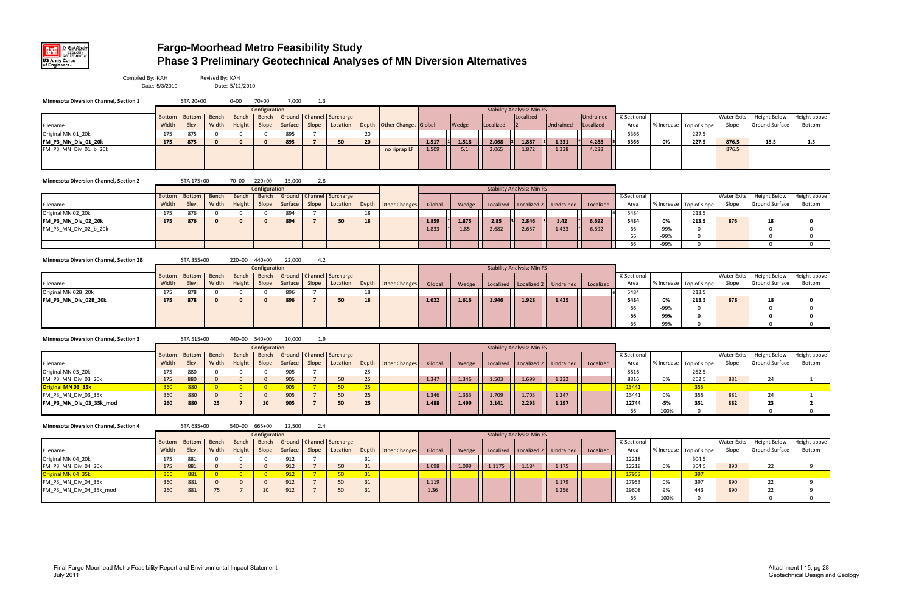# Fargo-Moorhead Metro Feasibility Study
## Phase 3 Preliminary Geotechnical Analyses of MN Diversion Alternatives

Compiled By: KAH Date: 5/3/2010
Revised By: KAH Date: 5/12/2010

**Minnesota Diversion Channel, Section 1** STA 20+00 0+00 70+00 7,000 1.3

| Filename | Bottom Width | Bottom Elev. | Bench Width | Bench Height | Bench Slope | Ground Surface | Channel Slope | Surcharge Location | Depth | Other Changes | Global | | Wedge | | Localized | | Localized 2 | | Undrained | | Undrained Localized | | X-Sectional Area | % Increase | Top of slope | Water Exits Slope | Height Below Ground Surface | Height above Bottom |
|---|---|---|---|---|---|---|---|---|---|---|---|---|---|---|---|---|---|---|---|---|---|---|---|---|---|---|---|---|
| Original MN 01_20k | 175 | 875 | 0 | 0 | 0 | 895 | 7 | | 20 | | | | | | | | | | | | | | 6366 | | 227.5 | | | |
| **FM_P3_MN_Div_01_20k** | **175** | **875** | **0** | **0** | **0** | **895** | **7** | **50** | **20** | | **1.517** | 1 | **1.518** | | **2.068** | 2 | **1.887** | 2 | **1.331** | * | **4.288** | 5 | **6366** | **0%** | **227.5** | **876.5** | **18.5** | **1.5** |
| FM_P3_MN_Div_01_b_20k | | | | | | | | | | no riprap LF | 1.509 | | 5.1 | | 2.065 | | 1.872 | | 1.338 | | 4.288 | | | | | 876.5 | | |

**Minnesota Diversion Channel, Section 2** STA 175+00 70+00 220+00 15,000 2.8

| Filename | Bottom Width | Bottom Elev. | Bench Width | Bench Height | Bench Slope | Ground Surface | Channel Slope | Surcharge Location | Depth | Other Changes | Global | | Wedge | Localized | | Localized 2 | | Undrained | | Localized | X-Sectional Area | % Increase | Top of slope | Water Exits Slope | Height Below Ground Surface | Height above Bottom |
|---|---|---|---|---|---|---|---|---|---|---|---|---|---|---|---|---|---|---|---|---|---|---|---|---|---|---|
| Original MN 02_20k | 175 | 876 | 0 | 0 | 0 | 894 | 7 | | 18 | | | | | | | | | | | | 5484 | | 213.5 | | | |
| **FM_P3_MN_Div_02_20k** | **175** | **876** | **0** | **0** | **0** | **894** | **7** | **50** | **18** | | **1.859** | * | **1.875** | **2.85** | 3 | **2.846** | 3 | **1.42** | * | **6.692** | **5484** | **0%** | **213.5** | **876** | **18** | **0** |
| FM_P3_MN_Div_02_b_20k | | | | | | | | | | | 1.833 | * | 1.85 | 2.682 | | 2.657 | | 1.433 | * | 6.692 | 66 | -99% | 0 | | 0 | 0 |
| | | | | | | | | | | | | | | | | | | | | | 66 | -99% | 0 | | 0 | 0 |
| | | | | | | | | | | | | | | | | | | | | | 66 | -99% | 0 | | 0 | 0 |

**Minnesota Diversion Channel, Section 2B** STA 355+00 220+00 440+00 22,000 4.2

| Filename | Bottom Width | Bottom Elev. | Bench Width | Bench Height | Bench Slope | Ground Surface | Channel Slope | Surcharge Location | Depth | Other Changes | Global | Wedge | Localized | Localized 2 | Undrained | Localized | X-Sectional Area | % Increase | Top of slope | Water Exits Slope | Height Below Ground Surface | Height above Bottom |
|---|---|---|---|---|---|---|---|---|---|---|---|---|---|---|---|---|---|---|---|---|---|---|
| Original MN 02B_20k | 175 | 878 | 0 | 0 | 0 | 896 | 7 | | 18 | | | | | | | | 5484 | | 213.5 | | | |
| **FM_P3_MN_Div_02B_20k** | **175** | **878** | **0** | **0** | **0** | **896** | **7** | **50** | **18** | | **1.622** | **1.616** | **1.946** | **1.928** | **1.425** | | **5484** | **0%** | **213.5** | **878** | **18** | **0** |
| | | | | | | | | | | | | | | | | | 66 | -99% | 0 | | 0 | 0 |
| | | | | | | | | | | | | | | | | | **66** | **-99%** | **0** | | **0** | **0** |
| | | | | | | | | | | | | | | | | | 66 | -99% | 0 | | 0 | 0 |

**Minnesota Diversion Channel, Section 3** STA 515+00 440+00 540+00 10,000 1.9

| Filename | Bottom Width | Bottom Elev. | Bench Width | Bench Height | Bench Slope | Ground Surface | Channel Slope | Surcharge Location | Depth | Other Changes | Global | Wedge | Localized | Localized 2 | Undrained | Localized | X-Sectional Area | % Increase | Top of slope | Water Exits Slope | Height Below Ground Surface | Height above Bottom |
|---|---|---|---|---|---|---|---|---|---|---|---|---|---|---|---|---|---|---|---|---|---|---|
| Original MN 03_20k | 175 | 880 | 0 | 0 | 0 | 905 | 7 | | 25 | | | | | | | | 8816 | | 262.5 | | | |
| FM_P3_MN_Div_03_20k | 175 | 880 | 0 | 0 | 0 | 905 | 7 | 50 | 25 | | 1.347 | 1.346 | 1.503 | 1.699 | 1.222 | | 8816 | 0% | 262.5 | 881 | 24 | 1 |
| **Original MN 03_35k** | 360 | 880 | 0 | 0 | 0 | 905 | 7 | 50 | 25 | | | | | | | | 13441 | | 355 | | | |
| FM_P3_MN_Div_03_35k | 360 | 880 | 0 | 0 | 0 | 905 | 7 | 50 | 25 | | 1.346 | 1.363 | 1.709 | 1.703 | 1.247 | | 13441 | 0% | 355 | 881 | 24 | 1 |
| **FM_P3_MN_Div_03_35k_mod** | **260** | **880** | **25** | **7** | **10** | **905** | **7** | **50** | **25** | | **1.488** | **1.499** | **2.141** | **2.293** | **1.297** | | **12744** | **-5%** | **351** | **882** | **23** | **2** |
| | | | | | | | | | | | | | | | | | 66 | -100% | 0 | | 0 | 0 |

**Minnesota Diversion Channel, Section 4** STA 635+00 540+00 665+00 12,500 2.4

| Filename | Bottom Width | Bottom Elev. | Bench Width | Bench Height | Bench Slope | Ground Surface | Channel Slope | Surcharge Location | Depth | Other Changes | Global | Wedge | Localized | Localized 2 | Undrained | Localized | X-Sectional Area | % Increase | Top of slope | Water Exits Slope | Height Below Ground Surface | Height above Bottom |
|---|---|---|---|---|---|---|---|---|---|---|---|---|---|---|---|---|---|---|---|---|---|---|
| Original MN 04_20k | 175 | 881 | 0 | 0 | 0 | 912 | 7 | | 31 | | | | | | | | 12218 | | 304.5 | | | |
| FM_P3_MN_Div_04_20k | 175 | 881 | 0 | 0 | 0 | 912 | 7 | 50 | 31 | | 1.098 | 1.099 | 1.1175 | 1.184 | 1.175 | | 12218 | 0% | 304.5 | 890 | 22 | 9 |
| **Original MN 04_35k** | 360 | 881 | 0 | 0 | 0 | 912 | 7 | 50 | 31 | | | | | | | | 17953 | | 397 | | | |
| FM_P3_MN_Div_04_35k | 360 | 881 | 0 | 0 | 0 | 912 | 7 | 50 | 31 | | 1.119 | | | | 1.179 | | 17953 | 0% | 397 | 890 | 22 | 9 |
| FM_P3_MN_Div_04_35k_mod | 260 | 881 | 75 | 7 | 10 | 912 | 7 | 50 | 31 | | 1.36 | | | | 1.256 | | 19608 | 9% | 443 | 890 | 22 | 9 |
| | | | | | | | | | | | | | | | | | 66 | -100% | 0 | | 0 | 0 |

Final Fargo-Moorhead Metro Feasibility Report and Environmental Impact Statement
July 2011

Attachment I-15, pg 28
Geotechnical Design and Geology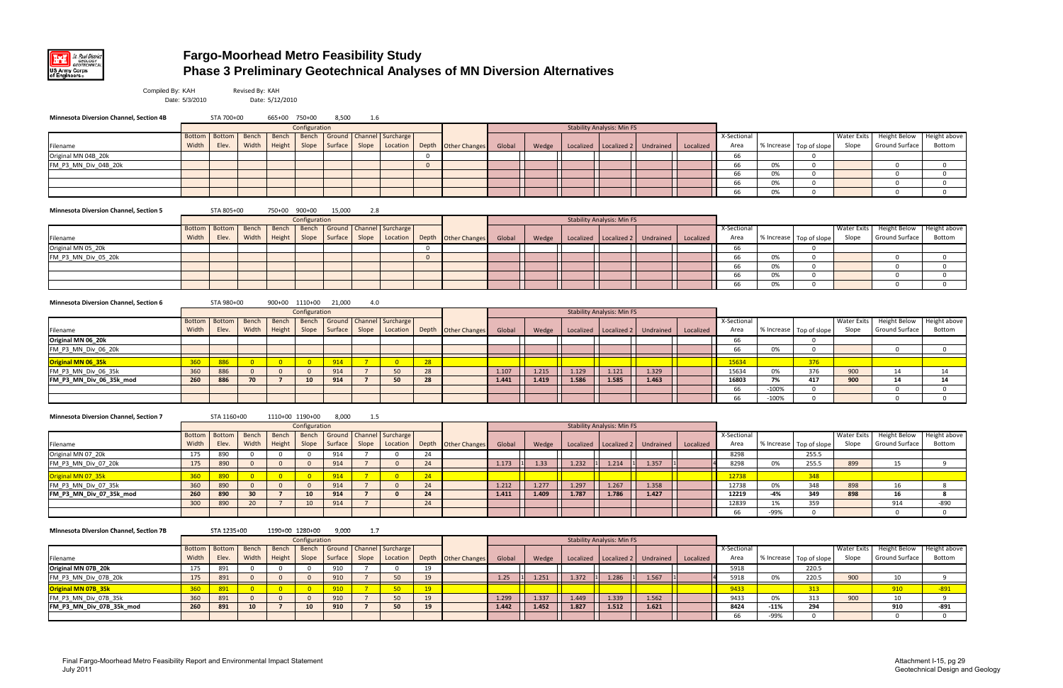# Fargo-Moorhead Metro Feasibility Study
## Phase 3 Preliminary Geotechnical Analyses of MN Diversion Alternatives

Compiled By: KAH Revised By: KAH
Date: 5/3/2010 Date: 5/12/2010

**Minnesota Diversion Channel, Section 4B** STA 700+00 665+00 750+00 8,500 1.6

| | Configuration | | | | | | | | | | Stability Analysis: Min FS | | | | | | | | | | | | |
|---|---|---|---|---|---|---|---|---|---|---|---|---|---|---|---|---|---|---|---|---|---|---|---|
| Filename | Bottom Width | Bottom Elev. | Bench Width | Bench Height | Bench Slope | Ground Surface | Channel Slope | Surcharge Location | Depth | Other Changes | Global | Wedge | Localized | Localized 2 | Undrained | Localized | X-Sectional Area | % Increase | Top of slope | Water Exits Slope | Height Below Ground Surface | Height above Bottom |
| Original MN 04B_20k | | | | | | | | | 0 | | | | | | | | 66 | | 0 | | | |
| FM_P3_MN_Div_04B_20k | | | | | | | | | 0 | | | | | | | | 66 | 0% | 0 | | 0 | 0 |
| | | | | | | | | | | | | | | | | | 66 | 0% | 0 | | 0 | 0 |
| | | | | | | | | | | | | | | | | | 66 | 0% | 0 | | 0 | 0 |
| | | | | | | | | | | | | | | | | | 66 | 0% | 0 | | 0 | 0 |

**Minnesota Diversion Channel, Section 5** STA 805+00 750+00 900+00 15,000 2.8

| | Configuration | | | | | | | | | | Stability Analysis: Min FS | | | | | | | | | | | |
|---|---|---|---|---|---|---|---|---|---|---|---|---|---|---|---|---|---|---|---|---|---|---|
| Filename | Bottom Width | Bottom Elev. | Bench Width | Bench Height | Bench Slope | Ground Surface | Channel Slope | Surcharge Location | Depth | Other Changes | Global | Wedge | Localized | Localized 2 | Undrained | Localized | X-Sectional Area | % Increase | Top of slope | Water Exits Slope | Height Below Ground Surface | Height above Bottom |
| Original MN 05_20k | | | | | | | | | 0 | | | | | | | | 66 | | 0 | | | |
| FM_P3_MN_Div_05_20k | | | | | | | | | 0 | | | | | | | | 66 | 0% | 0 | | 0 | 0 |
| | | | | | | | | | | | | | | | | | 66 | 0% | 0 | | 0 | 0 |
| | | | | | | | | | | | | | | | | | 66 | 0% | 0 | | 0 | 0 |
| | | | | | | | | | | | | | | | | | 66 | 0% | 0 | | 0 | 0 |

**Minnesota Diversion Channel, Section 6** STA 980+00 900+00 1110+00 21,000 4.0

| | Configuration | | | | | | | | | | Stability Analysis: Min FS | | | | | | | | | | | |
|---|---|---|---|---|---|---|---|---|---|---|---|---|---|---|---|---|---|---|---|---|---|---|
| Filename | Bottom Width | Bottom Elev. | Bench Width | Bench Height | Bench Slope | Ground Surface | Channel Slope | Surcharge Location | Depth | Other Changes | Global | Wedge | Localized | Localized 2 | Undrained | Localized | X-Sectional Area | % Increase | Top of slope | Water Exits Slope | Height Below Ground Surface | Height above Bottom |
| **Original MN 06_20k** | | | | | | | | | | | | | | | | | 66 | | 0 | | | |
| FM_P3_MN_Div_06_20k | | | | | | | | | | | | | | | | | 66 | 0% | 0 | | 0 | 0 |
| **Original MN 06_35k** | 360 | 886 | 0 | 0 | 0 | 914 | 7 | 0 | 28 | | | | | | | | 15634 | | 376 | | | |
| FM_P3_MN_Div_06_35k | 360 | 886 | 0 | 0 | 0 | 914 | 7 | 50 | 28 | | 1.107 | 1.215 | 1.129 | 1.121 | 1.329 | | 15634 | 0% | 376 | 900 | 14 | 14 |
| **FM_P3_MN_Div_06_35k_mod** | **260** | **886** | **70** | **7** | **10** | **914** | **7** | **50** | **28** | | **1.441** | **1.419** | **1.586** | **1.585** | **1.463** | | **16803** | **7%** | **417** | **900** | **14** | **14** |
| | | | | | | | | | | | | | | | | | 66 | -100% | 0 | | 0 | 0 |
| | | | | | | | | | | | | | | | | | 66 | -100% | 0 | | 0 | 0 |

**Minnesota Diversion Channel, Section 7** STA 1160+00 1110+00 1190+00 8,000 1.5

| | Configuration | | | | | | | | | | Stability Analysis: Min FS | | | | | | | | | | | |
|---|---|---|---|---|---|---|---|---|---|---|---|---|---|---|---|---|---|---|---|---|---|---|
| Filename | Bottom Width | Bottom Elev. | Bench Width | Bench Height | Bench Slope | Ground Surface | Channel Slope | Surcharge Location | Depth | Other Changes | Global | Wedge | Localized | Localized 2 | Undrained | Localized | X-Sectional Area | % Increase | Top of slope | Water Exits Slope | Height Below Ground Surface | Height above Bottom |
| Original MN 07_20k | 175 | 890 | 0 | 0 | 0 | 914 | 7 | 0 | 24 | | | | | | | | 8298 | | 255.5 | | | |
| FM_P3_MN_Div_07_20k | 175 | 890 | 0 | 0 | 0 | 914 | 7 | 0 | 24 | | 1.173 | 1.33 | 1.232 | 1.214 | 1.357 | | 8298 | 0% | 255.5 | 899 | 15 | 9 |
| Original MN 07_35k | 360 | 890 | 0 | 0 | 0 | 914 | 7 | 0 | 24 | | | | | | | | 12738 | | 348 | | | |
| FM_P3_MN_Div_07_35k | 360 | 890 | 0 | 0 | 0 | 914 | 7 | 0 | 24 | | 1.212 | 1.277 | 1.297 | 1.267 | 1.358 | | 12738 | 0% | 348 | 898 | 16 | 8 |
| **FM_P3_MN_Div_07_35k_mod** | **260** | **890** | **30** | **7** | **10** | **914** | **7** | **0** | **24** | | **1.411** | **1.409** | **1.787** | **1.786** | **1.427** | | **12219** | **-4%** | **349** | **898** | **16** | **8** |
| | 300 | 890 | 20 | 7 | 10 | 914 | 7 | | 24 | | | | | | | | 12839 | 1% | 359 | | 914 | -890 |
| | | | | | | | | | | | | | | | | | 66 | -99% | 0 | | 0 | 0 |

**Minnesota Diversion Channel, Section 7B** STA 1235+00 1190+00 1280+00 9,000 1.7

| | Configuration | | | | | | | | | | Stability Analysis: Min FS | | | | | | | | | | | |
|---|---|---|---|---|---|---|---|---|---|---|---|---|---|---|---|---|---|---|---|---|---|---|
| Filename | Bottom Width | Bottom Elev. | Bench Width | Bench Height | Bench Slope | Ground Surface | Channel Slope | Surcharge Location | Depth | Other Changes | Global | Wedge | Localized | Localized 2 | Undrained | Localized | X-Sectional Area | % Increase | Top of slope | Water Exits Slope | Height Below Ground Surface | Height above Bottom |
| **Original MN 07B_20k** | 175 | 891 | 0 | 0 | 0 | 910 | 7 | 0 | 19 | | | | | | | | 5918 | | 220.5 | | | |
| FM_P3_MN_Div_07B_20k | 175 | 891 | 0 | 0 | 0 | 910 | 7 | 50 | 19 | | 1.25 | 1.251 | 1.372 | 1.286 | 1.567 | | 5918 | 0% | 220.5 | 900 | 10 | 9 |
| **Original MN 07B_35k** | 360 | 891 | 0 | 0 | 0 | 910 | 7 | 50 | 19 | | | | | | | | 9433 | | 313 | | 910 | -891 |
| FM_P3_MN_Div_07B_35k | 360 | 891 | 0 | 0 | 0 | 910 | 7 | 50 | 19 | | 1.299 | 1.337 | 1.449 | 1.339 | 1.562 | | 9433 | 0% | 313 | 900 | 10 | 9 |
| **FM_P3_MN_Div_07B_35k_mod** | **260** | **891** | **10** | **7** | **10** | **910** | **7** | **50** | **19** | | **1.442** | **1.452** | **1.827** | **1.512** | **1.621** | | **8424** | **-11%** | **294** | | **910** | **-891** |
| | | | | | | | | | | | | | | | | | 66 | -99% | 0 | | 0 | 0 |

Final Fargo-Moorhead Metro Feasibility Report and Environmental Impact Statement
July 2011

Attachment I-15, pg 29
Geotechnical Design and Geology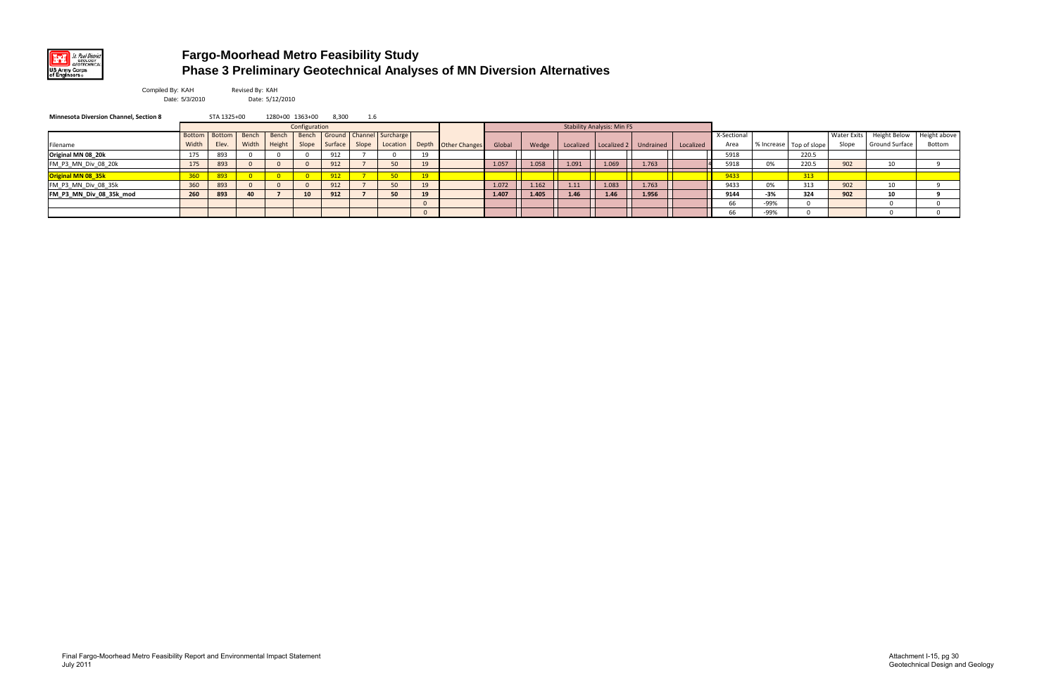# Fargo-Moorhead Metro Feasibility Study
## Phase 3 Preliminary Geotechnical Analyses of MN Diversion Alternatives

Compiled By: KAH Date: 5/3/2010
Revised By: KAH Date: 5/12/2010

**Minnesota Diversion Channel, Section 8** STA 1325+00 1280+00 1363+00 8,300 1.6

| | Configuration | | | | | | | | | | Stability Analysis: Min FS | | | | | | | | | | | |
|---|---|---|---|---|---|---|---|---|---|---|---|---|---|---|---|---|---|---|---|---|---|---|
| Filename | Bottom Width | Bottom Elev. | Bench Width | Bench Height | Bench Slope | Ground Surface | Channel Slope | Surcharge Location | Depth | Other Changes | Global | Wedge | Localized | Localized 2 | Undrained | Localized | X-Sectional Area | % Increase | Top of slope | Water Exits Slope | Height Below Ground Surface | Height above Bottom |
| **Original MN 08_20k** | 175 | 893 | 0 | 0 | 0 | 912 | 7 | 0 | 19 | | | | | | | | 5918 | | 220.5 | | | |
| FM_P3_MN_Div_08_20k | 175 | 893 | 0 | 0 | 0 | 912 | 7 | 50 | 19 | | 1.057 | 1.058 | 1.091 | 1.069 | 1.763 | | 5918 | 0% | 220.5 | 902 | 10 | 9 |
| **Original MN 08_35k** | 360 | 893 | 0 | 0 | 0 | 912 | 7 | 50 | 19 | | | | | | | | 9433 | | 313 | | | |
| FM_P3_MN_Div_08_35k | 360 | 893 | 0 | 0 | 0 | 912 | 7 | 50 | 19 | | 1.072 | 1.162 | 1.11 | 1.083 | 1.763 | | 9433 | 0% | 313 | 902 | 10 | 9 |
| **FM_P3_MN_Div_08_35k_mod** | **260** | **893** | **40** | **7** | **10** | **912** | **7** | **50** | **19** | | **1.407** | **1.405** | **1.46** | **1.46** | **1.956** | | **9144** | **-3%** | **324** | **902** | **10** | **9** |
| | | | | | | | | | 0 | | | | | | | | 66 | -99% | 0 | | 0 | 0 |
| | | | | | | | | | 0 | | | | | | | | 66 | -99% | 0 | | 0 | 0 |

Final Fargo-Moorhead Metro Feasibility Report and Environmental Impact Statement
July 2011

Attachment I-15, pg 30
Geotechnical Design and Geology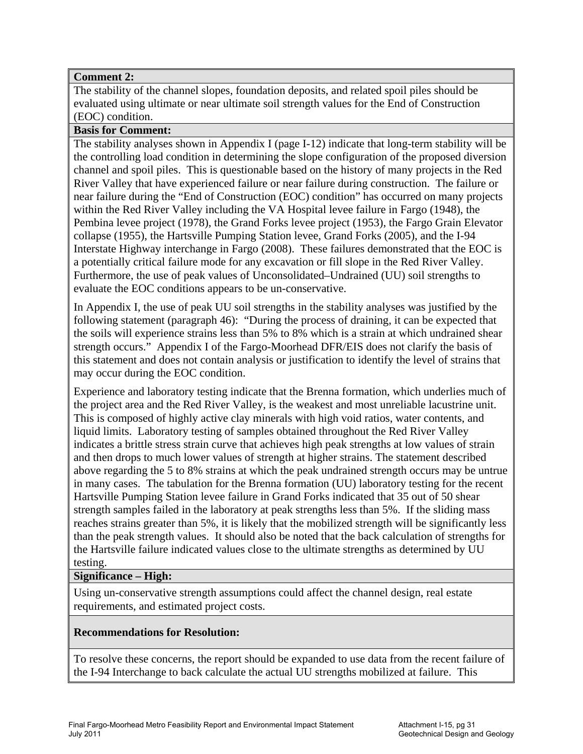**Comment 2:**

The stability of the channel slopes, foundation deposits, and related spoil piles should be evaluated using ultimate or near ultimate soil strength values for the End of Construction (EOC) condition.

**Basis for Comment:**

The stability analyses shown in Appendix I (page I-12) indicate that long-term stability will be the controlling load condition in determining the slope configuration of the proposed diversion channel and spoil piles. This is questionable based on the history of many projects in the Red River Valley that have experienced failure or near failure during construction. The failure or near failure during the "End of Construction (EOC) condition" has occurred on many projects within the Red River Valley including the VA Hospital levee failure in Fargo (1948), the Pembina levee project (1978), the Grand Forks levee project (1953), the Fargo Grain Elevator collapse (1955), the Hartsville Pumping Station levee, Grand Forks (2005), and the I-94 Interstate Highway interchange in Fargo (2008). These failures demonstrated that the EOC is a potentially critical failure mode for any excavation or fill slope in the Red River Valley. Furthermore, the use of peak values of Unconsolidated–Undrained (UU) soil strengths to evaluate the EOC conditions appears to be un-conservative.

In Appendix I, the use of peak UU soil strengths in the stability analyses was justified by the following statement (paragraph 46): "During the process of draining, it can be expected that the soils will experience strains less than 5% to 8% which is a strain at which undrained shear strength occurs." Appendix I of the Fargo-Moorhead DFR/EIS does not clarify the basis of this statement and does not contain analysis or justification to identify the level of strains that may occur during the EOC condition.

Experience and laboratory testing indicate that the Brenna formation, which underlies much of the project area and the Red River Valley, is the weakest and most unreliable lacustrine unit. This is composed of highly active clay minerals with high void ratios, water contents, and liquid limits. Laboratory testing of samples obtained throughout the Red River Valley indicates a brittle stress strain curve that achieves high peak strengths at low values of strain and then drops to much lower values of strength at higher strains. The statement described above regarding the 5 to 8% strains at which the peak undrained strength occurs may be untrue in many cases. The tabulation for the Brenna formation (UU) laboratory testing for the recent Hartsville Pumping Station levee failure in Grand Forks indicated that 35 out of 50 shear strength samples failed in the laboratory at peak strengths less than 5%. If the sliding mass reaches strains greater than 5%, it is likely that the mobilized strength will be significantly less than the peak strength values. It should also be noted that the back calculation of strengths for the Hartsville failure indicated values close to the ultimate strengths as determined by UU testing.

**Significance – High:**

Using un-conservative strength assumptions could affect the channel design, real estate requirements, and estimated project costs.

**Recommendations for Resolution:**

To resolve these concerns, the report should be expanded to use data from the recent failure of the I-94 Interchange to back calculate the actual UU strengths mobilized at failure. This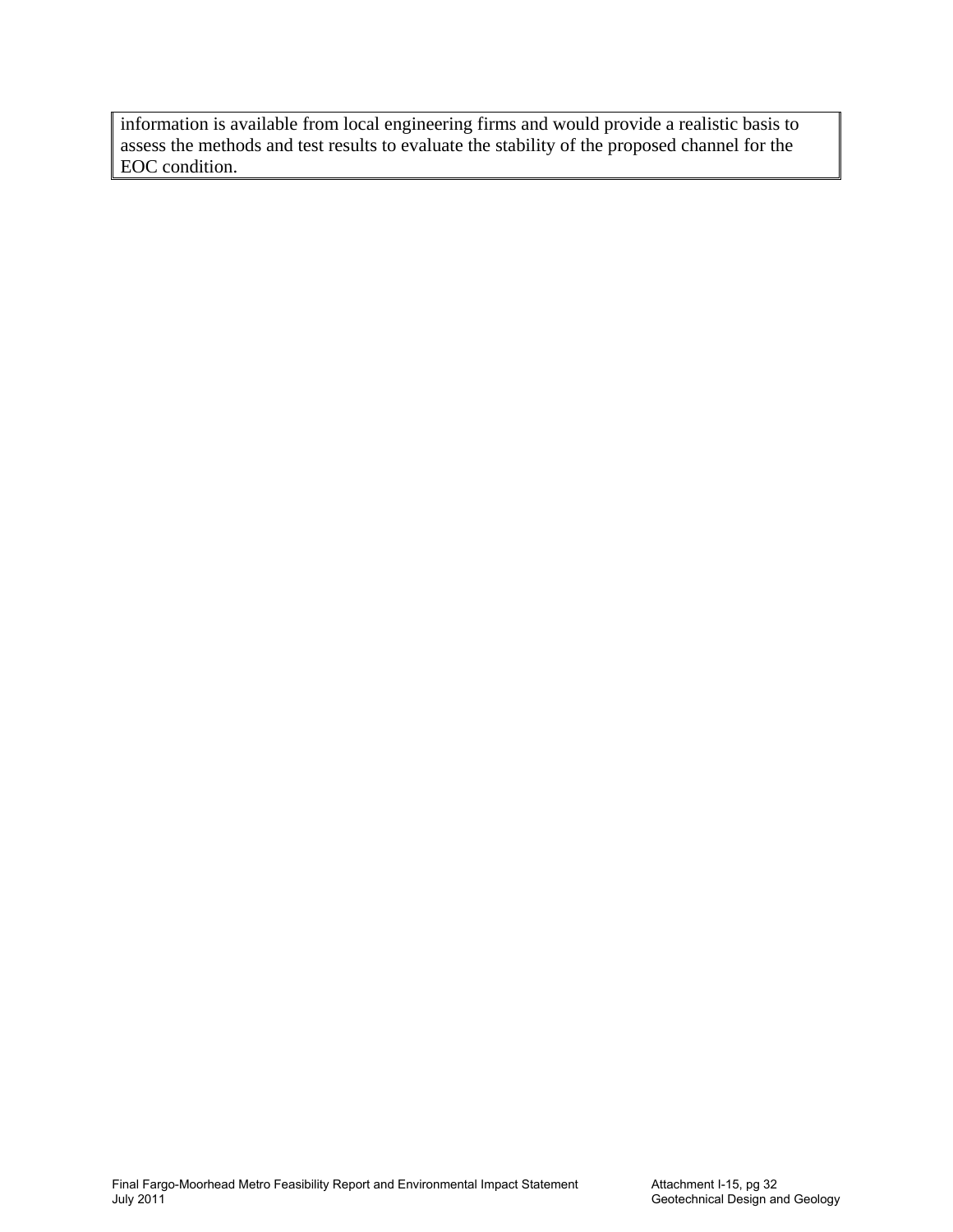information is available from local engineering firms and would provide a realistic basis to assess the methods and test results to evaluate the stability of the proposed channel for the EOC condition.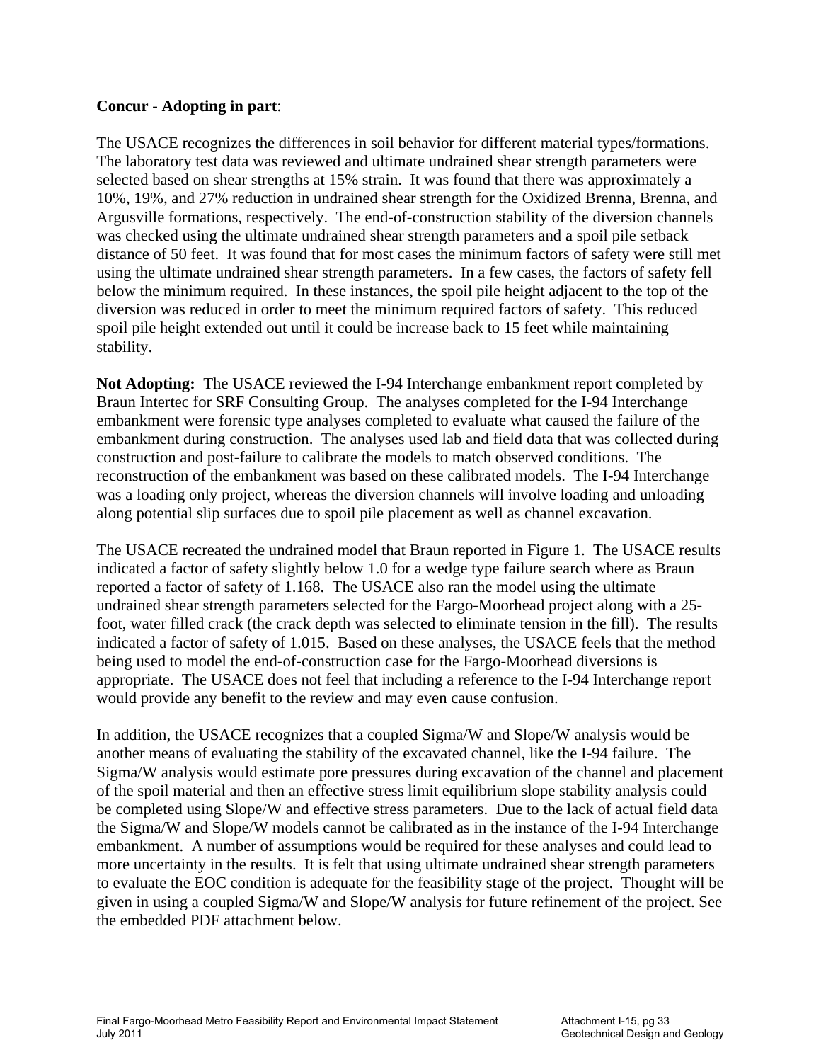**Concur - Adopting in part**:

The USACE recognizes the differences in soil behavior for different material types/formations. The laboratory test data was reviewed and ultimate undrained shear strength parameters were selected based on shear strengths at 15% strain. It was found that there was approximately a 10%, 19%, and 27% reduction in undrained shear strength for the Oxidized Brenna, Brenna, and Argusville formations, respectively. The end-of-construction stability of the diversion channels was checked using the ultimate undrained shear strength parameters and a spoil pile setback distance of 50 feet. It was found that for most cases the minimum factors of safety were still met using the ultimate undrained shear strength parameters. In a few cases, the factors of safety fell below the minimum required. In these instances, the spoil pile height adjacent to the top of the diversion was reduced in order to meet the minimum required factors of safety. This reduced spoil pile height extended out until it could be increase back to 15 feet while maintaining stability.

**Not Adopting:** The USACE reviewed the I-94 Interchange embankment report completed by Braun Intertec for SRF Consulting Group. The analyses completed for the I-94 Interchange embankment were forensic type analyses completed to evaluate what caused the failure of the embankment during construction. The analyses used lab and field data that was collected during construction and post-failure to calibrate the models to match observed conditions. The reconstruction of the embankment was based on these calibrated models. The I-94 Interchange was a loading only project, whereas the diversion channels will involve loading and unloading along potential slip surfaces due to spoil pile placement as well as channel excavation.

The USACE recreated the undrained model that Braun reported in Figure 1. The USACE results indicated a factor of safety slightly below 1.0 for a wedge type failure search where as Braun reported a factor of safety of 1.168. The USACE also ran the model using the ultimate undrained shear strength parameters selected for the Fargo-Moorhead project along with a 25-foot, water filled crack (the crack depth was selected to eliminate tension in the fill). The results indicated a factor of safety of 1.015. Based on these analyses, the USACE feels that the method being used to model the end-of-construction case for the Fargo-Moorhead diversions is appropriate. The USACE does not feel that including a reference to the I-94 Interchange report would provide any benefit to the review and may even cause confusion.

In addition, the USACE recognizes that a coupled Sigma/W and Slope/W analysis would be another means of evaluating the stability of the excavated channel, like the I-94 failure. The Sigma/W analysis would estimate pore pressures during excavation of the channel and placement of the spoil material and then an effective stress limit equilibrium slope stability analysis could be completed using Slope/W and effective stress parameters. Due to the lack of actual field data the Sigma/W and Slope/W models cannot be calibrated as in the instance of the I-94 Interchange embankment. A number of assumptions would be required for these analyses and could lead to more uncertainty in the results. It is felt that using ultimate undrained shear strength parameters to evaluate the EOC condition is adequate for the feasibility stage of the project. Thought will be given in using a coupled Sigma/W and Slope/W analysis for future refinement of the project. See the embedded PDF attachment below.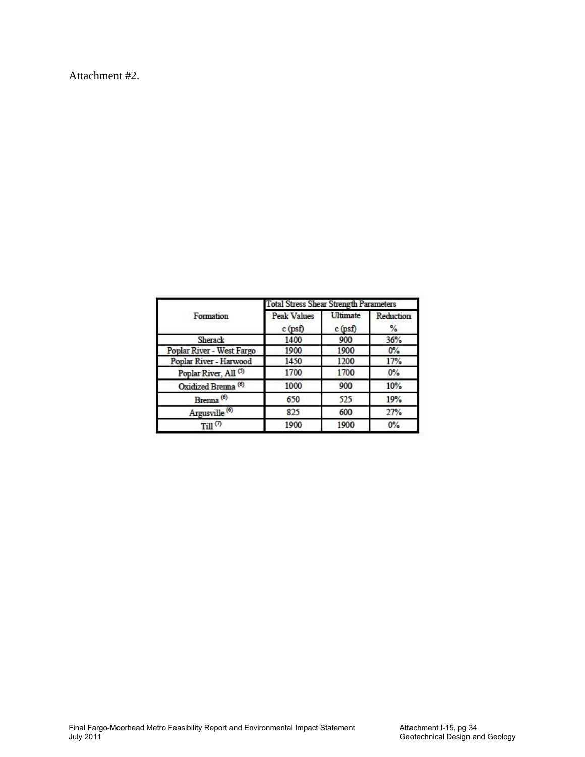Attachment #2.

| Formation | Total Stress Shear Strength Parameters | | |
|---|---|---|---|
| | Peak Values c (psf) | Ultimate c (psf) | Reduction % |
| Sherack | 1400 | 900 | 36% |
| Poplar River - West Fargo | 1900 | 1900 | 0% |
| Poplar River - Harwood | 1450 | 1200 | 17% |
| Poplar River, All (5) | 1700 | 1700 | 0% |
| Oxidized Brenna (6) | 1000 | 900 | 10% |
| Brenna (6) | 650 | 525 | 19% |
| Argusville (6) | 825 | 600 | 27% |
| Till (7) | 1900 | 1900 | 0% |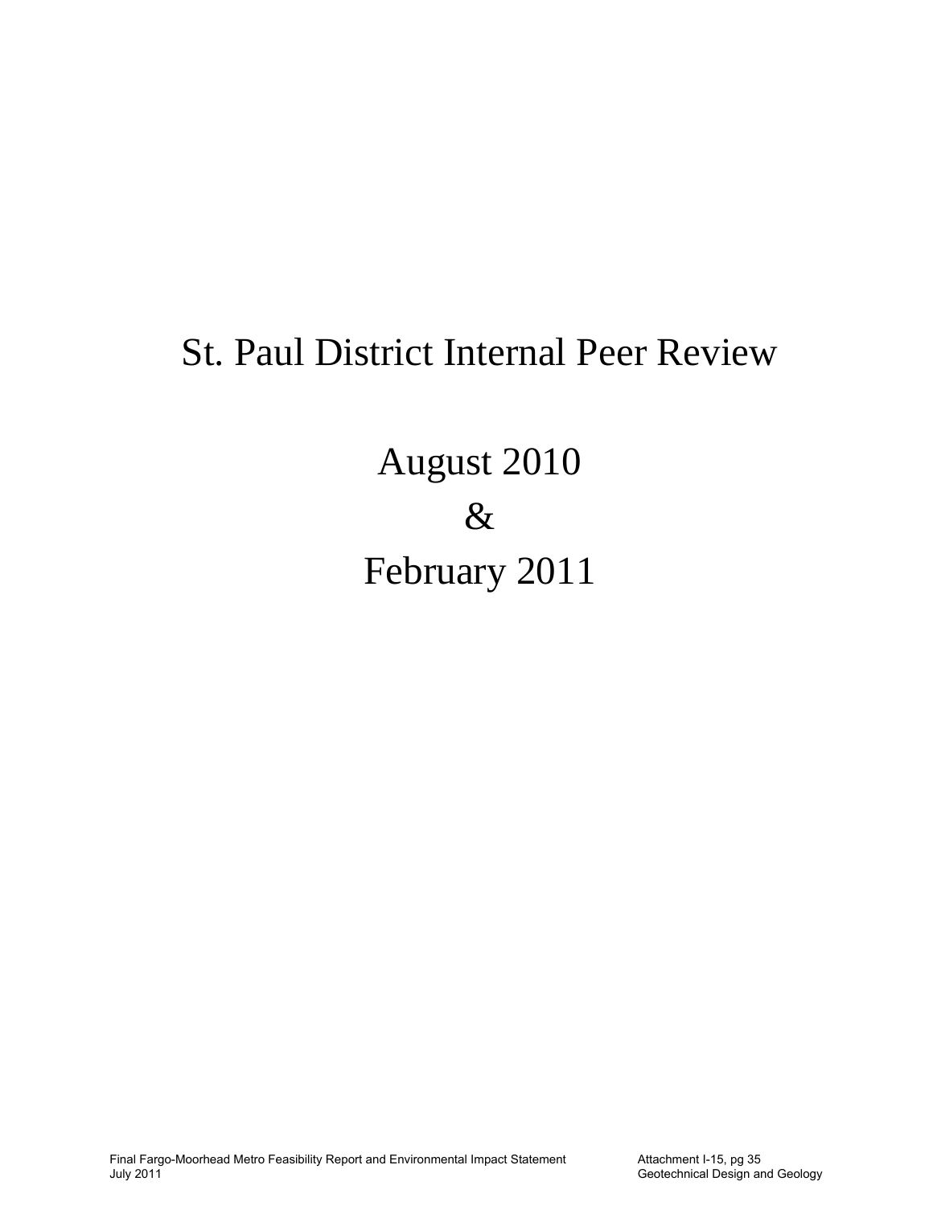# St. Paul District Internal Peer Review

# August 2010

# &

# February 2011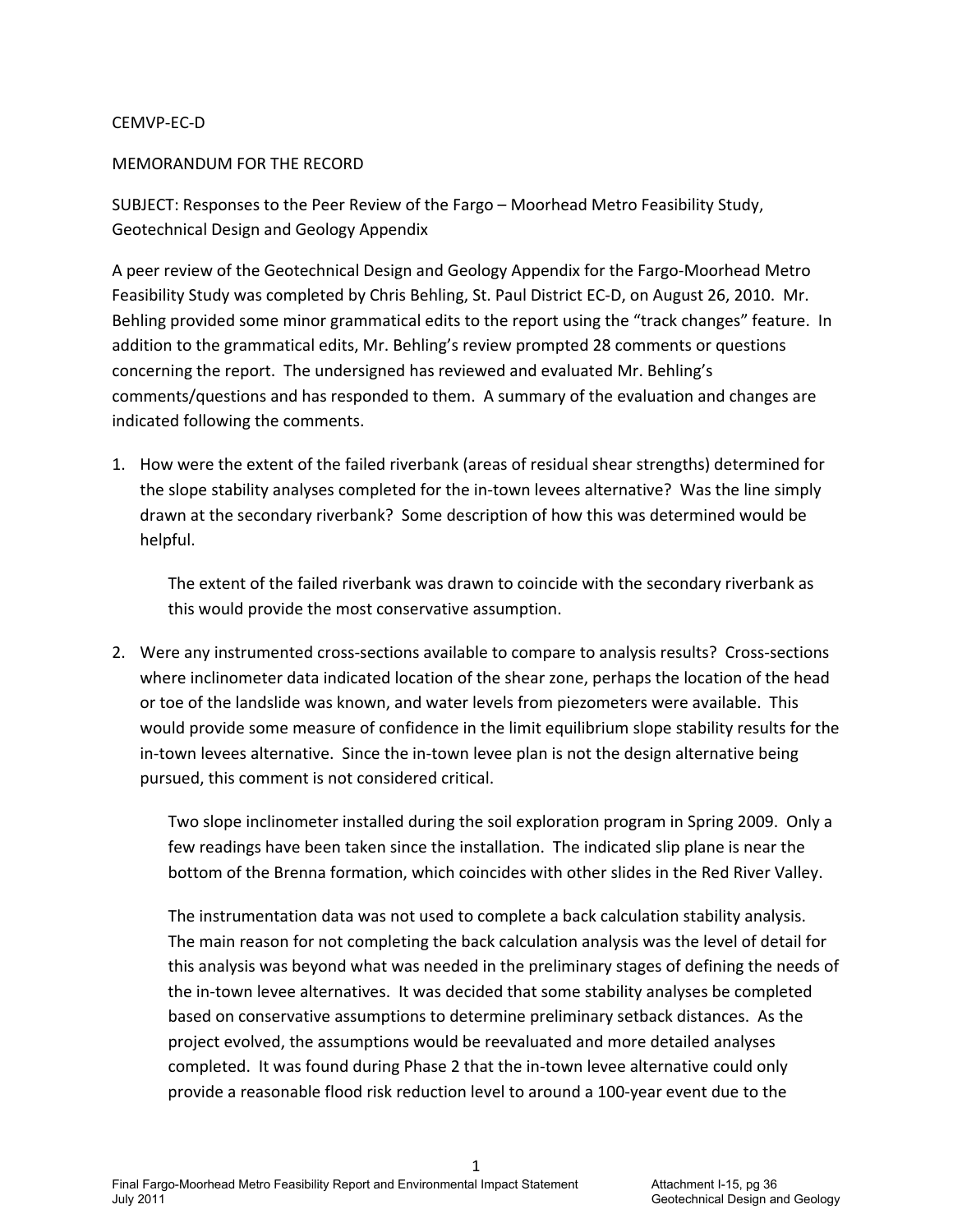CEMVP-EC-D

MEMORANDUM FOR THE RECORD

SUBJECT: Responses to the Peer Review of the Fargo – Moorhead Metro Feasibility Study, Geotechnical Design and Geology Appendix

A peer review of the Geotechnical Design and Geology Appendix for the Fargo-Moorhead Metro Feasibility Study was completed by Chris Behling, St. Paul District EC-D, on August 26, 2010. Mr. Behling provided some minor grammatical edits to the report using the "track changes" feature. In addition to the grammatical edits, Mr. Behling's review prompted 28 comments or questions concerning the report. The undersigned has reviewed and evaluated Mr. Behling's comments/questions and has responded to them. A summary of the evaluation and changes are indicated following the comments.

1. How were the extent of the failed riverbank (areas of residual shear strengths) determined for the slope stability analyses completed for the in-town levees alternative? Was the line simply drawn at the secondary riverbank? Some description of how this was determined would be helpful.

   The extent of the failed riverbank was drawn to coincide with the secondary riverbank as this would provide the most conservative assumption.

2. Were any instrumented cross-sections available to compare to analysis results? Cross-sections where inclinometer data indicated location of the shear zone, perhaps the location of the head or toe of the landslide was known, and water levels from piezometers were available. This would provide some measure of confidence in the limit equilibrium slope stability results for the in-town levees alternative. Since the in-town levee plan is not the design alternative being pursued, this comment is not considered critical.

   Two slope inclinometer installed during the soil exploration program in Spring 2009. Only a few readings have been taken since the installation. The indicated slip plane is near the bottom of the Brenna formation, which coincides with other slides in the Red River Valley.

   The instrumentation data was not used to complete a back calculation stability analysis. The main reason for not completing the back calculation analysis was the level of detail for this analysis was beyond what was needed in the preliminary stages of defining the needs of the in-town levee alternatives. It was decided that some stability analyses be completed based on conservative assumptions to determine preliminary setback distances. As the project evolved, the assumptions would be reevaluated and more detailed analyses completed. It was found during Phase 2 that the in-town levee alternative could only provide a reasonable flood risk reduction level to around a 100-year event due to the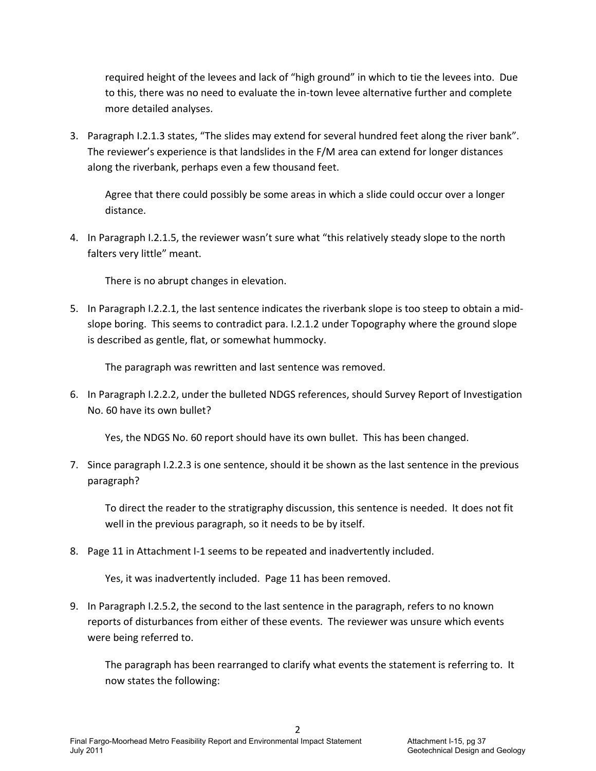required height of the levees and lack of "high ground" in which to tie the levees into. Due to this, there was no need to evaluate the in-town levee alternative further and complete more detailed analyses.

3. Paragraph I.2.1.3 states, "The slides may extend for several hundred feet along the river bank". The reviewer's experience is that landslides in the F/M area can extend for longer distances along the riverbank, perhaps even a few thousand feet.

   Agree that there could possibly be some areas in which a slide could occur over a longer distance.

4. In Paragraph I.2.1.5, the reviewer wasn't sure what "this relatively steady slope to the north falters very little" meant.

   There is no abrupt changes in elevation.

5. In Paragraph I.2.2.1, the last sentence indicates the riverbank slope is too steep to obtain a mid-slope boring. This seems to contradict para. I.2.1.2 under Topography where the ground slope is described as gentle, flat, or somewhat hummocky.

   The paragraph was rewritten and last sentence was removed.

6. In Paragraph I.2.2.2, under the bulleted NDGS references, should Survey Report of Investigation No. 60 have its own bullet?

   Yes, the NDGS No. 60 report should have its own bullet. This has been changed.

7. Since paragraph I.2.2.3 is one sentence, should it be shown as the last sentence in the previous paragraph?

   To direct the reader to the stratigraphy discussion, this sentence is needed. It does not fit well in the previous paragraph, so it needs to be by itself.

8. Page 11 in Attachment I-1 seems to be repeated and inadvertently included.

   Yes, it was inadvertently included. Page 11 has been removed.

9. In Paragraph I.2.5.2, the second to the last sentence in the paragraph, refers to no known reports of disturbances from either of these events. The reviewer was unsure which events were being referred to.

   The paragraph has been rearranged to clarify what events the statement is referring to. It now states the following: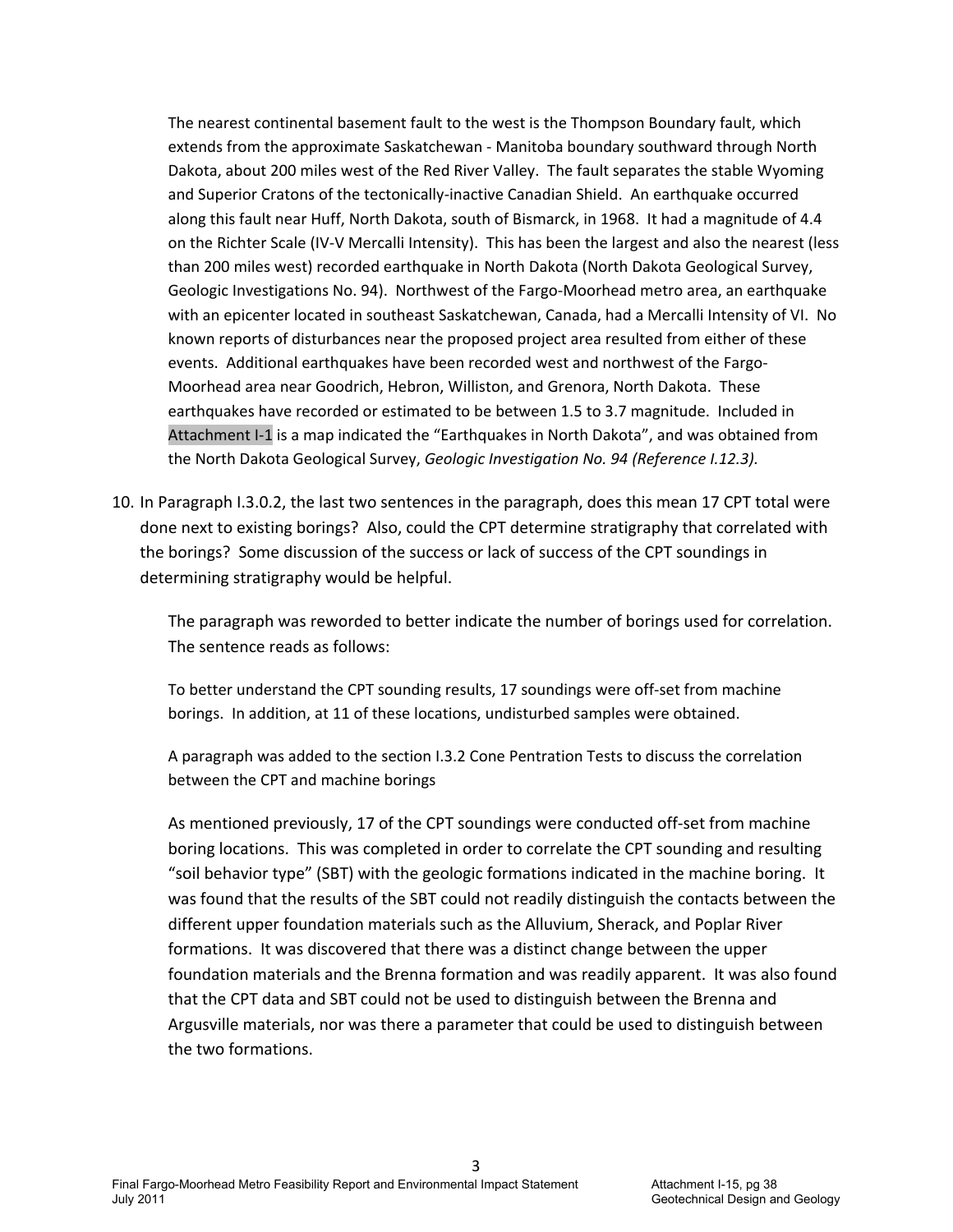The nearest continental basement fault to the west is the Thompson Boundary fault, which extends from the approximate Saskatchewan - Manitoba boundary southward through North Dakota, about 200 miles west of the Red River Valley. The fault separates the stable Wyoming and Superior Cratons of the tectonically-inactive Canadian Shield. An earthquake occurred along this fault near Huff, North Dakota, south of Bismarck, in 1968. It had a magnitude of 4.4 on the Richter Scale (IV-V Mercalli Intensity). This has been the largest and also the nearest (less than 200 miles west) recorded earthquake in North Dakota (North Dakota Geological Survey, Geologic Investigations No. 94). Northwest of the Fargo-Moorhead metro area, an earthquake with an epicenter located in southeast Saskatchewan, Canada, had a Mercalli Intensity of VI. No known reports of disturbances near the proposed project area resulted from either of these events. Additional earthquakes have been recorded west and northwest of the Fargo-Moorhead area near Goodrich, Hebron, Williston, and Grenora, North Dakota. These earthquakes have recorded or estimated to be between 1.5 to 3.7 magnitude. Included in Attachment I-1 is a map indicated the "Earthquakes in North Dakota", and was obtained from the North Dakota Geological Survey, *Geologic Investigation No. 94 (Reference I.12.3).*

10. In Paragraph I.3.0.2, the last two sentences in the paragraph, does this mean 17 CPT total were done next to existing borings? Also, could the CPT determine stratigraphy that correlated with the borings? Some discussion of the success or lack of success of the CPT soundings in determining stratigraphy would be helpful.

The paragraph was reworded to better indicate the number of borings used for correlation. The sentence reads as follows:

To better understand the CPT sounding results, 17 soundings were off-set from machine borings. In addition, at 11 of these locations, undisturbed samples were obtained.

A paragraph was added to the section I.3.2 Cone Pentration Tests to discuss the correlation between the CPT and machine borings

As mentioned previously, 17 of the CPT soundings were conducted off-set from machine boring locations. This was completed in order to correlate the CPT sounding and resulting "soil behavior type" (SBT) with the geologic formations indicated in the machine boring. It was found that the results of the SBT could not readily distinguish the contacts between the different upper foundation materials such as the Alluvium, Sherack, and Poplar River formations. It was discovered that there was a distinct change between the upper foundation materials and the Brenna formation and was readily apparent. It was also found that the CPT data and SBT could not be used to distinguish between the Brenna and Argusville materials, nor was there a parameter that could be used to distinguish between the two formations.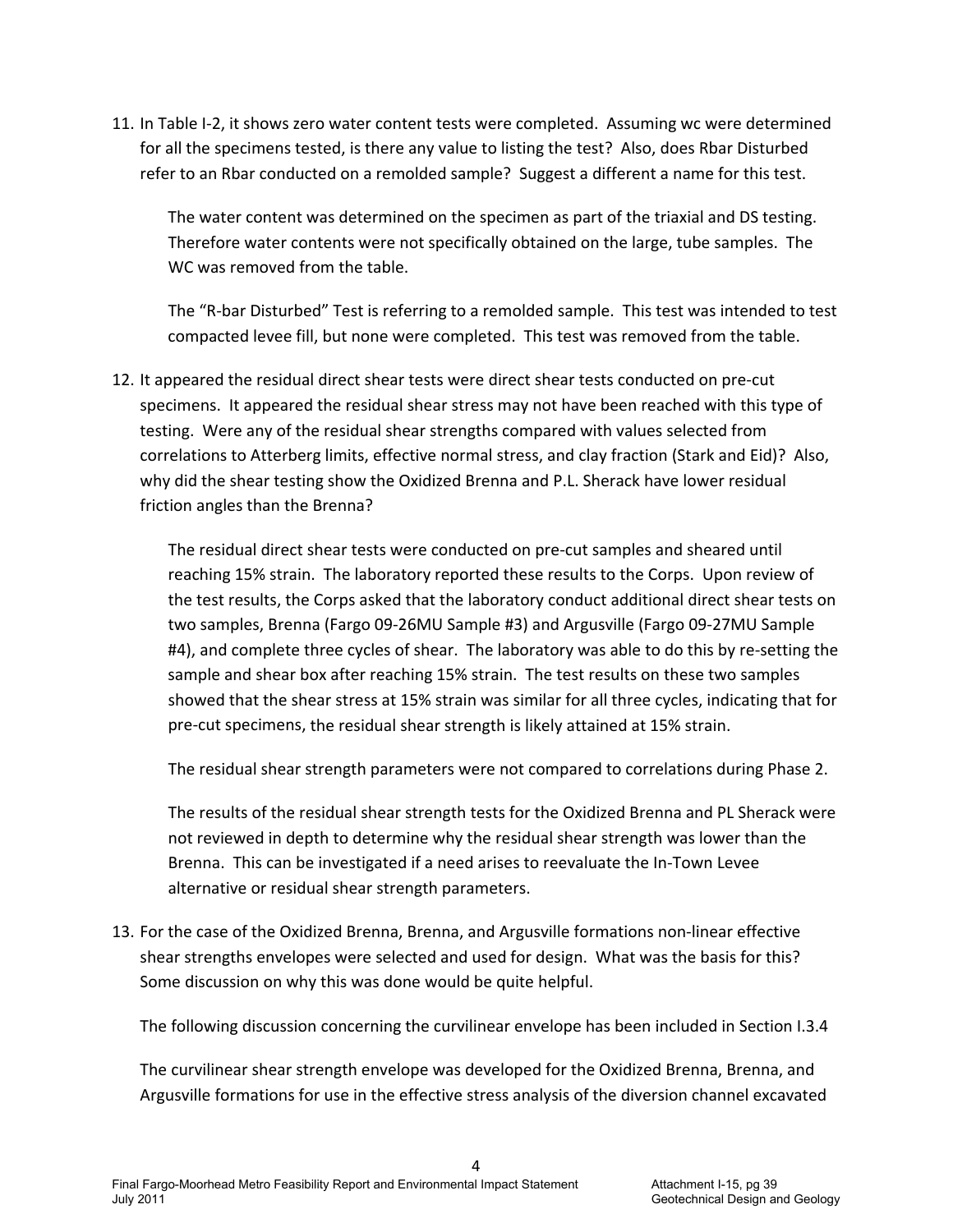11. In Table I-2, it shows zero water content tests were completed. Assuming wc were determined for all the specimens tested, is there any value to listing the test? Also, does Rbar Disturbed refer to an Rbar conducted on a remolded sample? Suggest a different name for this test.

    The water content was determined on the specimen as part of the triaxial and DS testing. Therefore water contents were not specifically obtained on the large, tube samples. The WC was removed from the table.

    The "R-bar Disturbed" Test is referring to a remolded sample. This test was intended to test compacted levee fill, but none were completed. This test was removed from the table.

12. It appeared the residual direct shear tests were direct shear tests conducted on pre-cut specimens. It appeared the residual shear stress may not have been reached with this type of testing. Were any of the residual shear strengths compared with values selected from correlations to Atterberg limits, effective normal stress, and clay fraction (Stark and Eid)? Also, why did the shear testing show the Oxidized Brenna and P.L. Sherack have lower residual friction angles than the Brenna?

    The residual direct shear tests were conducted on pre-cut samples and sheared until reaching 15% strain. The laboratory reported these results to the Corps. Upon review of the test results, the Corps asked that the laboratory conduct additional direct shear tests on two samples, Brenna (Fargo 09-26MU Sample #3) and Argusville (Fargo 09-27MU Sample #4), and complete three cycles of shear. The laboratory was able to do this by re-setting the sample and shear box after reaching 15% strain. The test results on these two samples showed that the shear stress at 15% strain was similar for all three cycles, indicating that for pre-cut specimens, the residual shear strength is likely attained at 15% strain.

    The residual shear strength parameters were not compared to correlations during Phase 2.

    The results of the residual shear strength tests for the Oxidized Brenna and PL Sherack were not reviewed in depth to determine why the residual shear strength was lower than the Brenna. This can be investigated if a need arises to reevaluate the In-Town Levee alternative or residual shear strength parameters.

13. For the case of the Oxidized Brenna, Brenna, and Argusville formations non-linear effective shear strengths envelopes were selected and used for design. What was the basis for this? Some discussion on why this was done would be quite helpful.

    The following discussion concerning the curvilinear envelope has been included in Section I.3.4

    The curvilinear shear strength envelope was developed for the Oxidized Brenna, Brenna, and Argusville formations for use in the effective stress analysis of the diversion channel excavated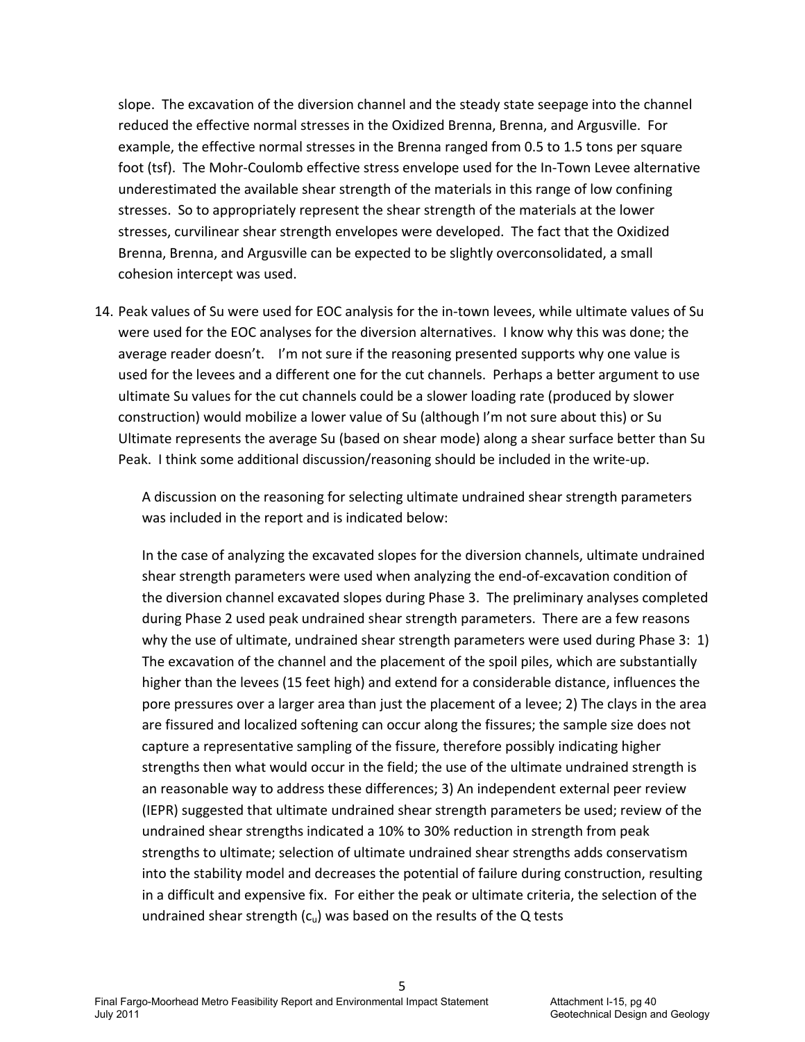slope. The excavation of the diversion channel and the steady state seepage into the channel reduced the effective normal stresses in the Oxidized Brenna, Brenna, and Argusville. For example, the effective normal stresses in the Brenna ranged from 0.5 to 1.5 tons per square foot (tsf). The Mohr-Coulomb effective stress envelope used for the In-Town Levee alternative underestimated the available shear strength of the materials in this range of low confining stresses. So to appropriately represent the shear strength of the materials at the lower stresses, curvilinear shear strength envelopes were developed. The fact that the Oxidized Brenna, Brenna, and Argusville can be expected to be slightly overconsolidated, a small cohesion intercept was used.

14. Peak values of Su were used for EOC analysis for the in-town levees, while ultimate values of Su were used for the EOC analyses for the diversion alternatives. I know why this was done; the average reader doesn't. I'm not sure if the reasoning presented supports why one value is used for the levees and a different one for the cut channels. Perhaps a better argument to use ultimate Su values for the cut channels could be a slower loading rate (produced by slower construction) would mobilize a lower value of Su (although I'm not sure about this) or Su Ultimate represents the average Su (based on shear mode) along a shear surface better than Su Peak. I think some additional discussion/reasoning should be included in the write-up.

    A discussion on the reasoning for selecting ultimate undrained shear strength parameters was included in the report and is indicated below:

    In the case of analyzing the excavated slopes for the diversion channels, ultimate undrained shear strength parameters were used when analyzing the end-of-excavation condition of the diversion channel excavated slopes during Phase 3. The preliminary analyses completed during Phase 2 used peak undrained shear strength parameters. There are a few reasons why the use of ultimate, undrained shear strength parameters were used during Phase 3: 1) The excavation of the channel and the placement of the spoil piles, which are substantially higher than the levees (15 feet high) and extend for a considerable distance, influences the pore pressures over a larger area than just the placement of a levee; 2) The clays in the area are fissured and localized softening can occur along the fissures; the sample size does not capture a representative sampling of the fissure, therefore possibly indicating higher strengths then what would occur in the field; the use of the ultimate undrained strength is an reasonable way to address these differences; 3) An independent external peer review (IEPR) suggested that ultimate undrained shear strength parameters be used; review of the undrained shear strengths indicated a 10% to 30% reduction in strength from peak strengths to ultimate; selection of ultimate undrained shear strengths adds conservatism into the stability model and decreases the potential of failure during construction, resulting in a difficult and expensive fix. For either the peak or ultimate criteria, the selection of the undrained shear strength ($c_u$) was based on the results of the Q tests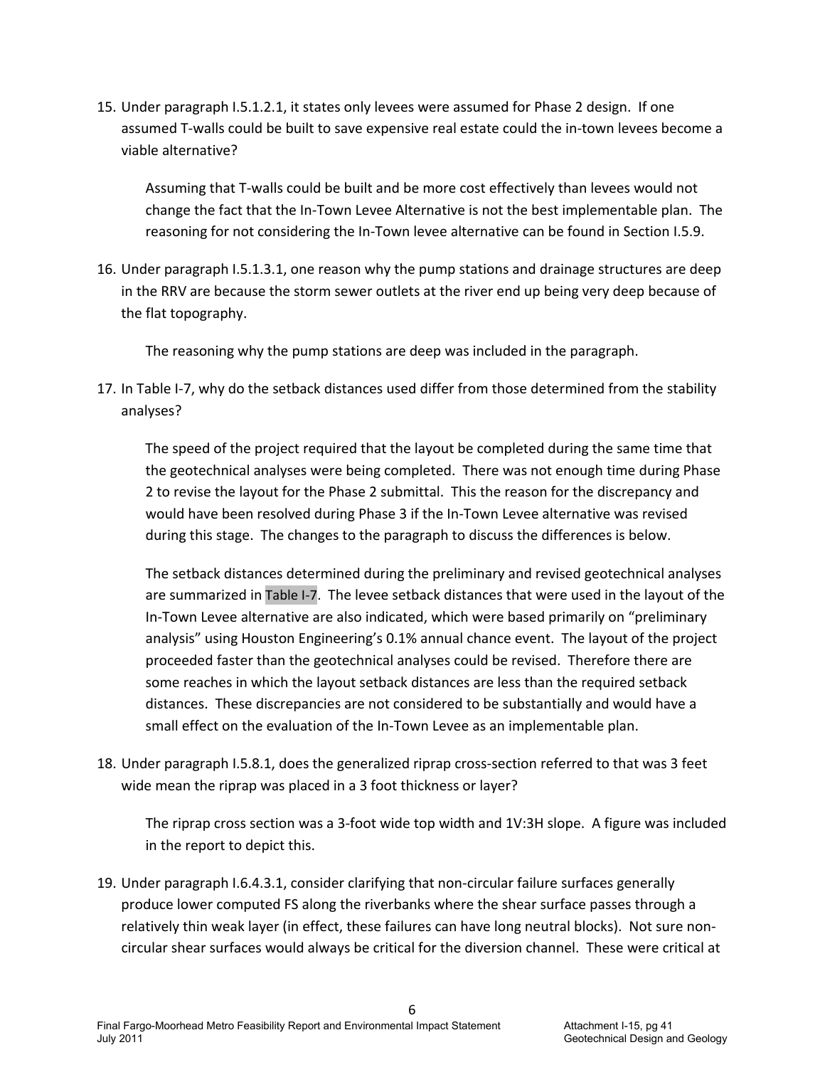15. Under paragraph I.5.1.2.1, it states only levees were assumed for Phase 2 design. If one assumed T-walls could be built to save expensive real estate could the in-town levees become a viable alternative?

    Assuming that T-walls could be built and be more cost effectively than levees would not change the fact that the In-Town Levee Alternative is not the best implementable plan. The reasoning for not considering the In-Town levee alternative can be found in Section I.5.9.

16. Under paragraph I.5.1.3.1, one reason why the pump stations and drainage structures are deep in the RRV are because the storm sewer outlets at the river end up being very deep because of the flat topography.

    The reasoning why the pump stations are deep was included in the paragraph.

17. In Table I-7, why do the setback distances used differ from those determined from the stability analyses?

    The speed of the project required that the layout be completed during the same time that the geotechnical analyses were being completed. There was not enough time during Phase 2 to revise the layout for the Phase 2 submittal. This the reason for the discrepancy and would have been resolved during Phase 3 if the In-Town Levee alternative was revised during this stage. The changes to the paragraph to discuss the differences is below.

    The setback distances determined during the preliminary and revised geotechnical analyses are summarized in Table I-7. The levee setback distances that were used in the layout of the In-Town Levee alternative are also indicated, which were based primarily on "preliminary analysis" using Houston Engineering's 0.1% annual chance event. The layout of the project proceeded faster than the geotechnical analyses could be revised. Therefore there are some reaches in which the layout setback distances are less than the required setback distances. These discrepancies are not considered to be substantially and would have a small effect on the evaluation of the In-Town Levee as an implementable plan.

18. Under paragraph I.5.8.1, does the generalized riprap cross-section referred to that was 3 feet wide mean the riprap was placed in a 3 foot thickness or layer?

    The riprap cross section was a 3-foot wide top width and 1V:3H slope. A figure was included in the report to depict this.

19. Under paragraph I.6.4.3.1, consider clarifying that non-circular failure surfaces generally produce lower computed FS along the riverbanks where the shear surface passes through a relatively thin weak layer (in effect, these failures can have long neutral blocks). Not sure non-circular shear surfaces would always be critical for the diversion channel. These were critical at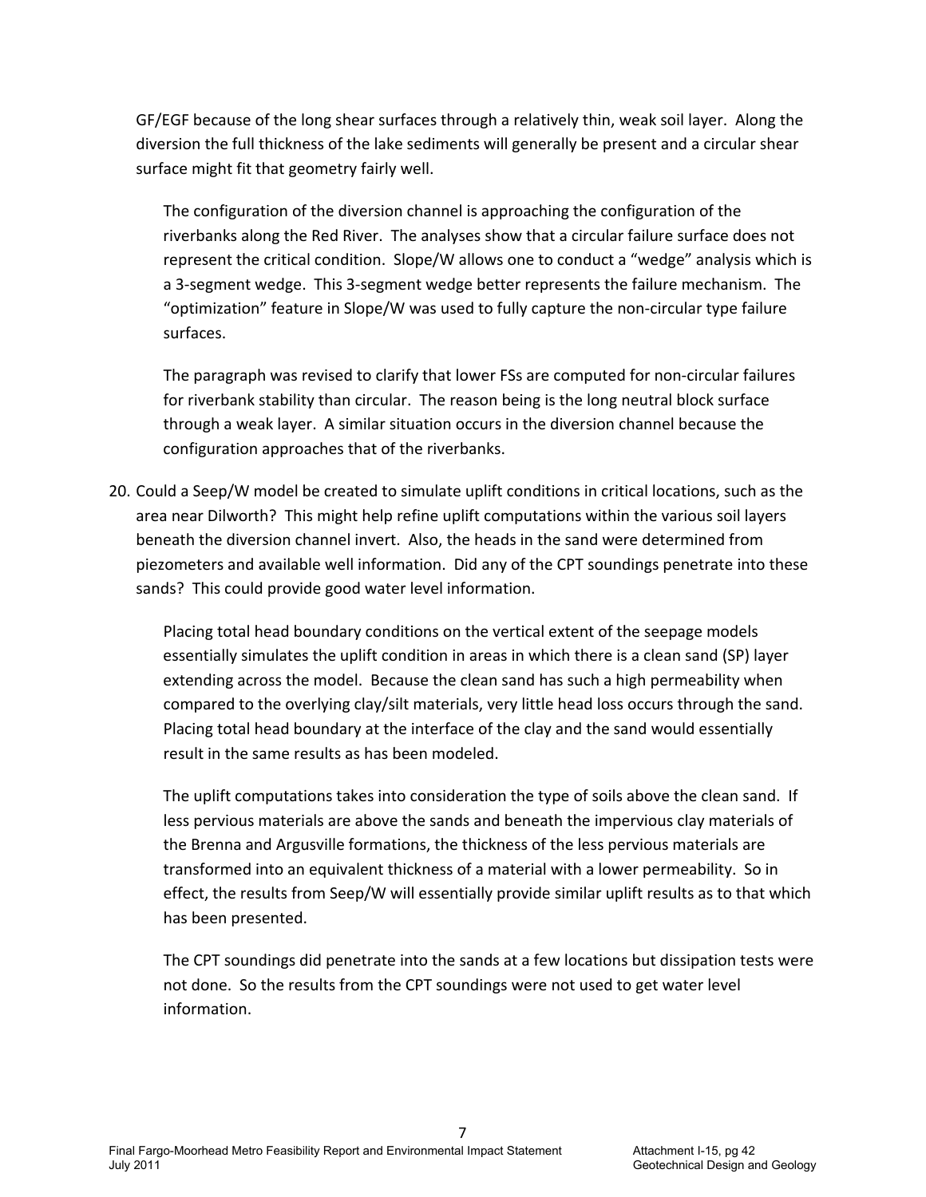GF/EGF because of the long shear surfaces through a relatively thin, weak soil layer. Along the diversion the full thickness of the lake sediments will generally be present and a circular shear surface might fit that geometry fairly well.

> The configuration of the diversion channel is approaching the configuration of the riverbanks along the Red River. The analyses show that a circular failure surface does not represent the critical condition. Slope/W allows one to conduct a "wedge" analysis which is a 3-segment wedge. This 3-segment wedge better represents the failure mechanism. The "optimization" feature in Slope/W was used to fully capture the non-circular type failure surfaces.
>
> The paragraph was revised to clarify that lower FSs are computed for non-circular failures for riverbank stability than circular. The reason being is the long neutral block surface through a weak layer. A similar situation occurs in the diversion channel because the configuration approaches that of the riverbanks.

20. Could a Seep/W model be created to simulate uplift conditions in critical locations, such as the area near Dilworth? This might help refine uplift computations within the various soil layers beneath the diversion channel invert. Also, the heads in the sand were determined from piezometers and available well information. Did any of the CPT soundings penetrate into these sands? This could provide good water level information.

> Placing total head boundary conditions on the vertical extent of the seepage models essentially simulates the uplift condition in areas in which there is a clean sand (SP) layer extending across the model. Because the clean sand has such a high permeability when compared to the overlying clay/silt materials, very little head loss occurs through the sand. Placing total head boundary at the interface of the clay and the sand would essentially result in the same results as has been modeled.
>
> The uplift computations takes into consideration the type of soils above the clean sand. If less pervious materials are above the sands and beneath the impervious clay materials of the Brenna and Argusville formations, the thickness of the less pervious materials are transformed into an equivalent thickness of a material with a lower permeability. So in effect, the results from Seep/W will essentially provide similar uplift results as to that which has been presented.
>
> The CPT soundings did penetrate into the sands at a few locations but dissipation tests were not done. So the results from the CPT soundings were not used to get water level information.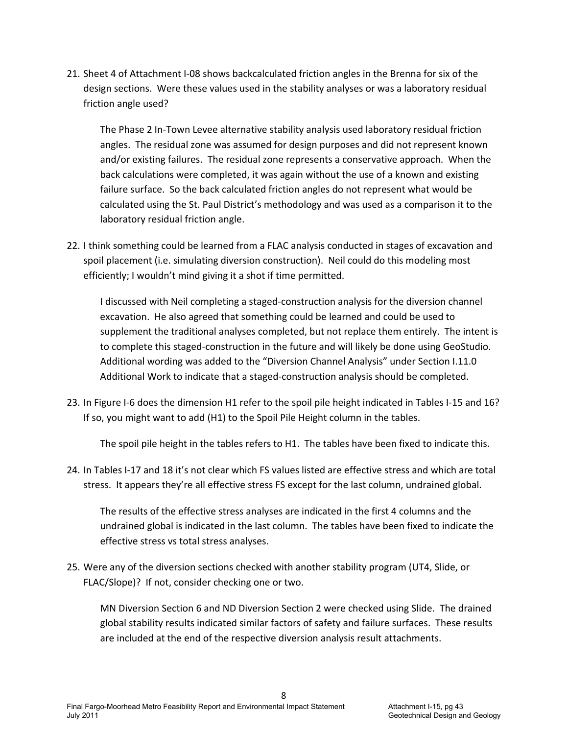21. Sheet 4 of Attachment I-08 shows backcalculated friction angles in the Brenna for six of the design sections. Were these values used in the stability analyses or was a laboratory residual friction angle used?

    The Phase 2 In-Town Levee alternative stability analysis used laboratory residual friction angles. The residual zone was assumed for design purposes and did not represent known and/or existing failures. The residual zone represents a conservative approach. When the back calculations were completed, it was again without the use of a known and existing failure surface. So the back calculated friction angles do not represent what would be calculated using the St. Paul District's methodology and was used as a comparison it to the laboratory residual friction angle.

22. I think something could be learned from a FLAC analysis conducted in stages of excavation and spoil placement (i.e. simulating diversion construction). Neil could do this modeling most efficiently; I wouldn't mind giving it a shot if time permitted.

    I discussed with Neil completing a staged-construction analysis for the diversion channel excavation. He also agreed that something could be learned and could be used to supplement the traditional analyses completed, but not replace them entirely. The intent is to complete this staged-construction in the future and will likely be done using GeoStudio. Additional wording was added to the "Diversion Channel Analysis" under Section I.11.0 Additional Work to indicate that a staged-construction analysis should be completed.

23. In Figure I-6 does the dimension H1 refer to the spoil pile height indicated in Tables I-15 and 16? If so, you might want to add (H1) to the Spoil Pile Height column in the tables.

    The spoil pile height in the tables refers to H1. The tables have been fixed to indicate this.

24. In Tables I-17 and 18 it's not clear which FS values listed are effective stress and which are total stress. It appears they're all effective stress FS except for the last column, undrained global.

    The results of the effective stress analyses are indicated in the first 4 columns and the undrained global is indicated in the last column. The tables have been fixed to indicate the effective stress vs total stress analyses.

25. Were any of the diversion sections checked with another stability program (UT4, Slide, or FLAC/Slope)? If not, consider checking one or two.

    MN Diversion Section 6 and ND Diversion Section 2 were checked using Slide. The drained global stability results indicated similar factors of safety and failure surfaces. These results are included at the end of the respective diversion analysis result attachments.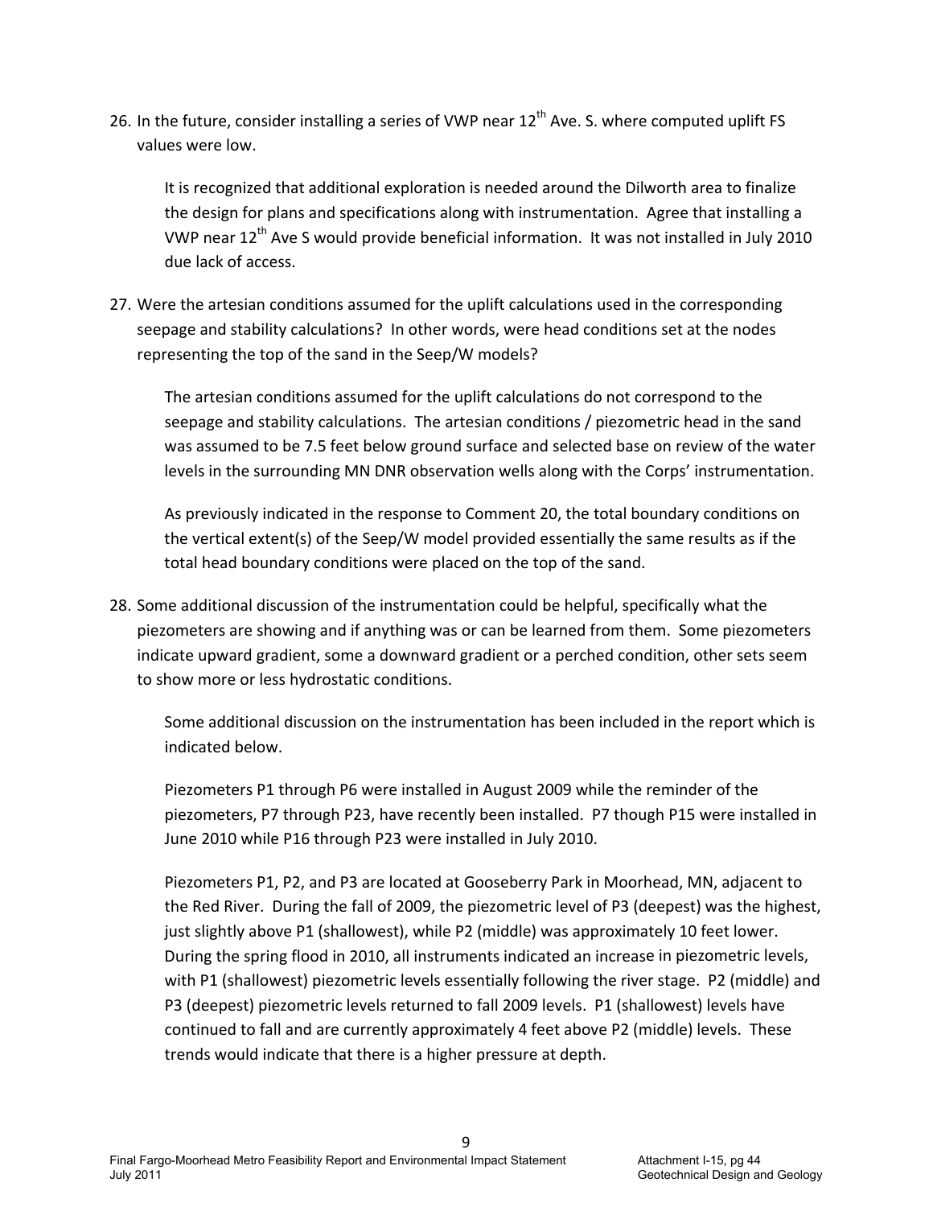26. In the future, consider installing a series of VWP near 12th Ave. S. where computed uplift FS values were low.

    It is recognized that additional exploration is needed around the Dilworth area to finalize the design for plans and specifications along with instrumentation. Agree that installing a VWP near 12th Ave S would provide beneficial information. It was not installed in July 2010 due lack of access.

27. Were the artesian conditions assumed for the uplift calculations used in the corresponding seepage and stability calculations? In other words, were head conditions set at the nodes representing the top of the sand in the Seep/W models?

    The artesian conditions assumed for the uplift calculations do not correspond to the seepage and stability calculations. The artesian conditions / piezometric head in the sand was assumed to be 7.5 feet below ground surface and selected base on review of the water levels in the surrounding MN DNR observation wells along with the Corps' instrumentation.

    As previously indicated in the response to Comment 20, the total boundary conditions on the vertical extent(s) of the Seep/W model provided essentially the same results as if the total head boundary conditions were placed on the top of the sand.

28. Some additional discussion of the instrumentation could be helpful, specifically what the piezometers are showing and if anything was or can be learned from them. Some piezometers indicate upward gradient, some a downward gradient or a perched condition, other sets seem to show more or less hydrostatic conditions.

    Some additional discussion on the instrumentation has been included in the report which is indicated below.

    Piezometers P1 through P6 were installed in August 2009 while the reminder of the piezometers, P7 through P23, have recently been installed. P7 though P15 were installed in June 2010 while P16 through P23 were installed in July 2010.

    Piezometers P1, P2, and P3 are located at Gooseberry Park in Moorhead, MN, adjacent to the Red River. During the fall of 2009, the piezometric level of P3 (deepest) was the highest, just slightly above P1 (shallowest), while P2 (middle) was approximately 10 feet lower. During the spring flood in 2010, all instruments indicated an increase in piezometric levels, with P1 (shallowest) piezometric levels essentially following the river stage. P2 (middle) and P3 (deepest) piezometric levels returned to fall 2009 levels. P1 (shallowest) levels have continued to fall and are currently approximately 4 feet above P2 (middle) levels. These trends would indicate that there is a higher pressure at depth.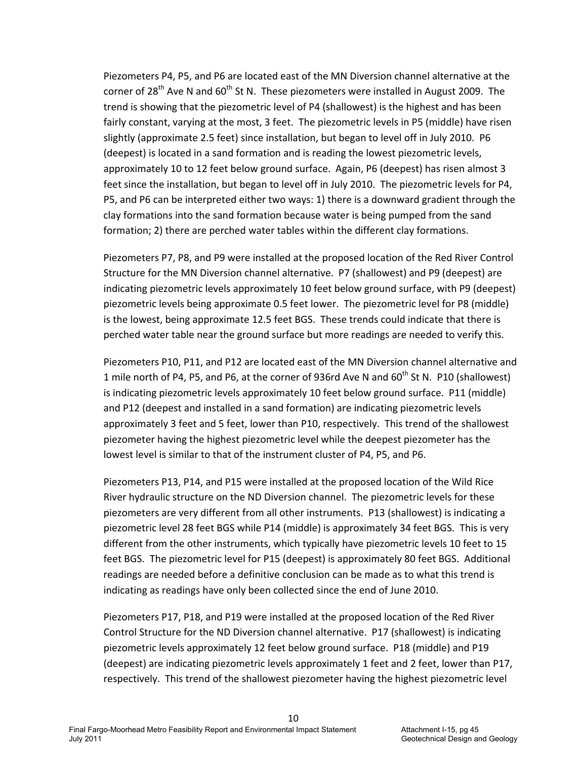Piezometers P4, P5, and P6 are located east of the MN Diversion channel alternative at the corner of 28th Ave N and 60th St N. These piezometers were installed in August 2009. The trend is showing that the piezometric level of P4 (shallowest) is the highest and has been fairly constant, varying at the most, 3 feet. The piezometric levels in P5 (middle) have risen slightly (approximate 2.5 feet) since installation, but began to level off in July 2010. P6 (deepest) is located in a sand formation and is reading the lowest piezometric levels, approximately 10 to 12 feet below ground surface. Again, P6 (deepest) has risen almost 3 feet since the installation, but began to level off in July 2010. The piezometric levels for P4, P5, and P6 can be interpreted either two ways: 1) there is a downward gradient through the clay formations into the sand formation because water is being pumped from the sand formation; 2) there are perched water tables within the different clay formations.

Piezometers P7, P8, and P9 were installed at the proposed location of the Red River Control Structure for the MN Diversion channel alternative. P7 (shallowest) and P9 (deepest) are indicating piezometric levels approximately 10 feet below ground surface, with P9 (deepest) piezometric levels being approximate 0.5 feet lower. The piezometric level for P8 (middle) is the lowest, being approximate 12.5 feet BGS. These trends could indicate that there is perched water table near the ground surface but more readings are needed to verify this.

Piezometers P10, P11, and P12 are located east of the MN Diversion channel alternative and 1 mile north of P4, P5, and P6, at the corner of 936rd Ave N and 60th St N. P10 (shallowest) is indicating piezometric levels approximately 10 feet below ground surface. P11 (middle) and P12 (deepest and installed in a sand formation) are indicating piezometric levels approximately 3 feet and 5 feet, lower than P10, respectively. This trend of the shallowest piezometer having the highest piezometric level while the deepest piezometer has the lowest level is similar to that of the instrument cluster of P4, P5, and P6.

Piezometers P13, P14, and P15 were installed at the proposed location of the Wild Rice River hydraulic structure on the ND Diversion channel. The piezometric levels for these piezometers are very different from all other instruments. P13 (shallowest) is indicating a piezometric level 28 feet BGS while P14 (middle) is approximately 34 feet BGS. This is very different from the other instruments, which typically have piezometric levels 10 feet to 15 feet BGS. The piezometric level for P15 (deepest) is approximately 80 feet BGS. Additional readings are needed before a definitive conclusion can be made as to what this trend is indicating as readings have only been collected since the end of June 2010.

Piezometers P17, P18, and P19 were installed at the proposed location of the Red River Control Structure for the ND Diversion channel alternative. P17 (shallowest) is indicating piezometric levels approximately 12 feet below ground surface. P18 (middle) and P19 (deepest) are indicating piezometric levels approximately 1 feet and 2 feet, lower than P17, respectively. This trend of the shallowest piezometer having the highest piezometric level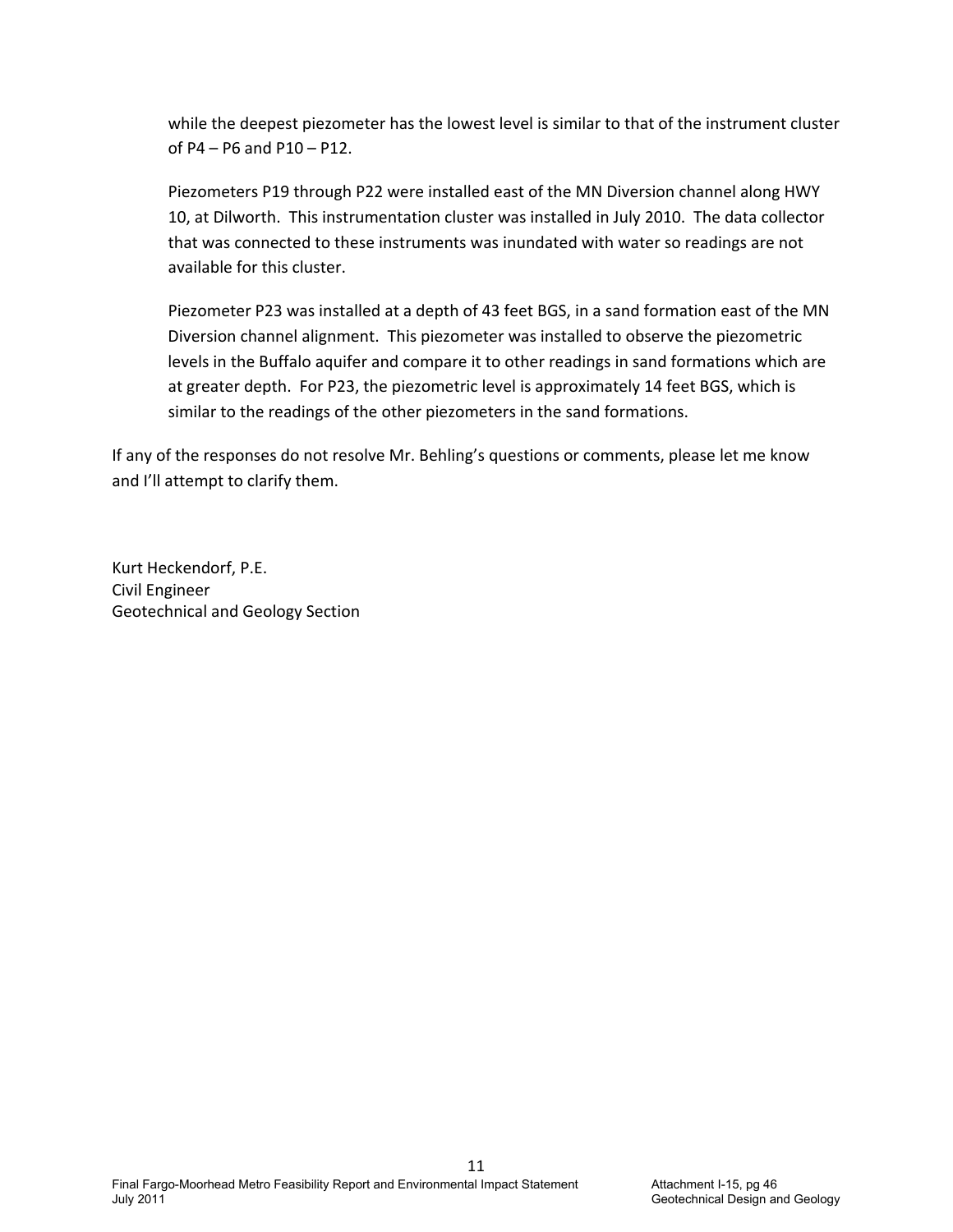while the deepest piezometer has the lowest level is similar to that of the instrument cluster of P4 – P6 and P10 – P12.

Piezometers P19 through P22 were installed east of the MN Diversion channel along HWY 10, at Dilworth. This instrumentation cluster was installed in July 2010. The data collector that was connected to these instruments was inundated with water so readings are not available for this cluster.

Piezometer P23 was installed at a depth of 43 feet BGS, in a sand formation east of the MN Diversion channel alignment. This piezometer was installed to observe the piezometric levels in the Buffalo aquifer and compare it to other readings in sand formations which are at greater depth. For P23, the piezometric level is approximately 14 feet BGS, which is similar to the readings of the other piezometers in the sand formations.

If any of the responses do not resolve Mr. Behling's questions or comments, please let me know and I'll attempt to clarify them.

Kurt Heckendorf, P.E.
Civil Engineer
Geotechnical and Geology Section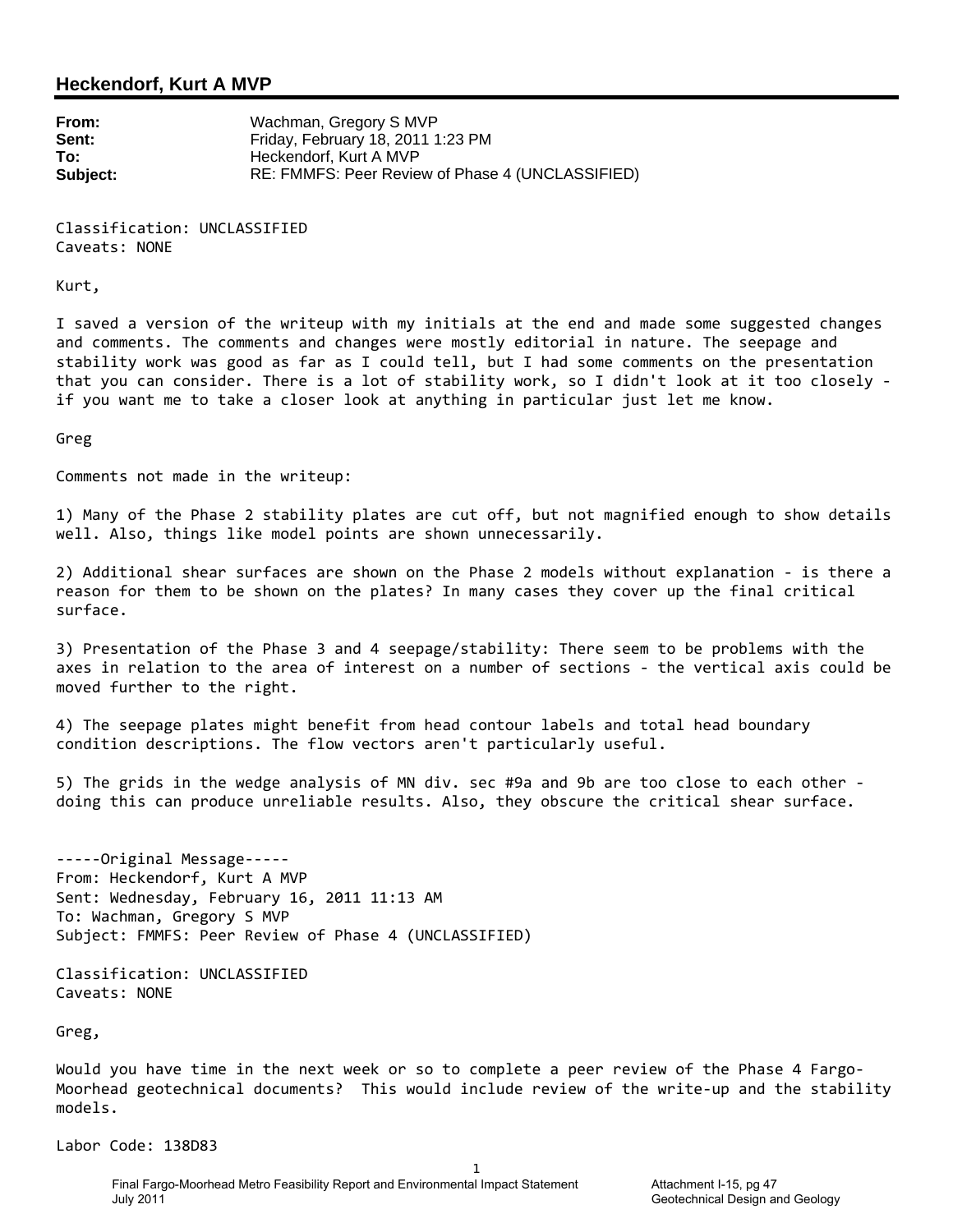## Heckendorf, Kurt A MVP

**From:** Wachman, Gregory S MVP
**Sent:** Friday, February 18, 2011 1:23 PM
**To:** Heckendorf, Kurt A MVP
**Subject:** RE: FMMFS: Peer Review of Phase 4 (UNCLASSIFIED)

Classification: UNCLASSIFIED
Caveats: NONE

Kurt,

I saved a version of the writeup with my initials at the end and made some suggested changes and comments. The comments and changes were mostly editorial in nature. The seepage and stability work was good as far as I could tell, but I had some comments on the presentation that you can consider. There is a lot of stability work, so I didn't look at it too closely - if you want me to take a closer look at anything in particular just let me know.

Greg

Comments not made in the writeup:

1) Many of the Phase 2 stability plates are cut off, but not magnified enough to show details well. Also, things like model points are shown unnecessarily.

2) Additional shear surfaces are shown on the Phase 2 models without explanation - is there a reason for them to be shown on the plates? In many cases they cover up the final critical surface.

3) Presentation of the Phase 3 and 4 seepage/stability: There seem to be problems with the axes in relation to the area of interest on a number of sections - the vertical axis could be moved further to the right.

4) The seepage plates might benefit from head contour labels and total head boundary condition descriptions. The flow vectors aren't particularly useful.

5) The grids in the wedge analysis of MN div. sec #9a and 9b are too close to each other - doing this can produce unreliable results. Also, they obscure the critical shear surface.

-----Original Message-----
From: Heckendorf, Kurt A MVP
Sent: Wednesday, February 16, 2011 11:13 AM
To: Wachman, Gregory S MVP
Subject: FMMFS: Peer Review of Phase 4 (UNCLASSIFIED)

Classification: UNCLASSIFIED
Caveats: NONE

Greg,

Would you have time in the next week or so to complete a peer review of the Phase 4 Fargo-Moorhead geotechnical documents? This would include review of the write-up and the stability models.

Labor Code: 138D83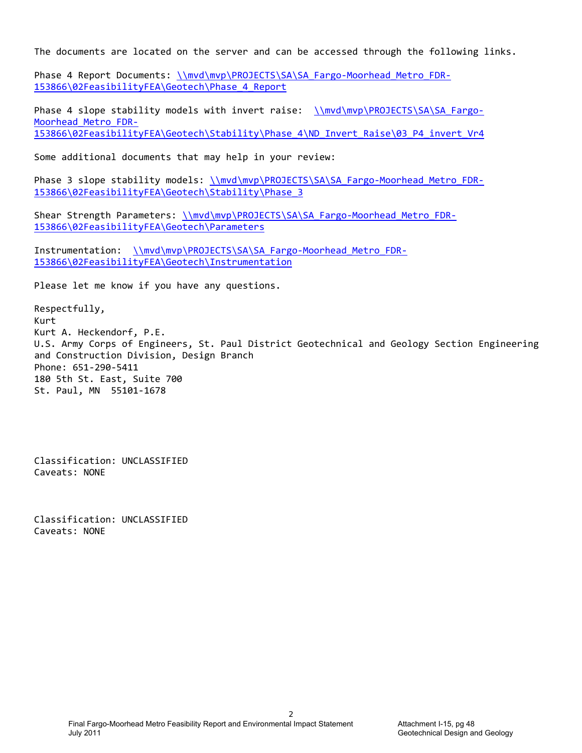The documents are located on the server and can be accessed through the following links.

Phase 4 Report Documents: \\mvd\mvp\PROJECTS\SA\SA_Fargo-Moorhead_Metro_FDR-153866\02FeasibilityFEA\Geotech\Phase_4_Report

Phase 4 slope stability models with invert raise: \\mvd\mvp\PROJECTS\SA\SA_Fargo-Moorhead_Metro_FDR-153866\02FeasibilityFEA\Geotech\Stability\Phase_4\ND_Invert_Raise\03_P4_invert_Vr4

Some additional documents that may help in your review:

Phase 3 slope stability models: \\mvd\mvp\PROJECTS\SA\SA_Fargo-Moorhead_Metro_FDR-153866\02FeasibilityFEA\Geotech\Stability\Phase_3

Shear Strength Parameters: \\mvd\mvp\PROJECTS\SA\SA_Fargo-Moorhead_Metro_FDR-153866\02FeasibilityFEA\Geotech\Parameters

Instrumentation: \\mvd\mvp\PROJECTS\SA\SA_Fargo-Moorhead_Metro_FDR-153866\02FeasibilityFEA\Geotech\Instrumentation

Please let me know if you have any questions.

Respectfully,
Kurt
Kurt A. Heckendorf, P.E.
U.S. Army Corps of Engineers, St. Paul District Geotechnical and Geology Section Engineering and Construction Division, Design Branch
Phone: 651-290-5411
180 5th St. East, Suite 700
St. Paul, MN 55101-1678

Classification: UNCLASSIFIED
Caveats: NONE

Classification: UNCLASSIFIED
Caveats: NONE